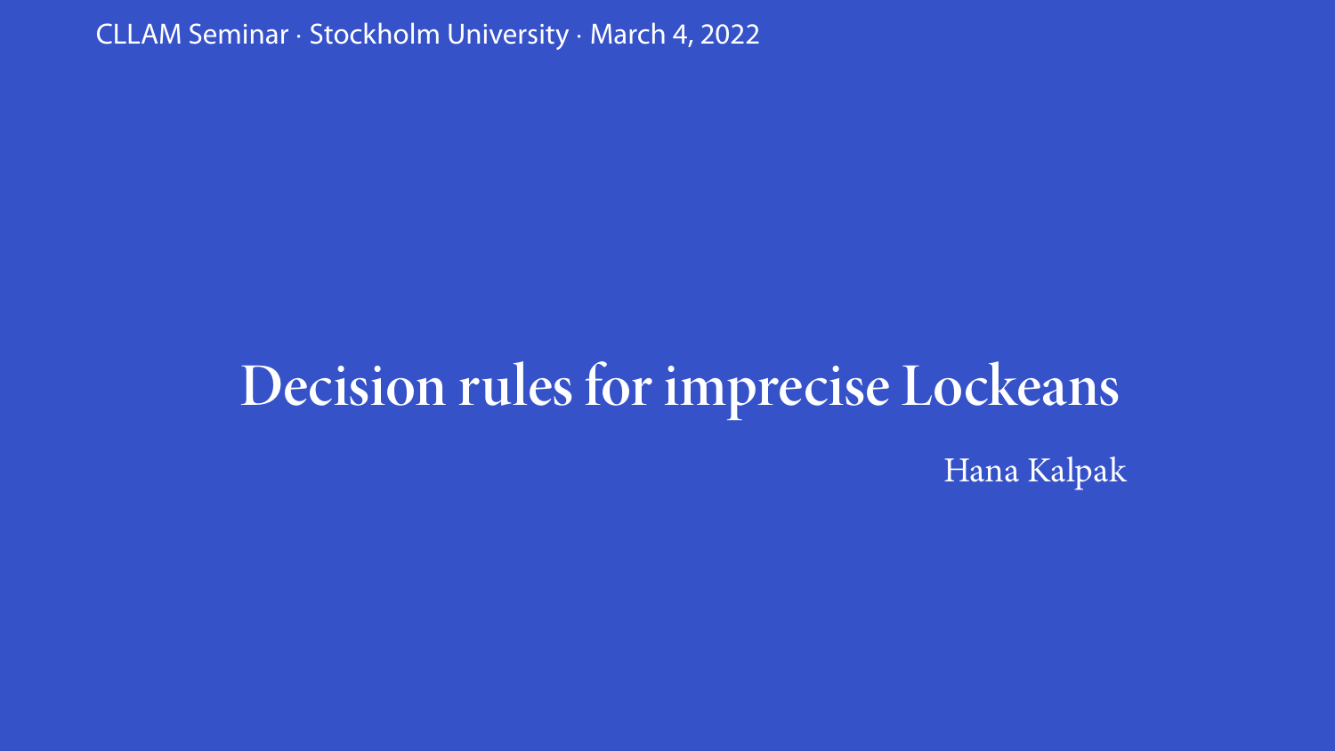CLLAM Seminar · Stockholm University · March 4, 2022

# Decision rules for imprecise Lockeans

Hana Kalpak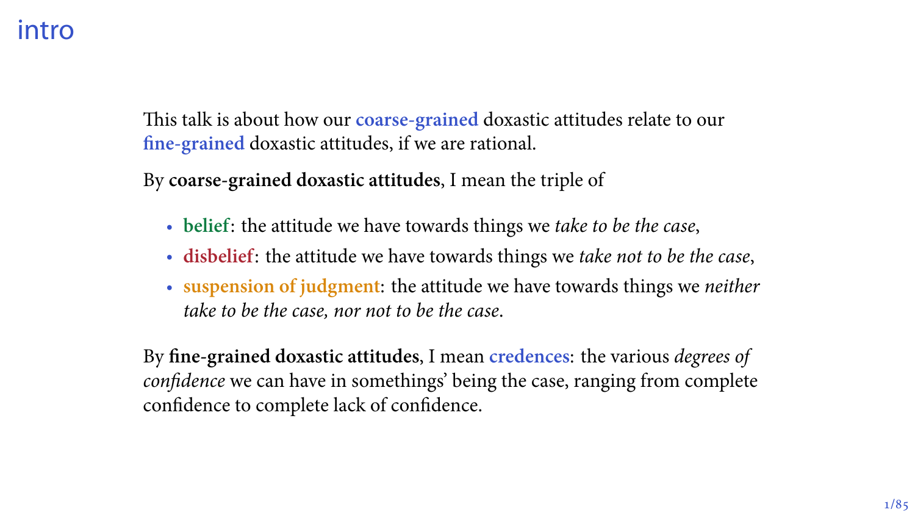# intro

This talk is about how our **coarse-grained** doxastic attitudes relate to our **fine-grained** doxastic attitudes, if we are rational.

By **coarse-grained doxastic attitudes**, I mean the triple of

- **belief**: the attitude we have towards things we *take to be the case*,
- **disbelief**: the attitude we have towards things we *take not to be the case*,
- **suspension of judgment**: the attitude we have towards things we *neither take to be the case, nor not to be the case*.

By **fine-grained doxastic attitudes**, I mean **credences**: the various *degrees of confidence* we can have in somethings' being the case, ranging from complete confidence to complete lack of confidence.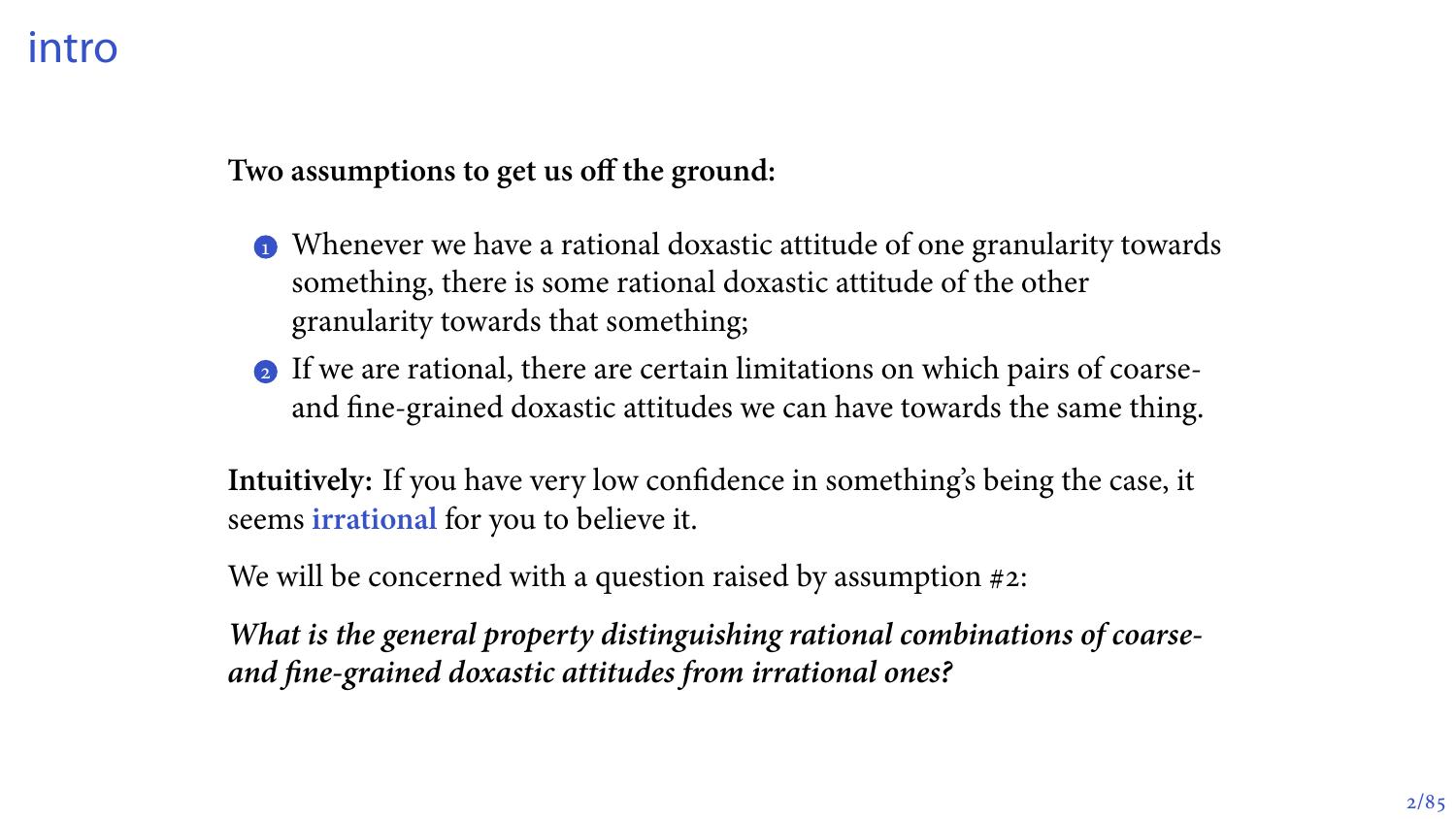# intro

**Two assumptions to get us off the ground:**

1. Whenever we have a rational doxastic attitude of one granularity towards something, there is some rational doxastic attitude of the other granularity towards that something;
2. If we are rational, there are certain limitations on which pairs of coarse- and fine-grained doxastic attitudes we can have towards the same thing.

**Intuitively:** If you have very low confidence in something's being the case, it seems **irrational** for you to believe it.

We will be concerned with a question raised by assumption #2:

***What is the general property distinguishing rational combinations of coarse- and fine-grained doxastic attitudes from irrational ones?***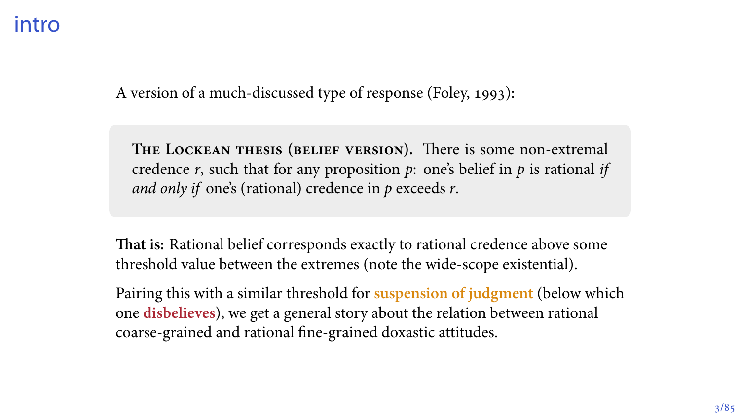# intro

A version of a much-discussed type of response (Foley, 1993):

> **The Lockean thesis (belief version).** There is some non-extremal credence $r$, such that for any proposition $p$: one's belief in $p$ is rational *if and only if* one's (rational) credence in $p$ exceeds $r$.

**That is:** Rational belief corresponds exactly to rational credence above some threshold value between the extremes (note the wide-scope existential).

Pairing this with a similar threshold for **suspension of judgment** (below which one **disbelieves**), we get a general story about the relation between rational coarse-grained and rational fine-grained doxastic attitudes.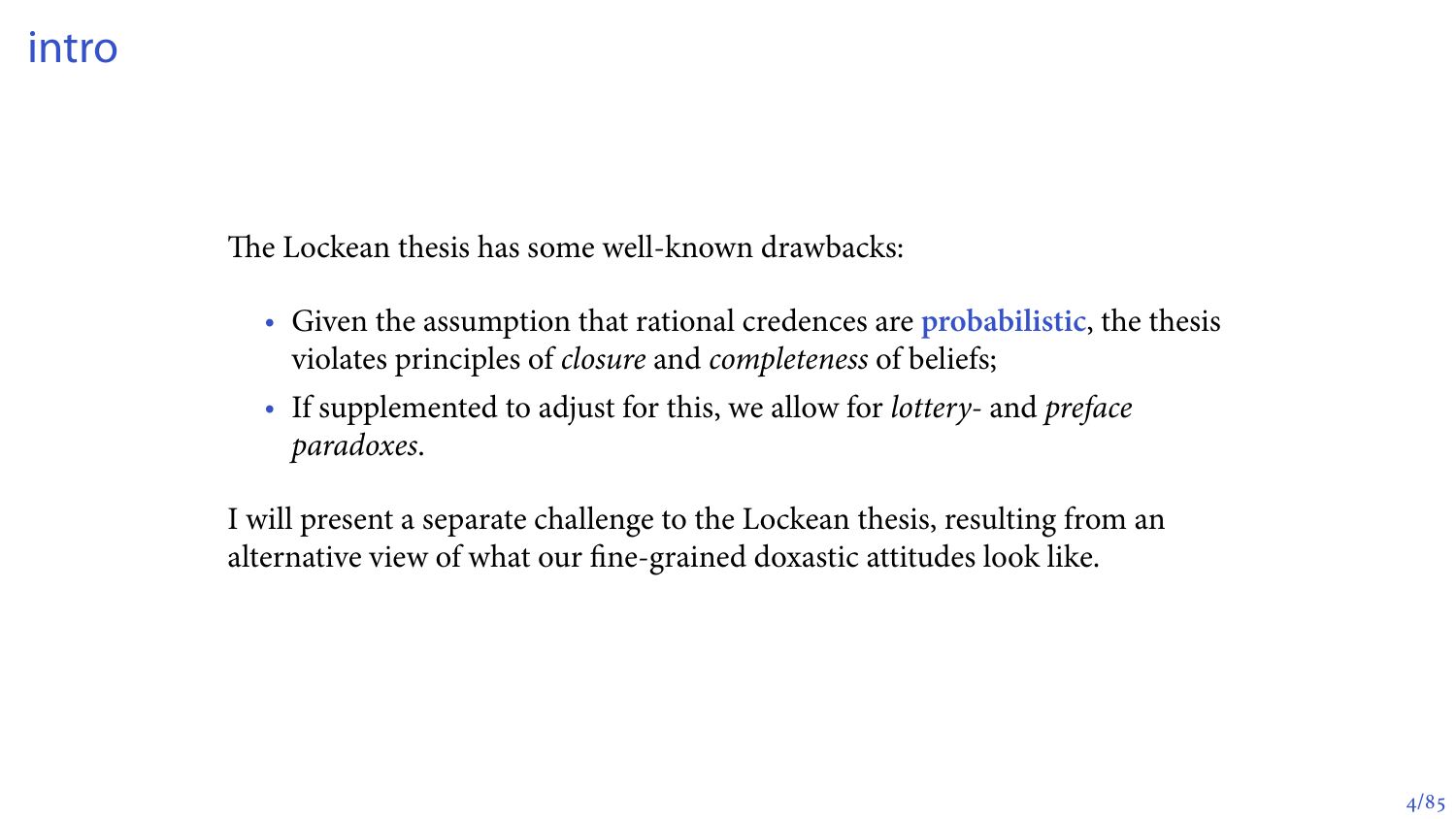# intro

The Lockean thesis has some well-known drawbacks:

- Given the assumption that rational credences are **probabilistic**, the thesis violates principles of *closure* and *completeness* of beliefs;
- If supplemented to adjust for this, we allow for *lottery*- and *preface paradoxes*.

I will present a separate challenge to the Lockean thesis, resulting from an alternative view of what our fine-grained doxastic attitudes look like.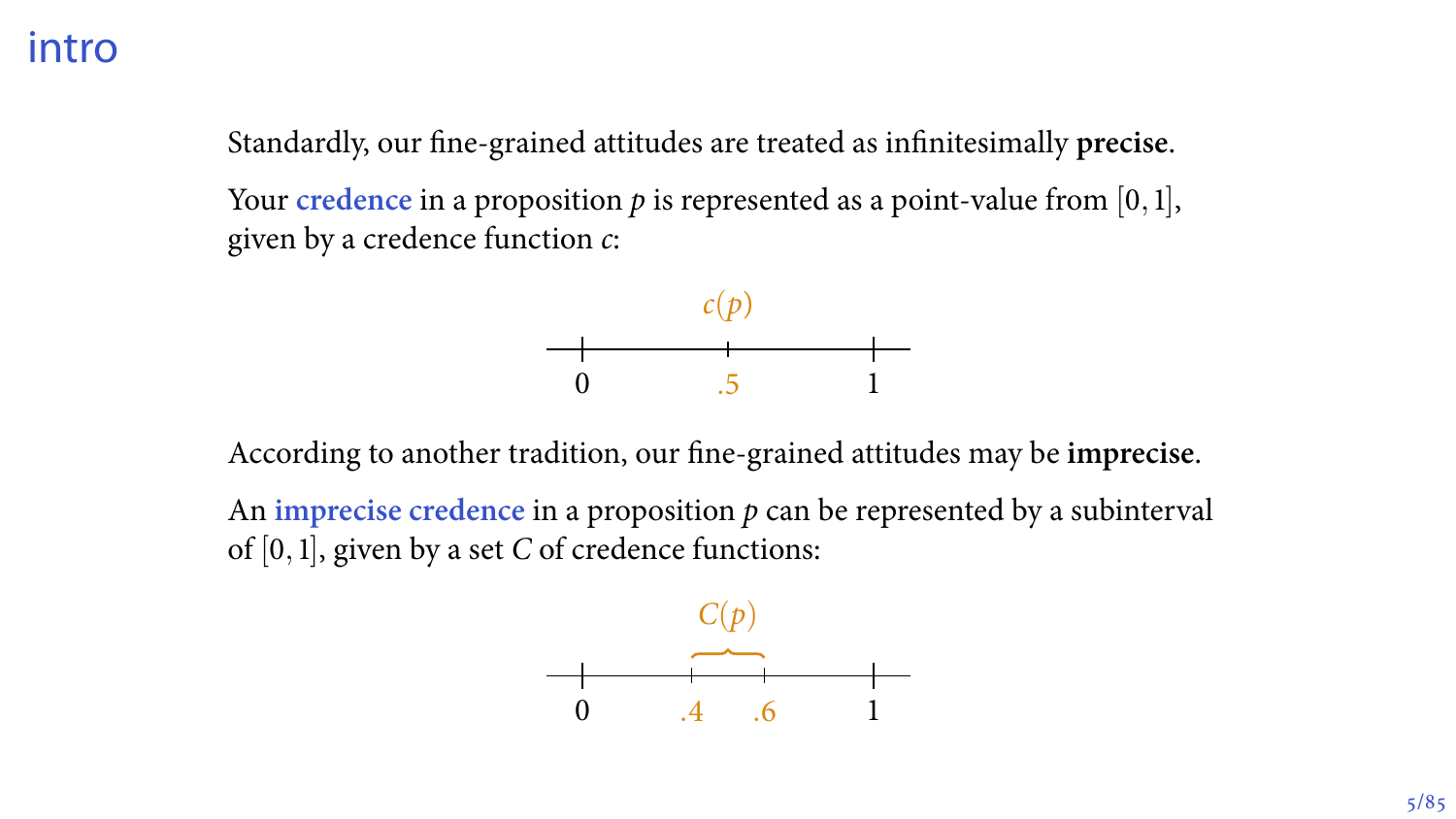# intro

Standardly, our fine-grained attitudes are treated as infinitesimally **precise**.

Your **credence** in a proposition $p$ is represented as a point-value from $[0, 1]$, given by a credence function $c$:

$c(p)$

0 .5 1

According to another tradition, our fine-grained attitudes may be **imprecise**.

An **imprecise credence** in a proposition $p$ can be represented by a subinterval of $[0, 1]$, given by a set $C$ of credence functions:

$C(p)$

0 .4 .6 1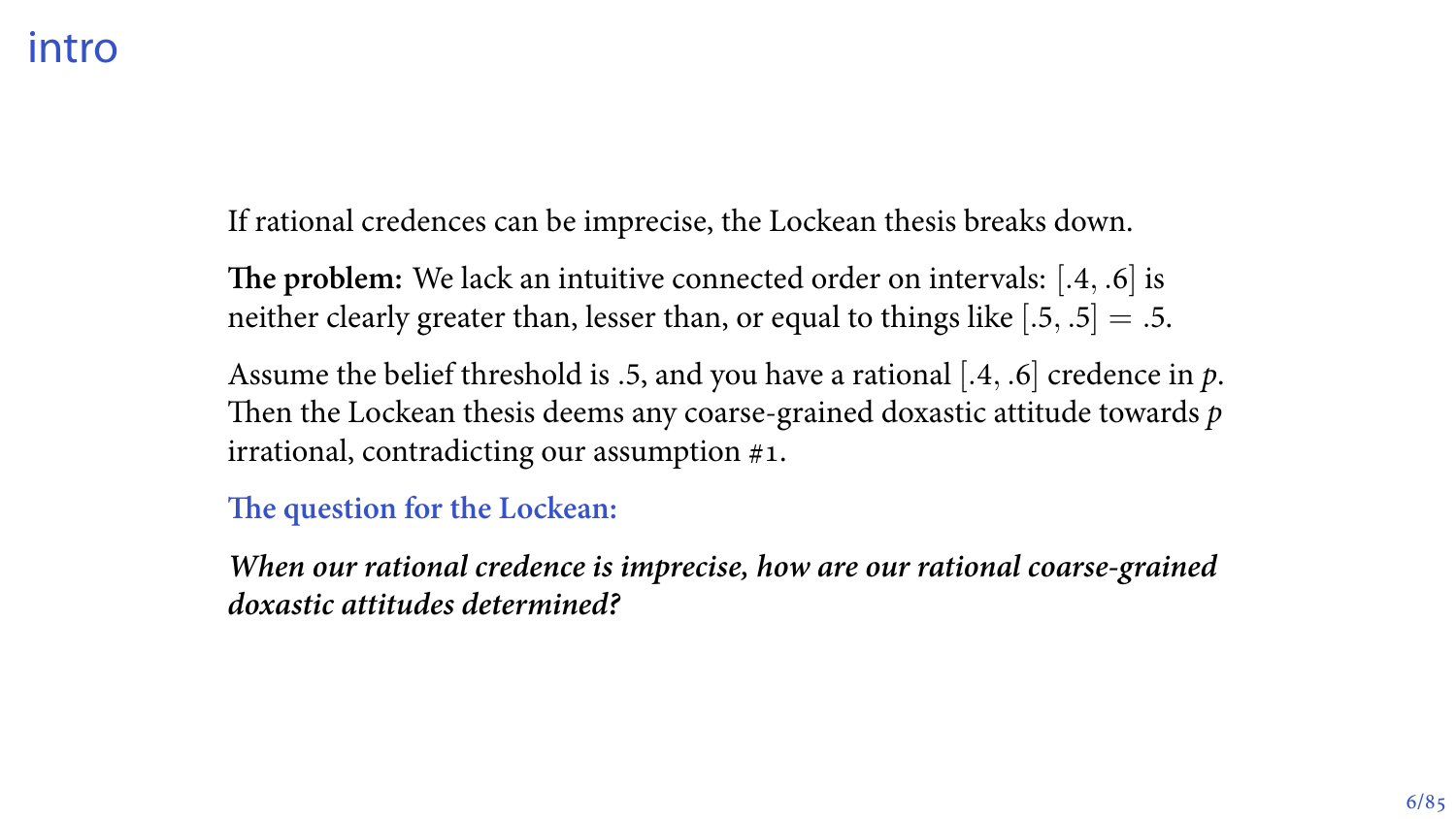# intro

If rational credences can be imprecise, the Lockean thesis breaks down.

**The problem:** We lack an intuitive connected order on intervals: $[.4, .6]$ is neither clearly greater than, lesser than, or equal to things like $[.5, .5] = .5$.

Assume the belief threshold is .5, and you have a rational $[.4, .6]$ credence in $p$. Then the Lockean thesis deems any coarse-grained doxastic attitude towards $p$ irrational, contradicting our assumption #1.

**The question for the Lockean:**

***When our rational credence is imprecise, how are our rational coarse-grained doxastic attitudes determined?***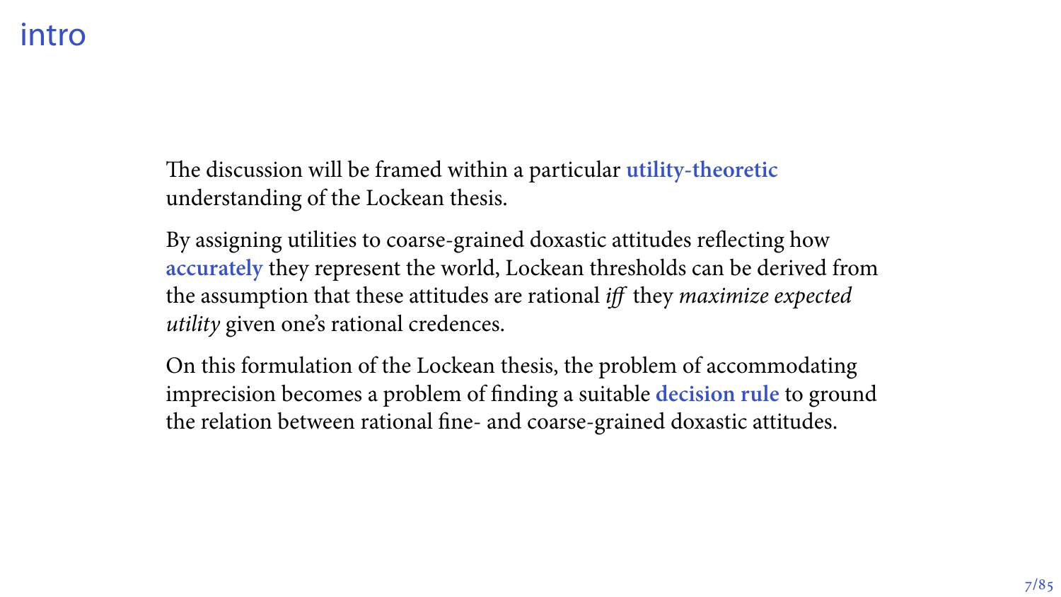# intro

The discussion will be framed within a particular **utility-theoretic** understanding of the Lockean thesis.

By assigning utilities to coarse-grained doxastic attitudes reflecting how **accurately** they represent the world, Lockean thresholds can be derived from the assumption that these attitudes are rational *iff* they *maximize expected utility* given one's rational credences.

On this formulation of the Lockean thesis, the problem of accommodating imprecision becomes a problem of finding a suitable **decision rule** to ground the relation between rational fine- and coarse-grained doxastic attitudes.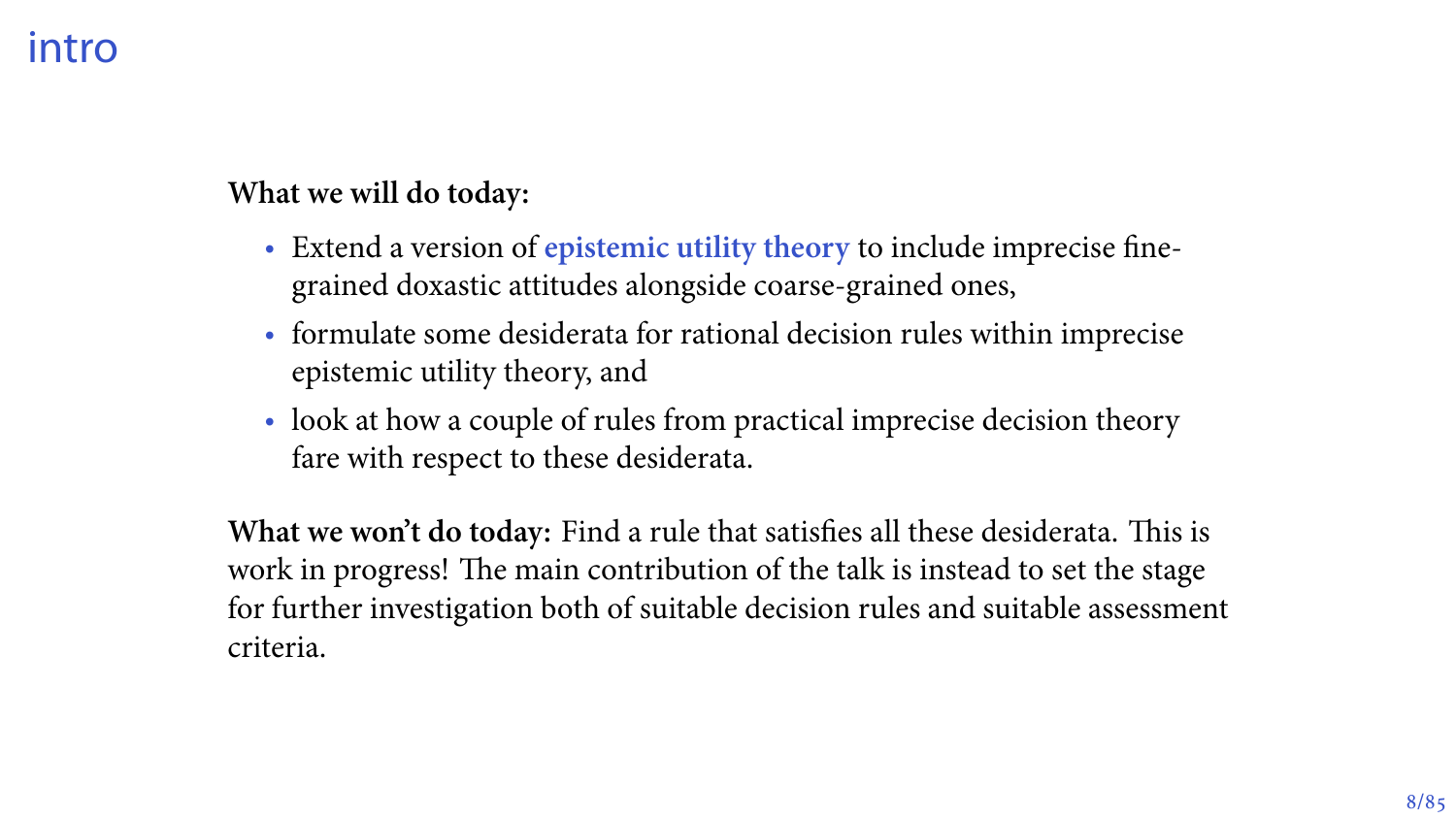# intro

**What we will do today:**

- Extend a version of **epistemic utility theory** to include imprecise fine-grained doxastic attitudes alongside coarse-grained ones,
- formulate some desiderata for rational decision rules within imprecise epistemic utility theory, and
- look at how a couple of rules from practical imprecise decision theory fare with respect to these desiderata.

**What we won't do today:** Find a rule that satisfies all these desiderata. This is work in progress! The main contribution of the talk is instead to set the stage for further investigation both of suitable decision rules and suitable assessment criteria.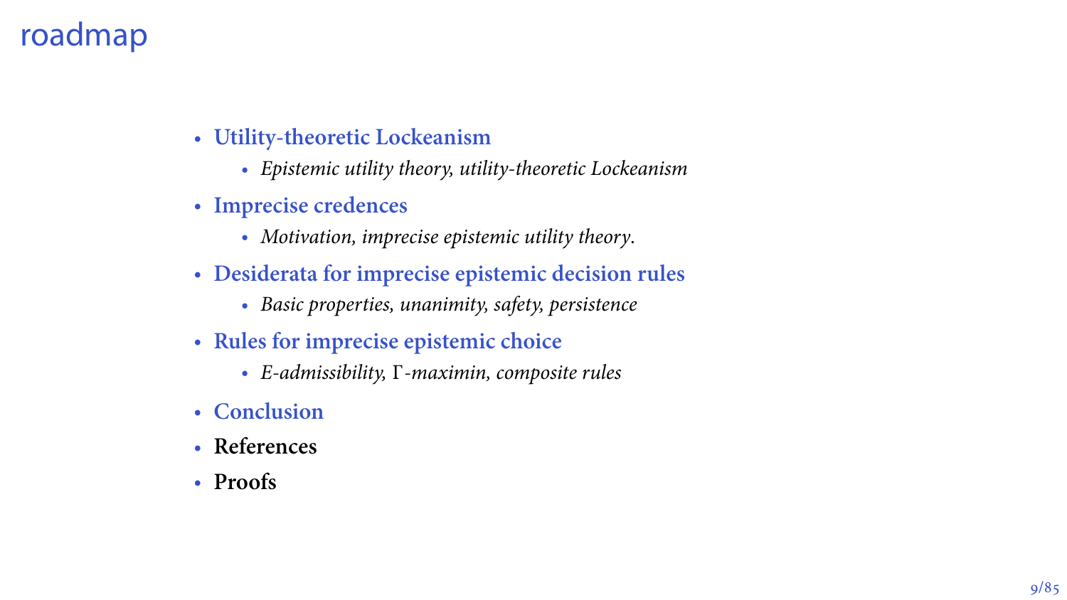# roadmap

- **Utility-theoretic Lockeanism**
  - *Epistemic utility theory, utility-theoretic Lockeanism*
- **Imprecise credences**
  - *Motivation, imprecise epistemic utility theory*.
- **Desiderata for imprecise epistemic decision rules**
  - *Basic properties, unanimity, safety, persistence*
- **Rules for imprecise epistemic choice**
  - *E-admissibility,* Γ*-maximin, composite rules*
- **Conclusion**
- **References**
- **Proofs**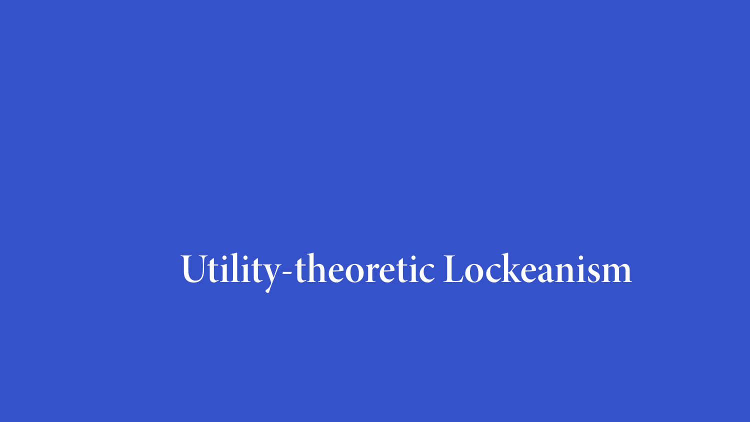# Utility-theoretic Lockeanism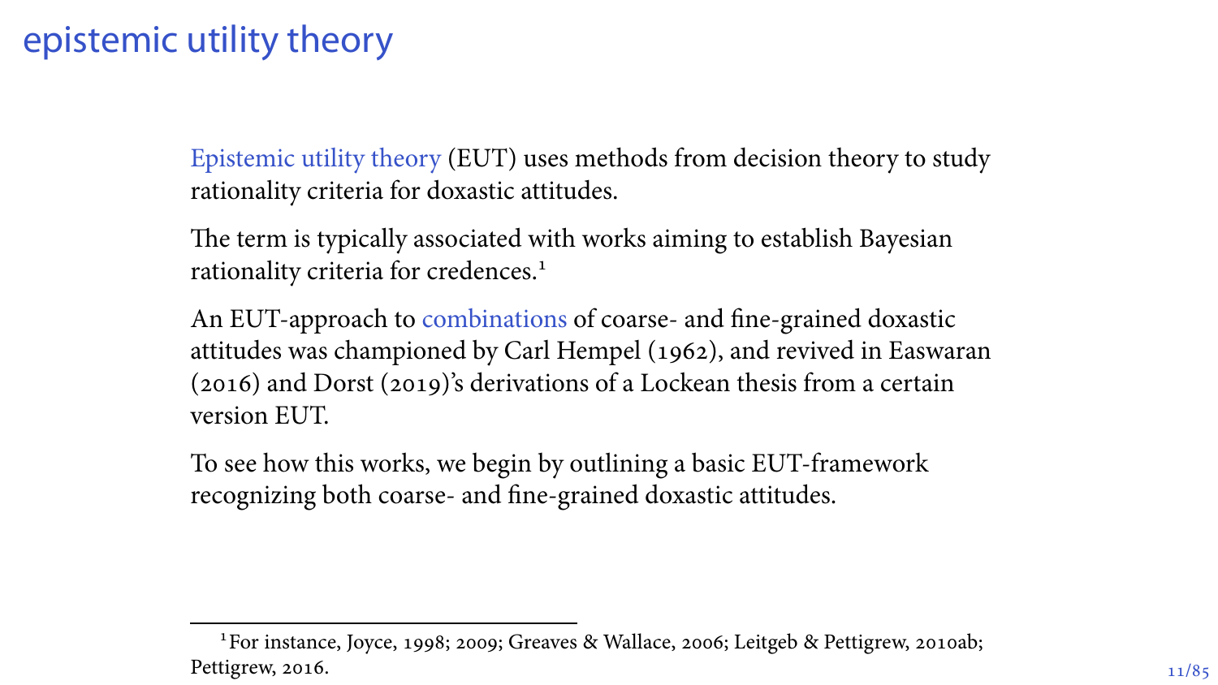# epistemic utility theory

Epistemic utility theory (EUT) uses methods from decision theory to study rationality criteria for doxastic attitudes.

The term is typically associated with works aiming to establish Bayesian rationality criteria for credences.[1]

An EUT-approach to combinations of coarse- and fine-grained doxastic attitudes was championed by Carl Hempel (1962), and revived in Easwaran (2016) and Dorst (2019)'s derivations of a Lockean thesis from a certain version EUT.

To see how this works, we begin by outlining a basic EUT-framework recognizing both coarse- and fine-grained doxastic attitudes.

---

[1] For instance, Joyce, 1998; 2009; Greaves & Wallace, 2006; Leitgeb & Pettigrew, 2010ab; Pettigrew, 2016.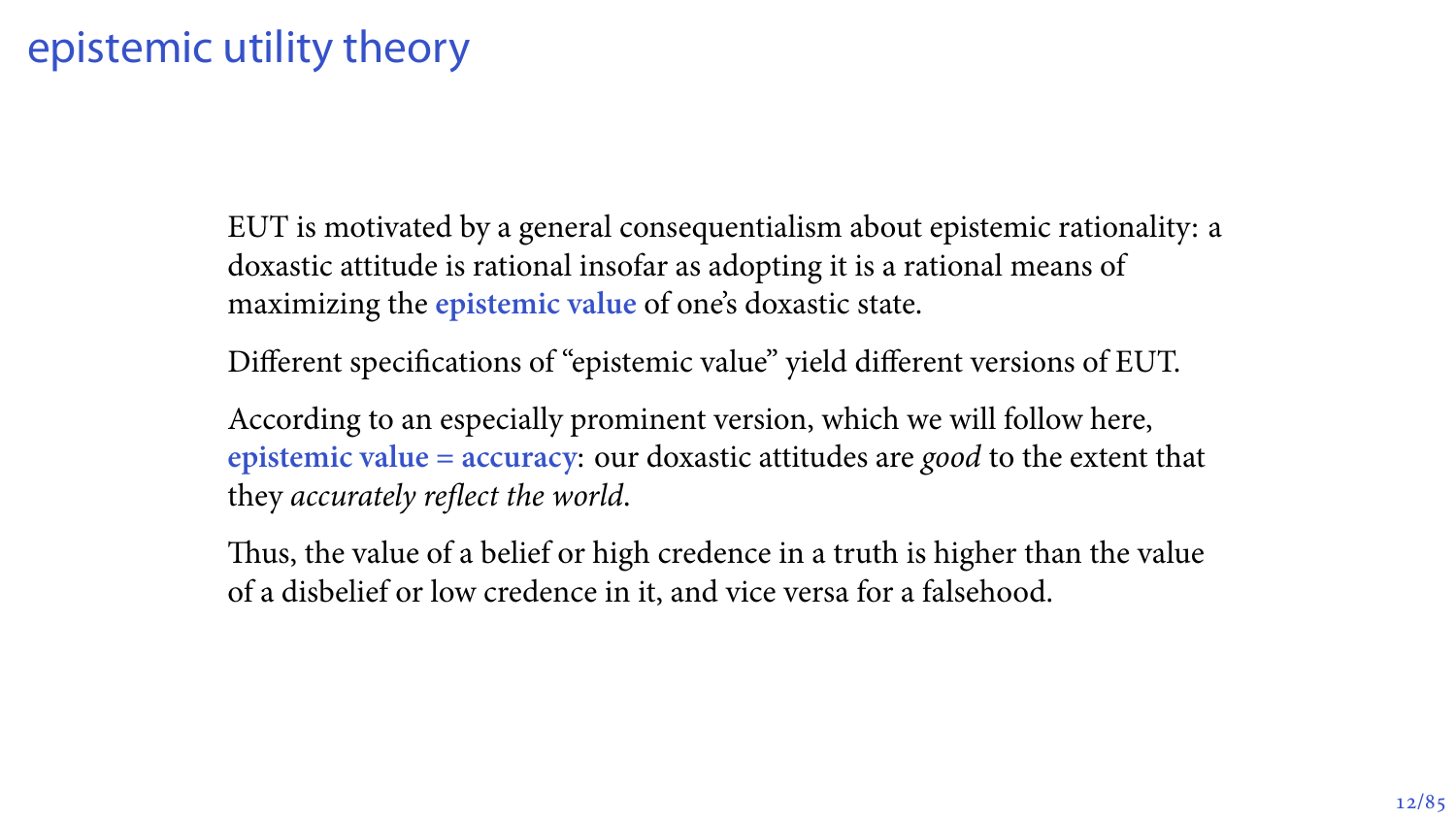# epistemic utility theory

EUT is motivated by a general consequentialism about epistemic rationality: a doxastic attitude is rational insofar as adopting it is a rational means of maximizing the **epistemic value** of one's doxastic state.

Different specifications of "epistemic value" yield different versions of EUT.

According to an especially prominent version, which we will follow here, **epistemic value = accuracy**: our doxastic attitudes are *good* to the extent that they *accurately reflect the world*.

Thus, the value of a belief or high credence in a truth is higher than the value of a disbelief or low credence in it, and vice versa for a falsehood.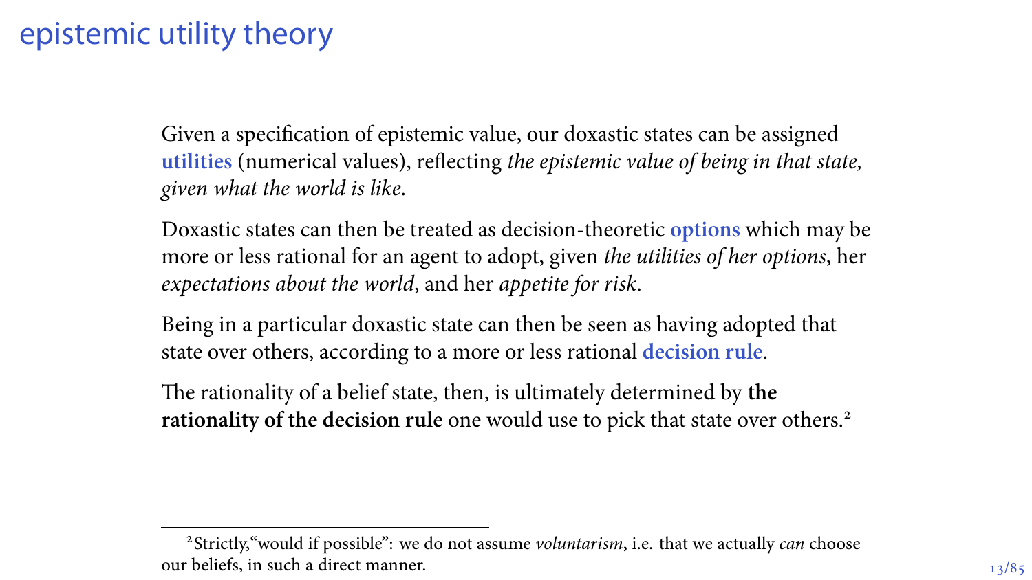# epistemic utility theory

Given a specification of epistemic value, our doxastic states can be assigned **utilities** (numerical values), reflecting *the epistemic value of being in that state, given what the world is like*.

Doxastic states can then be treated as decision-theoretic **options** which may be more or less rational for an agent to adopt, given *the utilities of her options*, her *expectations about the world*, and her *appetite for risk*.

Being in a particular doxastic state can then be seen as having adopted that state over others, according to a more or less rational **decision rule**.

The rationality of a belief state, then, is ultimately determined by **the rationality of the decision rule** one would use to pick that state over others.[2]

---

[2] Strictly, "would if possible": we do not assume *voluntarism*, i.e. that we actually *can* choose our beliefs, in such a direct manner.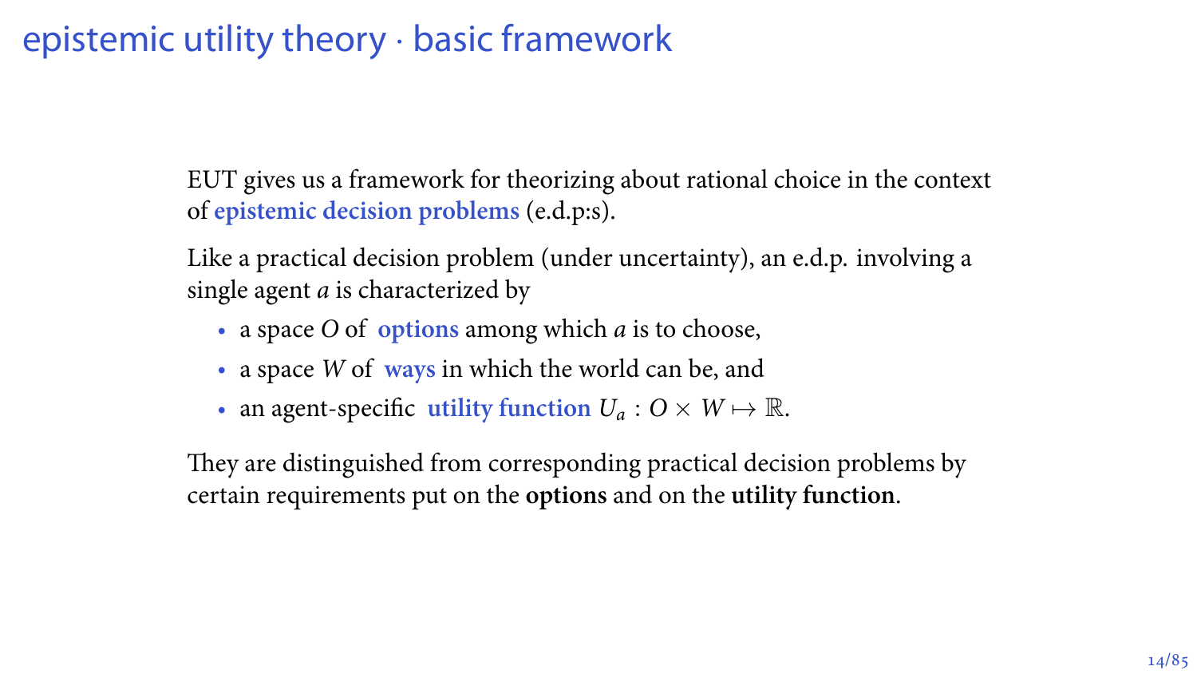# epistemic utility theory · basic framework

EUT gives us a framework for theorizing about rational choice in the context of **epistemic decision problems** (e.d.p:s).

Like a practical decision problem (under uncertainty), an e.d.p. involving a single agent $a$ is characterized by

- a space $O$ of **options** among which $a$ is to choose,
- a space $W$ of **ways** in which the world can be, and
- an agent-specific **utility function** $U_a : O \times W \mapsto \mathbb{R}$.

They are distinguished from corresponding practical decision problems by certain requirements put on the **options** and on the **utility function**.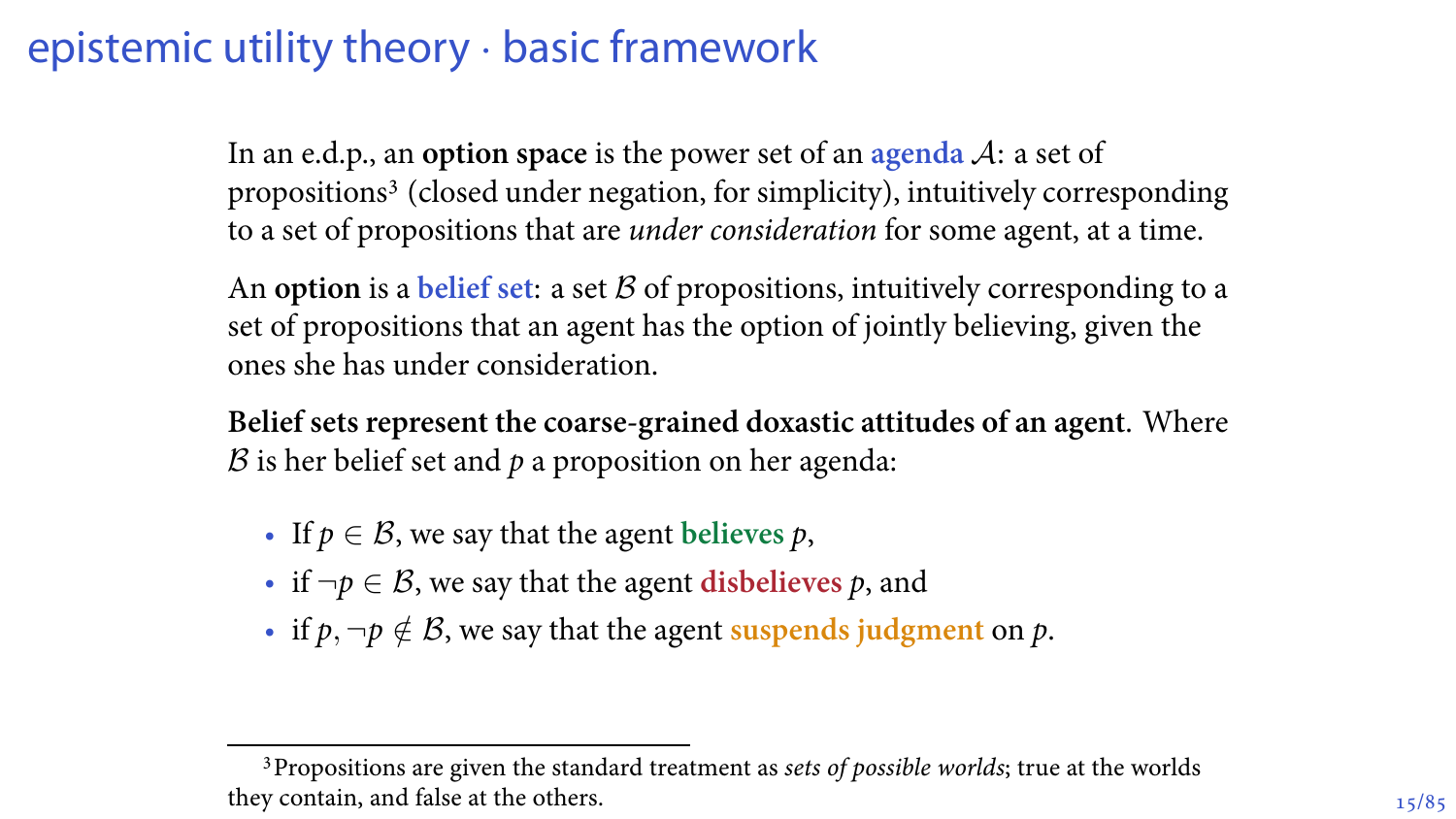# epistemic utility theory · basic framework

In an e.d.p., an **option space** is the power set of an **agenda** $\mathcal{A}$: a set of propositions[3] (closed under negation, for simplicity), intuitively corresponding to a set of propositions that are *under consideration* for some agent, at a time.

An **option** is a **belief set**: a set $\mathcal{B}$ of propositions, intuitively corresponding to a set of propositions that an agent has the option of jointly believing, given the ones she has under consideration.

**Belief sets represent the coarse-grained doxastic attitudes of an agent**. Where $\mathcal{B}$ is her belief set and $p$ a proposition on her agenda:

- If $p \in \mathcal{B}$, we say that the agent **believes** $p$,
- if $\neg p \in \mathcal{B}$, we say that the agent **disbelieves** $p$, and
- if $p, \neg p \notin \mathcal{B}$, we say that the agent **suspends judgment** on $p$.

[3] Propositions are given the standard treatment as *sets of possible worlds*; true at the worlds they contain, and false at the others.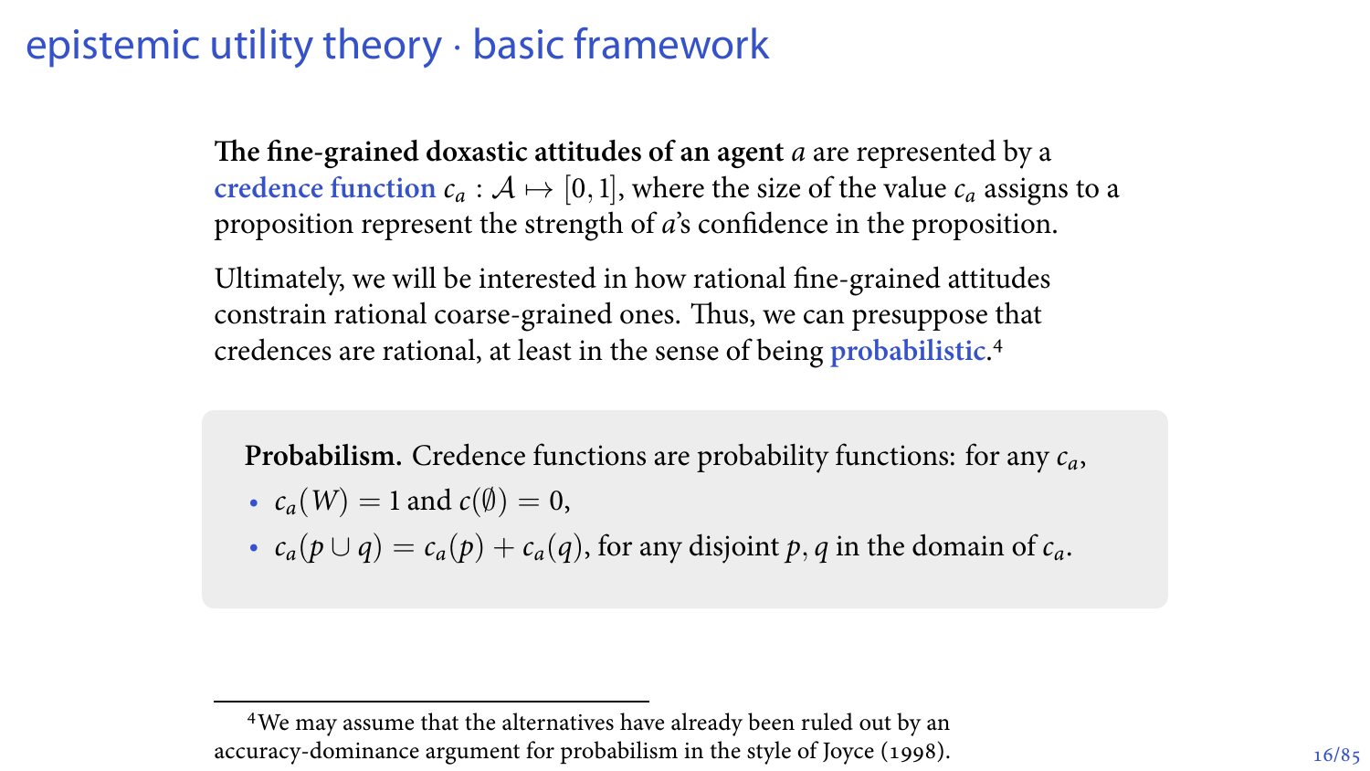# epistemic utility theory · basic framework

**The fine-grained doxastic attitudes of an agent** $a$ are represented by a **credence function** $c_a : \mathcal{A} \mapsto [0, 1]$, where the size of the value $c_a$ assigns to a proposition represent the strength of $a$'s confidence in the proposition.

Ultimately, we will be interested in how rational fine-grained attitudes constrain rational coarse-grained ones. Thus, we can presuppose that credences are rational, at least in the sense of being **probabilistic**.[4]

> **Probabilism.** Credence functions are probability functions: for any $c_a$,
>
> - $c_a(W) = 1$ and $c(\emptyset) = 0$,
> - $c_a(p \cup q) = c_a(p) + c_a(q)$, for any disjoint $p, q$ in the domain of $c_a$.

[4] We may assume that the alternatives have already been ruled out by an accuracy-dominance argument for probabilism in the style of Joyce (1998).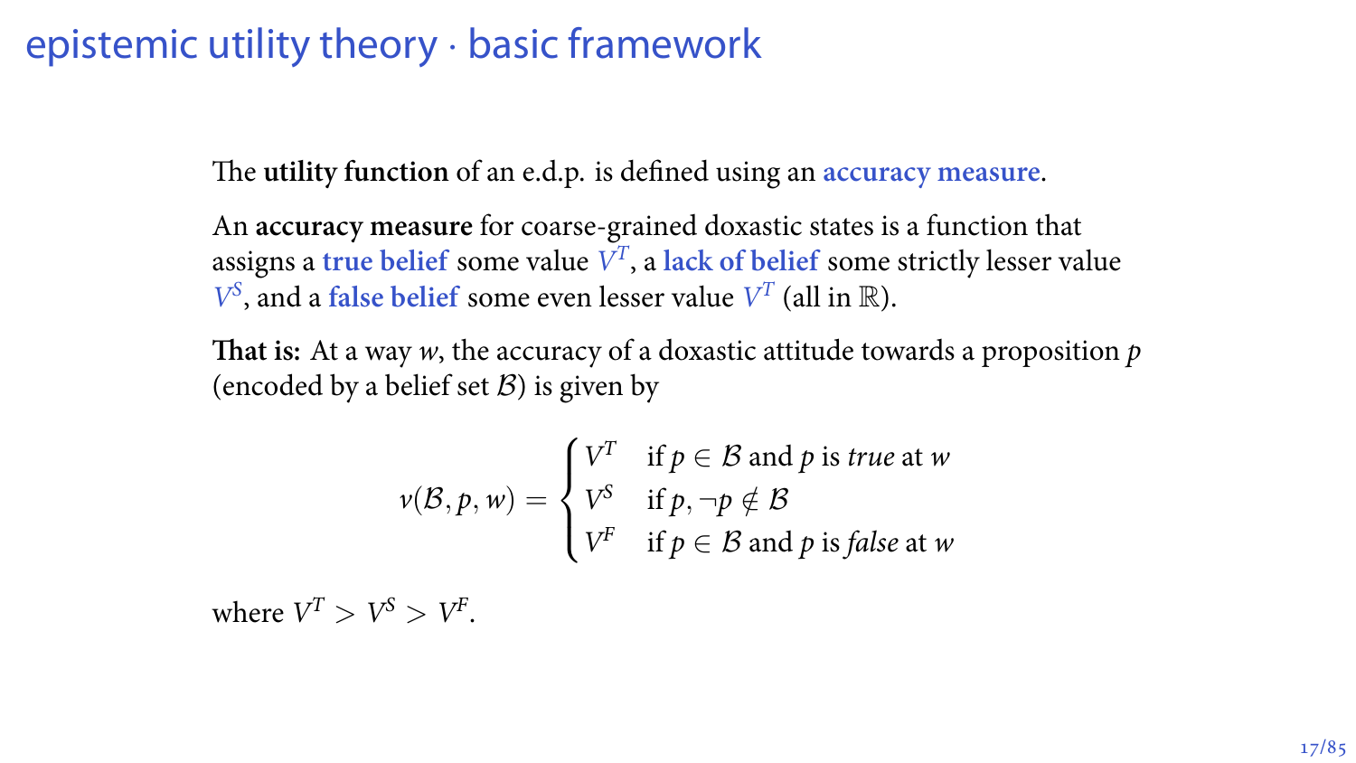# epistemic utility theory · basic framework

The **utility function** of an e.d.p. is defined using an **accuracy measure**.

An **accuracy measure** for coarse-grained doxastic states is a function that assigns a **true belief** some value $V^T$, a **lack of belief** some strictly lesser value $V^S$, and a **false belief** some even lesser value $V^T$ (all in $\mathbb{R}$).

**That is:** At a way $w$, the accuracy of a doxastic attitude towards a proposition $p$ (encoded by a belief set $\mathcal{B}$) is given by

$$v(\mathcal{B}, p, w) = \begin{cases} V^T & \text{if } p \in \mathcal{B} \text{ and } p \text{ is } \textit{true} \text{ at } w \\ V^S & \text{if } p, \neg p \notin \mathcal{B} \\ V^F & \text{if } p \in \mathcal{B} \text{ and } p \text{ is } \textit{false} \text{ at } w \end{cases}$$

where $V^T > V^S > V^F$.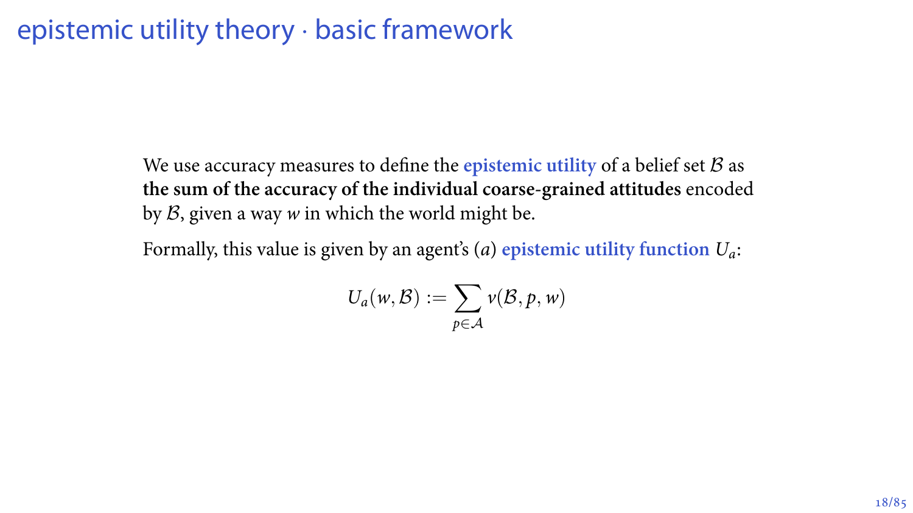# epistemic utility theory · basic framework

We use accuracy measures to define the **epistemic utility** of a belief set $\mathcal{B}$ as **the sum of the accuracy of the individual coarse-grained attitudes** encoded by $\mathcal{B}$, given a way $w$ in which the world might be.

Formally, this value is given by an agent's ($a$) **epistemic utility function** $U_a$:

$$U_a(w, \mathcal{B}) := \sum_{p \in \mathcal{A}} v(\mathcal{B}, p, w)$$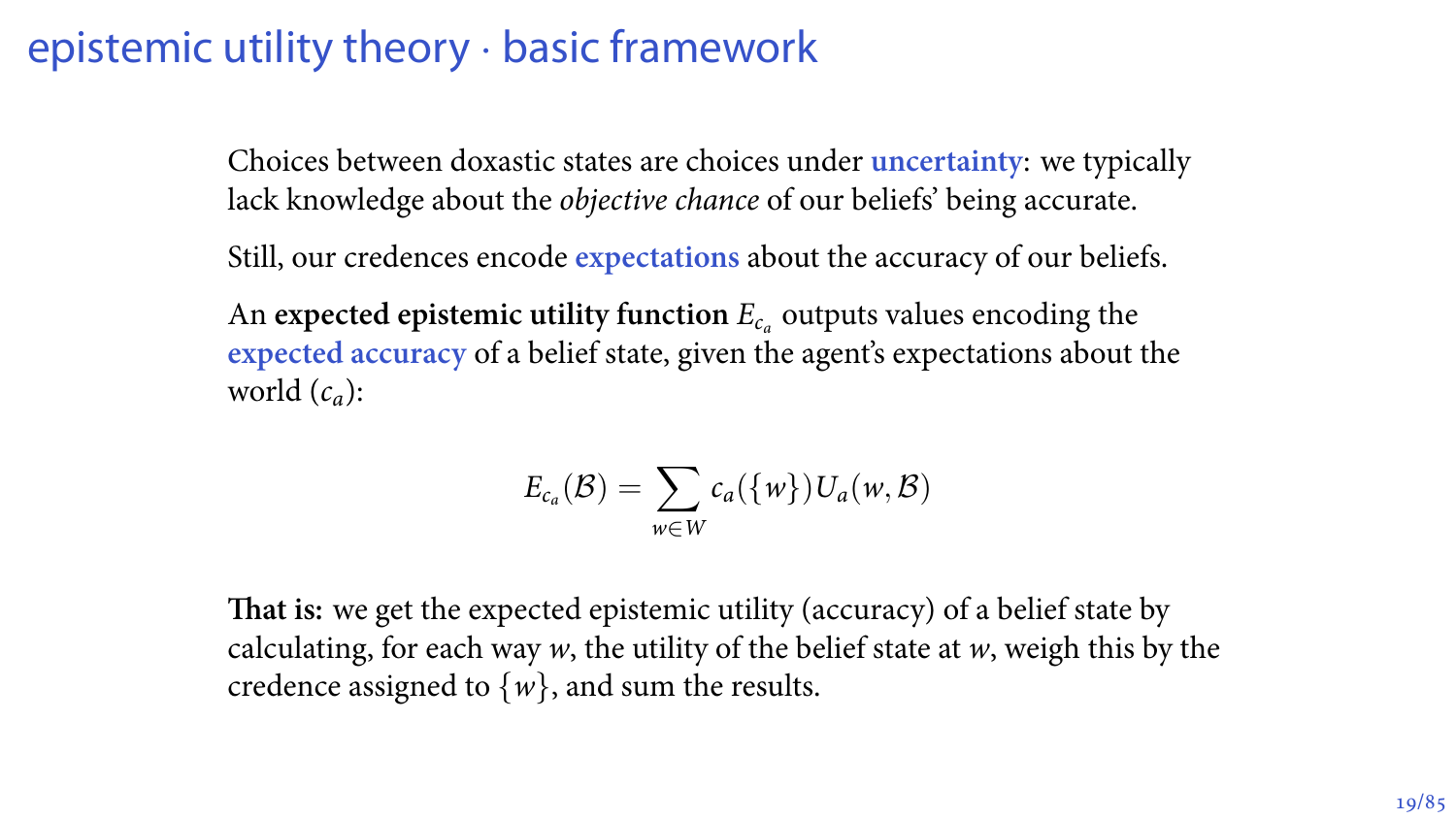# epistemic utility theory · basic framework

Choices between doxastic states are choices under **uncertainty**: we typically lack knowledge about the *objective chance* of our beliefs' being accurate.

Still, our credences encode **expectations** about the accuracy of our beliefs.

An **expected epistemic utility function** $E_{c_a}$ outputs values encoding the **expected accuracy** of a belief state, given the agent's expectations about the world ($c_a$):

$$E_{c_a}(\mathcal{B}) = \sum_{w \in W} c_a(\{w\}) U_a(w, \mathcal{B})$$

**That is:** we get the expected epistemic utility (accuracy) of a belief state by calculating, for each way $w$, the utility of the belief state at $w$, weigh this by the credence assigned to $\{w\}$, and sum the results.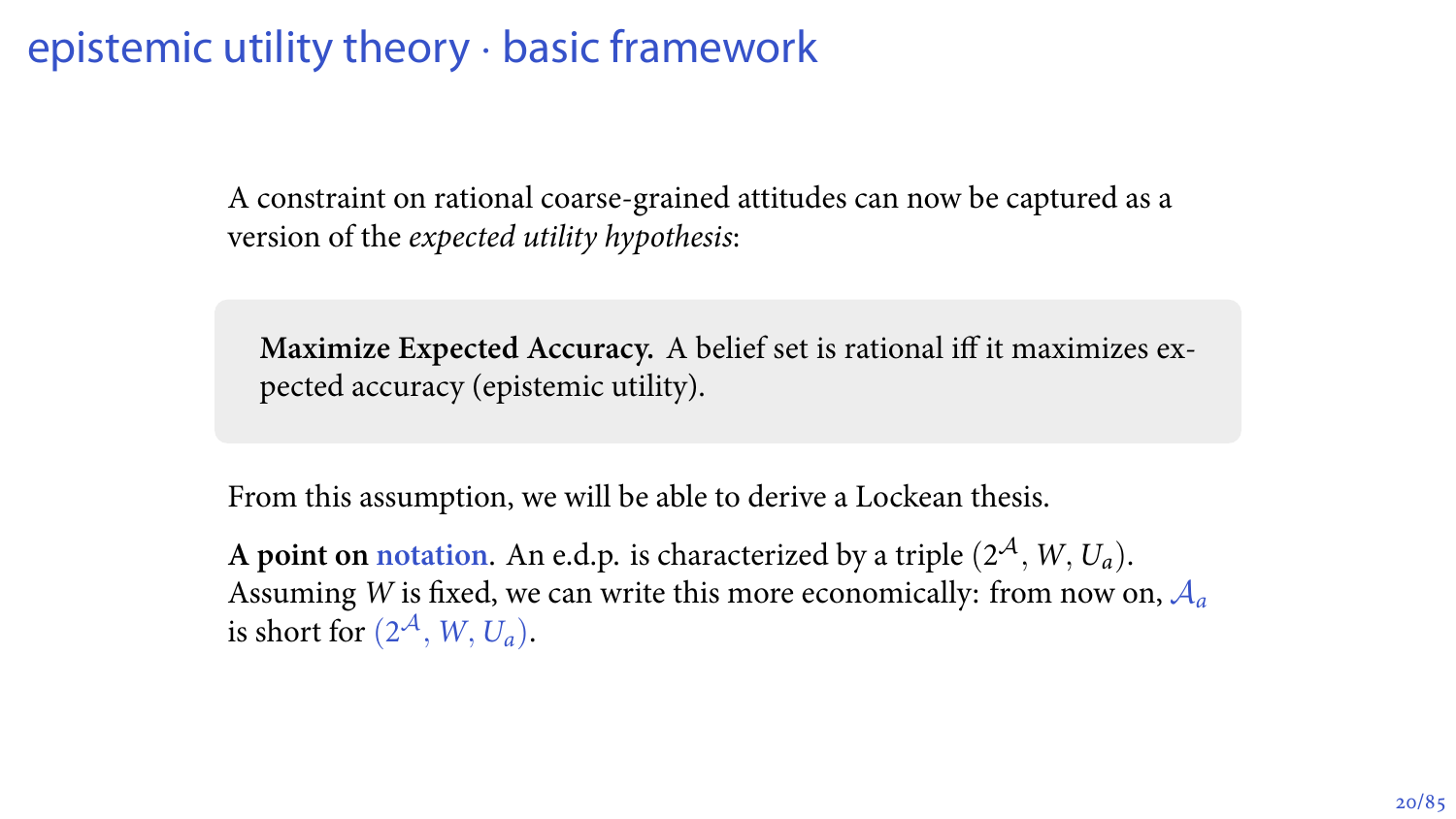# epistemic utility theory · basic framework

A constraint on rational coarse-grained attitudes can now be captured as a version of the *expected utility hypothesis*:

> **Maximize Expected Accuracy.** A belief set is rational iff it maximizes expected accuracy (epistemic utility).

From this assumption, we will be able to derive a Lockean thesis.

**A point on notation**. An e.d.p. is characterized by a triple $(2^{\mathcal{A}}, W, U_a)$. Assuming $W$ is fixed, we can write this more economically: from now on, $\mathcal{A}_a$ is short for $(2^{\mathcal{A}}, W, U_a)$.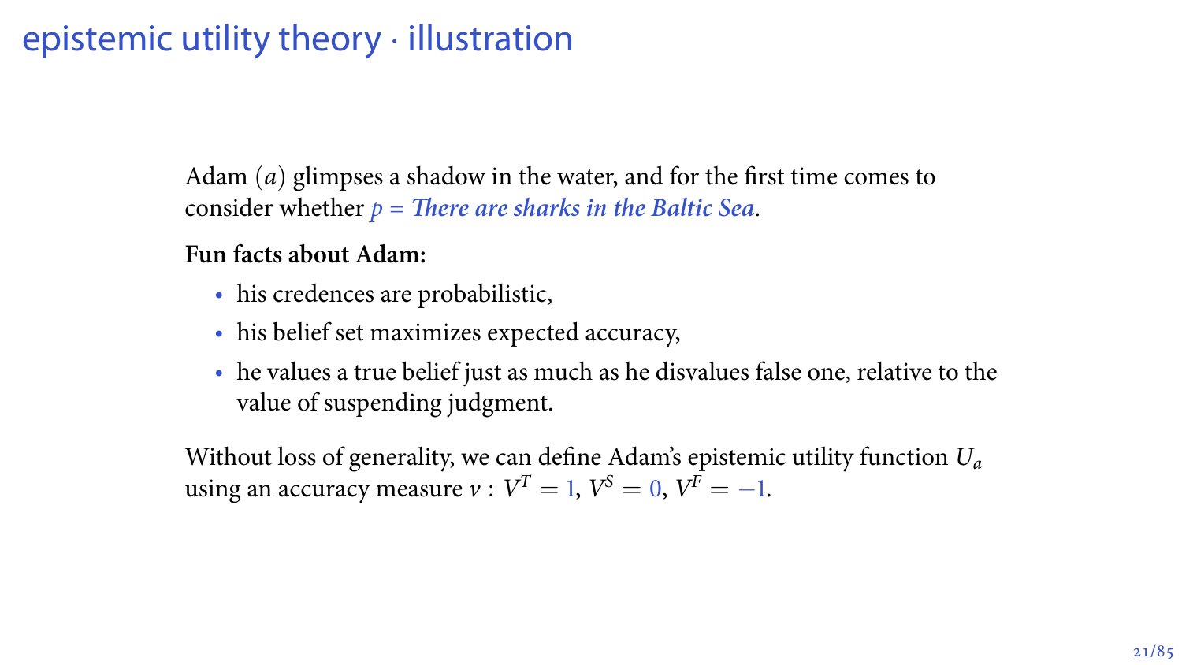# epistemic utility theory · illustration

Adam ($a$) glimpses a shadow in the water, and for the first time comes to consider whether $p$ = ***There are sharks in the Baltic Sea***.

**Fun facts about Adam:**

- his credences are probabilistic,
- his belief set maximizes expected accuracy,
- he values a true belief just as much as he disvalues false one, relative to the value of suspending judgment.

Without loss of generality, we can define Adam's epistemic utility function $U_a$ using an accuracy measure $\nu : V^T = 1$, $V^S = 0$, $V^F = -1$.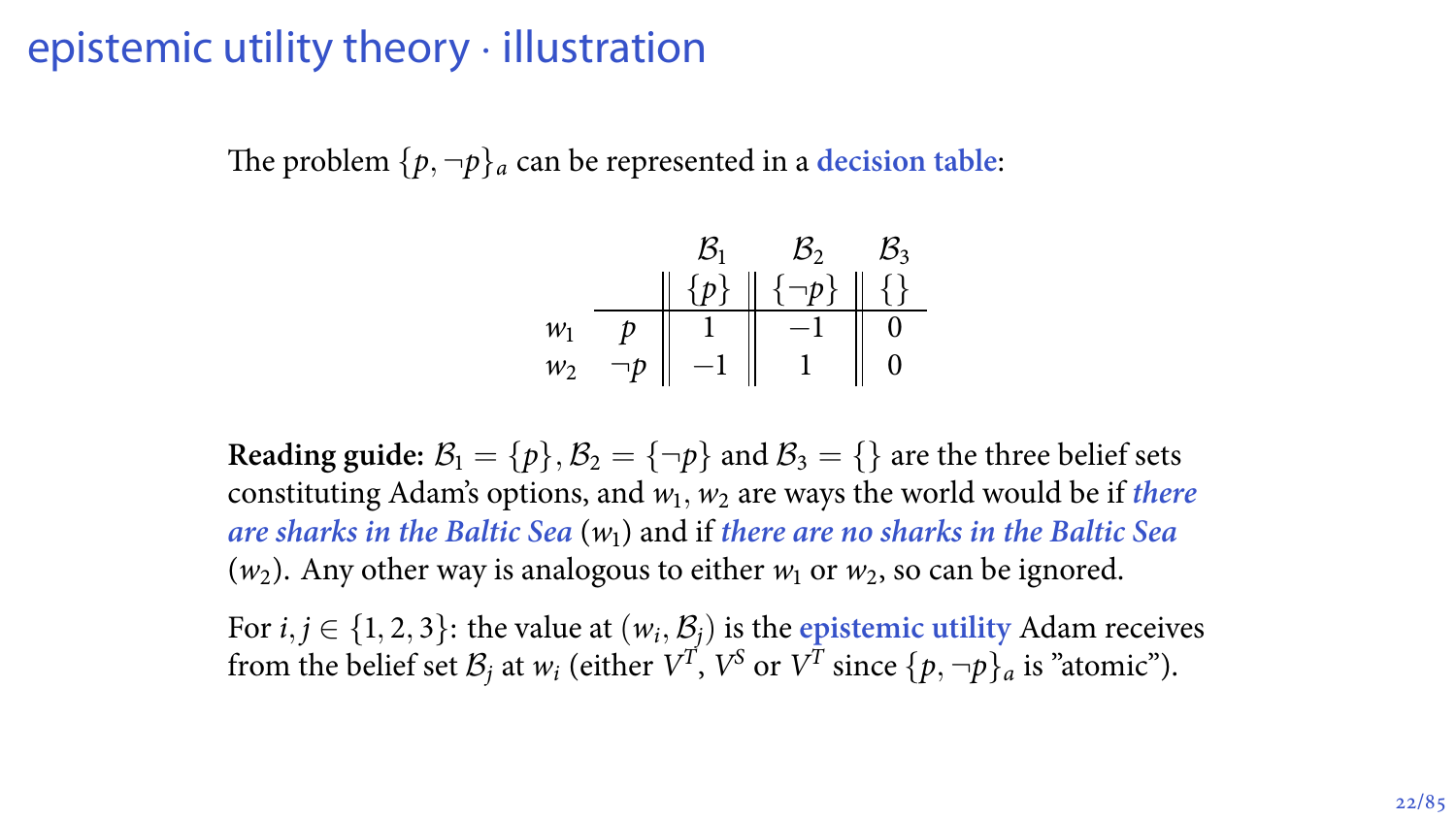# epistemic utility theory · illustration

The problem $\{p, \neg p\}_a$ can be represented in a **decision table**:

| | | $\mathcal{B}_1$ | $\mathcal{B}_2$ | $\mathcal{B}_3$ |
|---|---|---|---|---|
| | | $\{p\}$ | $\{\neg p\}$ | $\{\}$ |
| $w_1$ | $p$ | $1$ | $-1$ | $0$ |
| $w_2$ | $\neg p$ | $-1$ | $1$ | $0$ |

**Reading guide:** $\mathcal{B}_1 = \{p\}, \mathcal{B}_2 = \{\neg p\}$ and $\mathcal{B}_3 = \{\}$ are the three belief sets constituting Adam's options, and $w_1, w_2$ are ways the world would be if ***there are sharks in the Baltic Sea*** ($w_1$) and if ***there are no sharks in the Baltic Sea*** ($w_2$). Any other way is analogous to either $w_1$ or $w_2$, so can be ignored.

For $i, j \in \{1, 2, 3\}$: the value at $(w_i, \mathcal{B}_j)$ is the **epistemic utility** Adam receives from the belief set $\mathcal{B}_j$ at $w_i$ (either $V^T$, $V^S$ or $V^T$ since $\{p, \neg p\}_a$ is "atomic").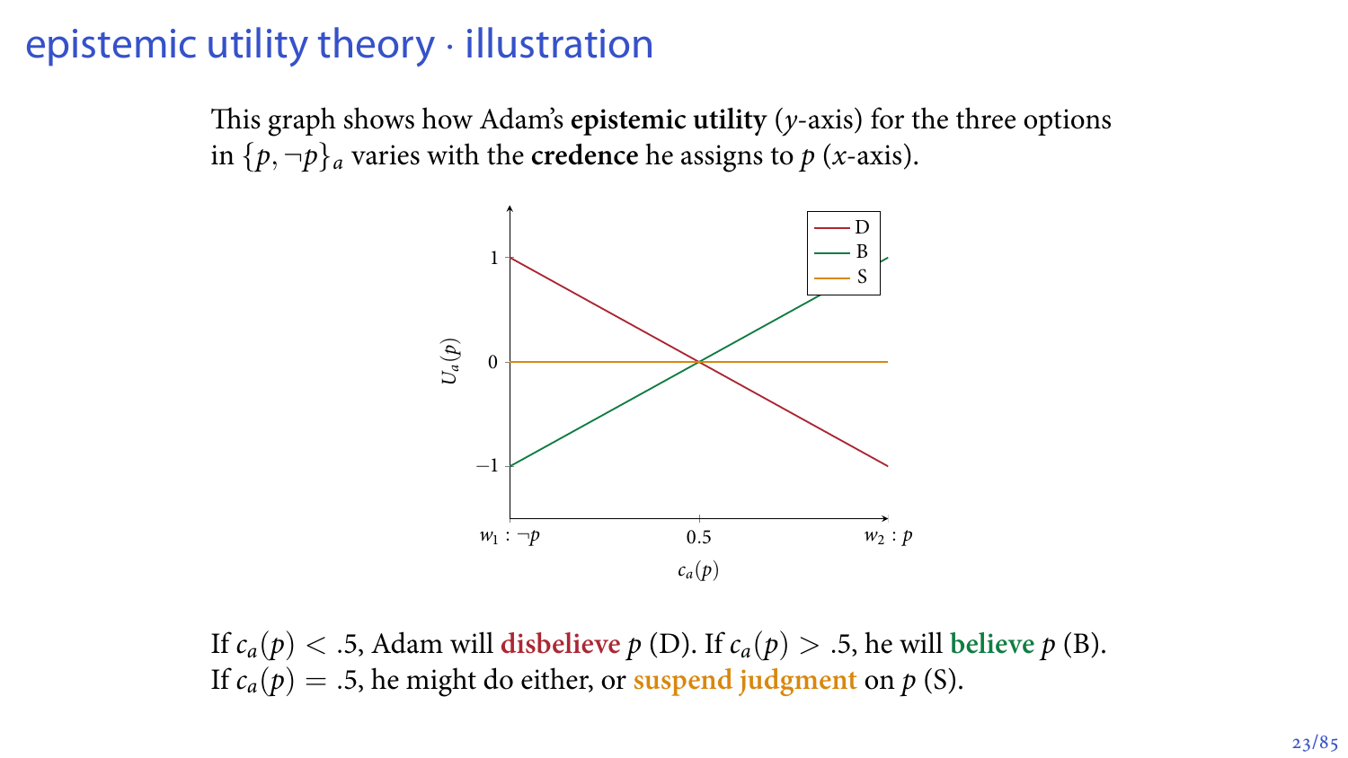# epistemic utility theory · illustration

This graph shows how Adam's **epistemic utility** ($y$-axis) for the three options in $\{p, \neg p\}_a$ varies with the **credence** he assigns to $p$ ($x$-axis).

If $c_a(p) < .5$, Adam will **disbelieve** $p$ (D). If $c_a(p) > .5$, he will **believe** $p$ (B). If $c_a(p) = .5$, he might do either, or **suspend judgment** on $p$ (S).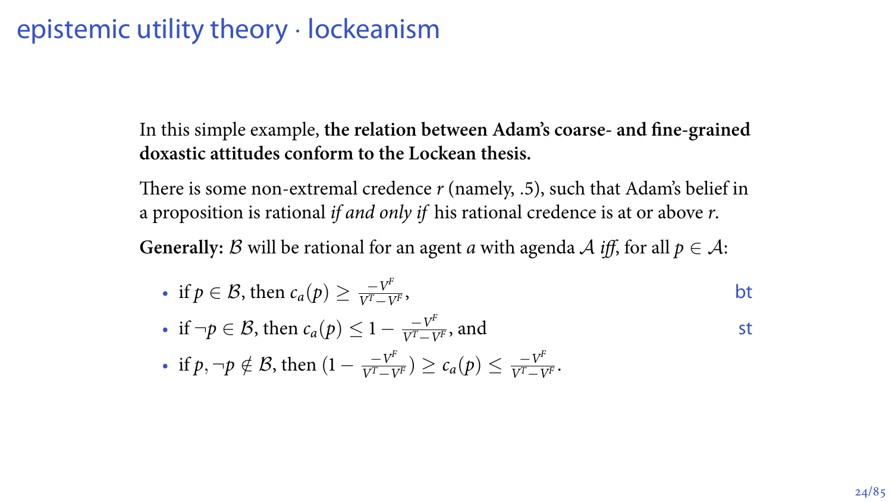# epistemic utility theory · lockeanism

In this simple example, **the relation between Adam's coarse- and fine-grained doxastic attitudes conform to the Lockean thesis.**

There is some non-extremal credence $r$ (namely, .5), such that Adam's belief in a proposition is rational *if and only if* his rational credence is at or above $r$.

**Generally:** $\mathcal{B}$ will be rational for an agent $a$ with agenda $\mathcal{A}$ *iff*, for all $p \in \mathcal{A}$:

- if $p \in \mathcal{B}$, then $c_a(p) \geq \frac{-V^F}{V^T - V^F}$, bt
- if $\neg p \in \mathcal{B}$, then $c_a(p) \leq 1 - \frac{-V^F}{V^T - V^F}$, and st
- if $p, \neg p \notin \mathcal{B}$, then $(1 - \frac{-V^F}{V^T - V^F}) \geq c_a(p) \leq \frac{-V^F}{V^T - V^F}$.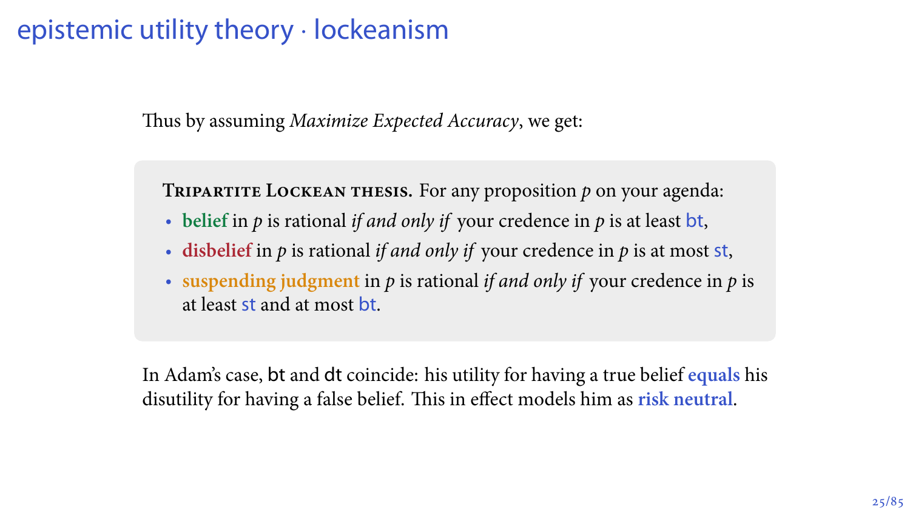## epistemic utility theory · lockeanism

Thus by assuming *Maximize Expected Accuracy*, we get:

**Tripartite Lockean thesis.** For any proposition *p* on your agenda:

- **belief** in *p* is rational *if and only if* your credence in *p* is at least bt,
- **disbelief** in *p* is rational *if and only if* your credence in *p* is at most st,
- **suspending judgment** in *p* is rational *if and only if* your credence in *p* is at least st and at most bt.

In Adam's case, bt and dt coincide: his utility for having a true belief **equals** his disutility for having a false belief. This in effect models him as **risk neutral**.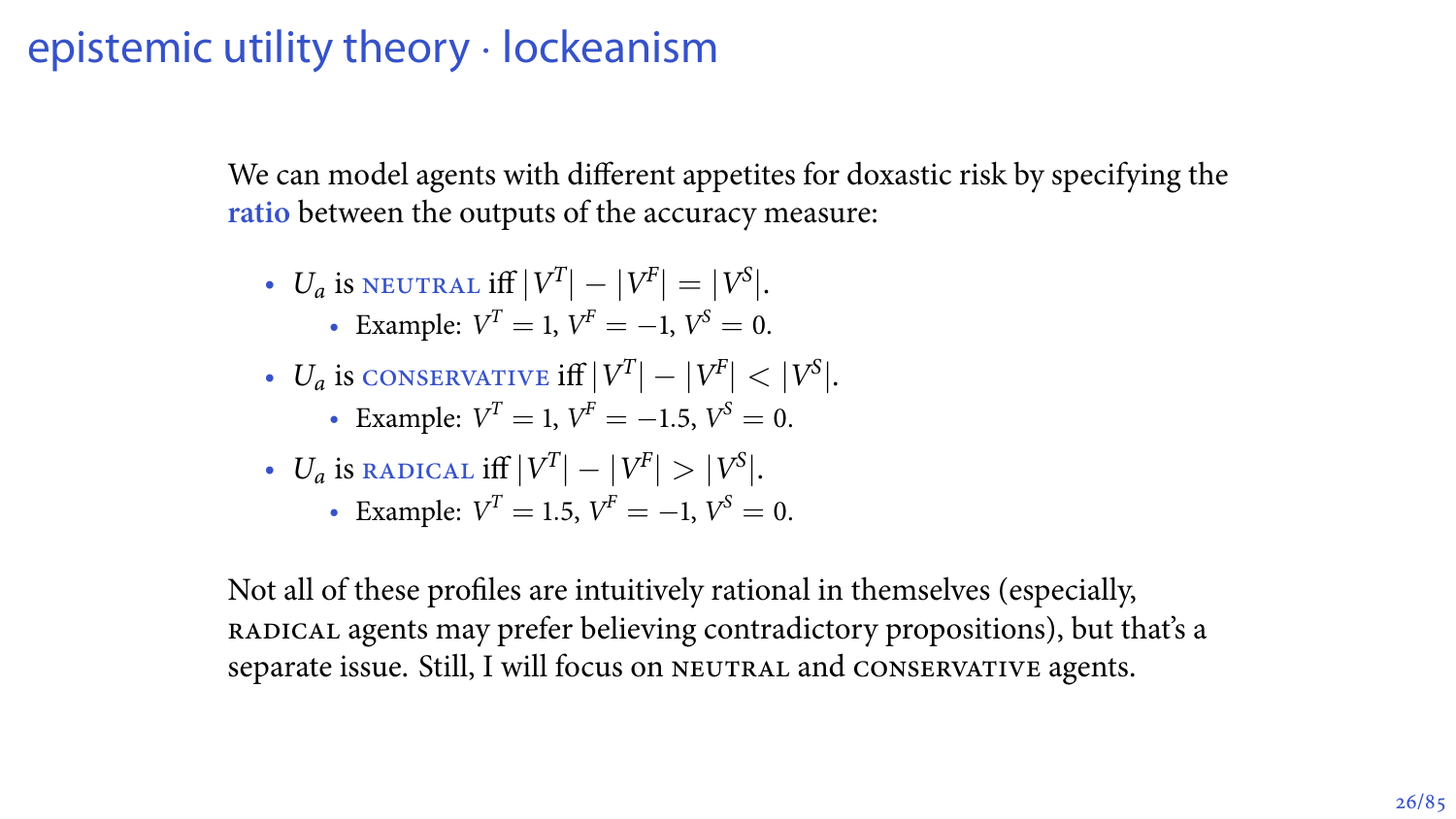# epistemic utility theory · lockeanism

We can model agents with different appetites for doxastic risk by specifying the **ratio** between the outputs of the accuracy measure:

- $U_a$ is NEUTRAL iff $|V^T| - |V^F| = |V^S|$.
  - Example: $V^T = 1$, $V^F = -1$, $V^S = 0$.
- $U_a$ is CONSERVATIVE iff $|V^T| - |V^F| < |V^S|$.
  - Example: $V^T = 1$, $V^F = -1.5$, $V^S = 0$.
- $U_a$ is RADICAL iff $|V^T| - |V^F| > |V^S|$.
  - Example: $V^T = 1.5$, $V^F = -1$, $V^S = 0$.

Not all of these profiles are intuitively rational in themselves (especially, RADICAL agents may prefer believing contradictory propositions), but that's a separate issue. Still, I will focus on NEUTRAL and CONSERVATIVE agents.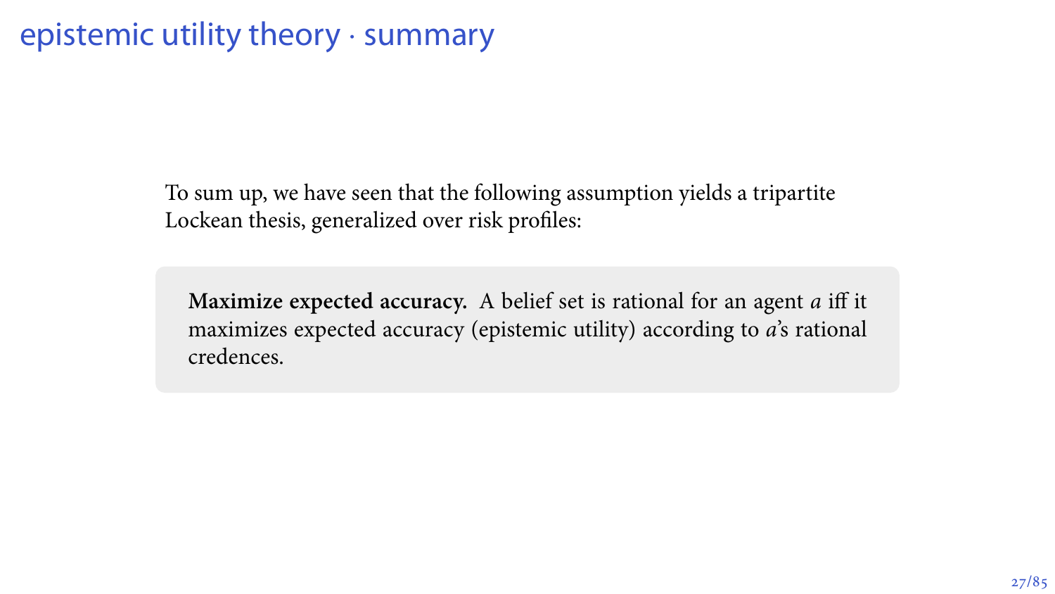# epistemic utility theory · summary

To sum up, we have seen that the following assumption yields a tripartite Lockean thesis, generalized over risk profiles:

> **Maximize expected accuracy.** A belief set is rational for an agent *a* iff it maximizes expected accuracy (epistemic utility) according to *a*'s rational credences.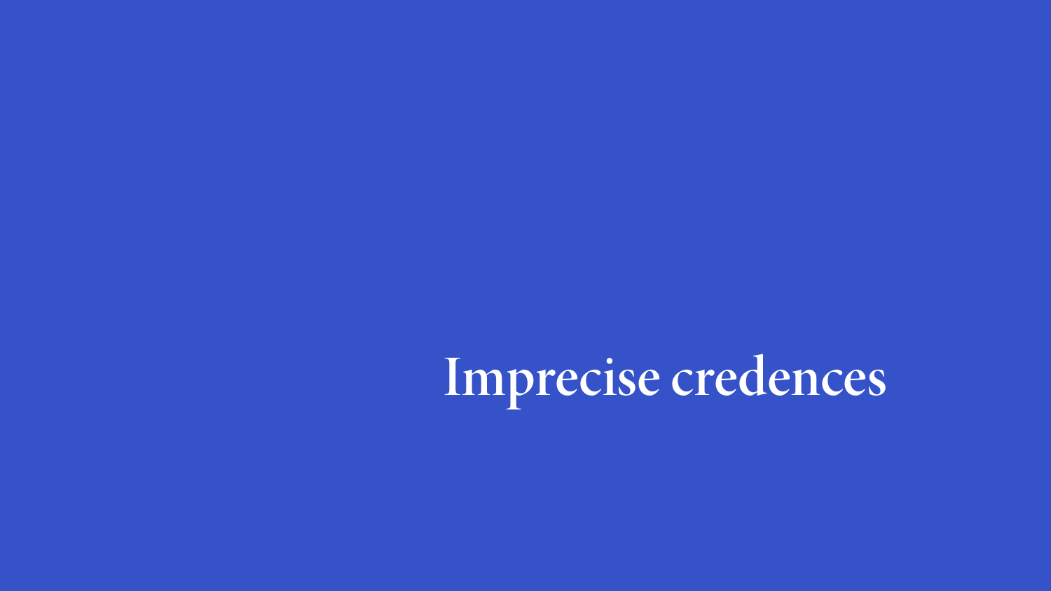# Imprecise credences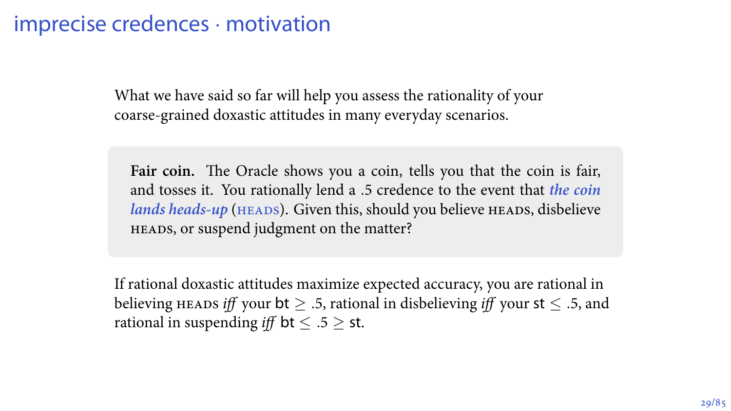# imprecise credences · motivation

What we have said so far will help you assess the rationality of your coarse-grained doxastic attitudes in many everyday scenarios.

> **Fair coin.** The Oracle shows you a coin, tells you that the coin is fair, and tosses it. You rationally lend a .5 credence to the event that ***the coin lands heads-up*** (HEADS). Given this, should you believe HEADS, disbelieve HEADS, or suspend judgment on the matter?

If rational doxastic attitudes maximize expected accuracy, you are rational in believing HEADS *iff* your $\mathsf{bt} \geq .5$, rational in disbelieving *iff* your $\mathsf{st} \leq .5$, and rational in suspending *iff* $\mathsf{bt} \leq .5 \geq \mathsf{st}$.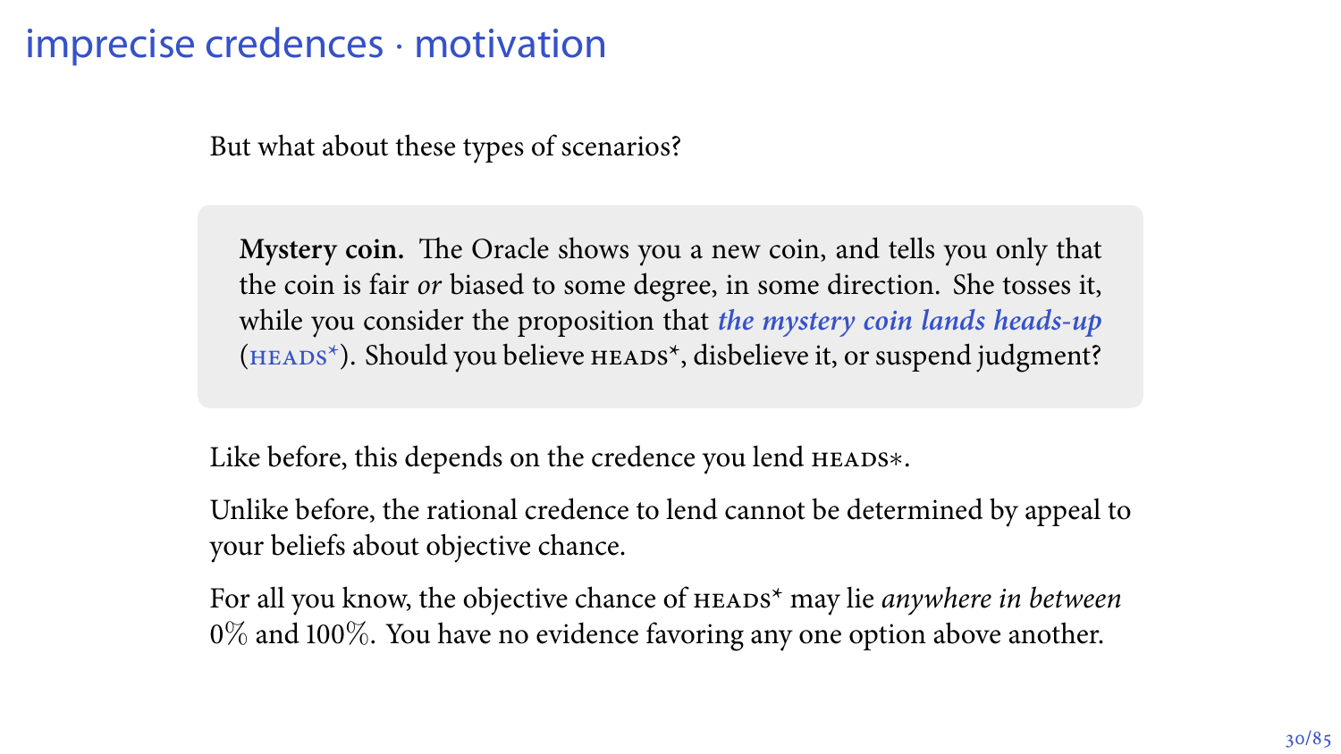# imprecise credences · motivation

But what about these types of scenarios?

> **Mystery coin.** The Oracle shows you a new coin, and tells you only that the coin is fair *or* biased to some degree, in some direction. She tosses it, while you consider the proposition that ***the mystery coin lands heads-up*** (HEADS*). Should you believe HEADS*, disbelieve it, or suspend judgment?

Like before, this depends on the credence you lend HEADS*.

Unlike before, the rational credence to lend cannot be determined by appeal to your beliefs about objective chance.

For all you know, the objective chance of HEADS* may lie *anywhere in between* 0% and 100%. You have no evidence favoring any one option above another.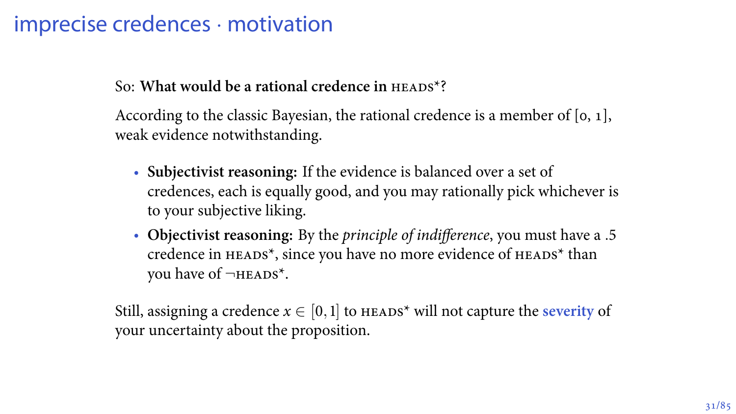# imprecise credences · motivation

So: **What would be a rational credence in HEADS*?**

According to the classic Bayesian, the rational credence is a member of [0, 1], weak evidence notwithstanding.

- **Subjectivist reasoning:** If the evidence is balanced over a set of credences, each is equally good, and you may rationally pick whichever is to your subjective liking.
- **Objectivist reasoning:** By the *principle of indifference*, you must have a .5 credence in HEADS*, since you have no more evidence of HEADS* than you have of ¬HEADS*.

Still, assigning a credence $x \in [0, 1]$ to HEADS* will not capture the **severity** of your uncertainty about the proposition.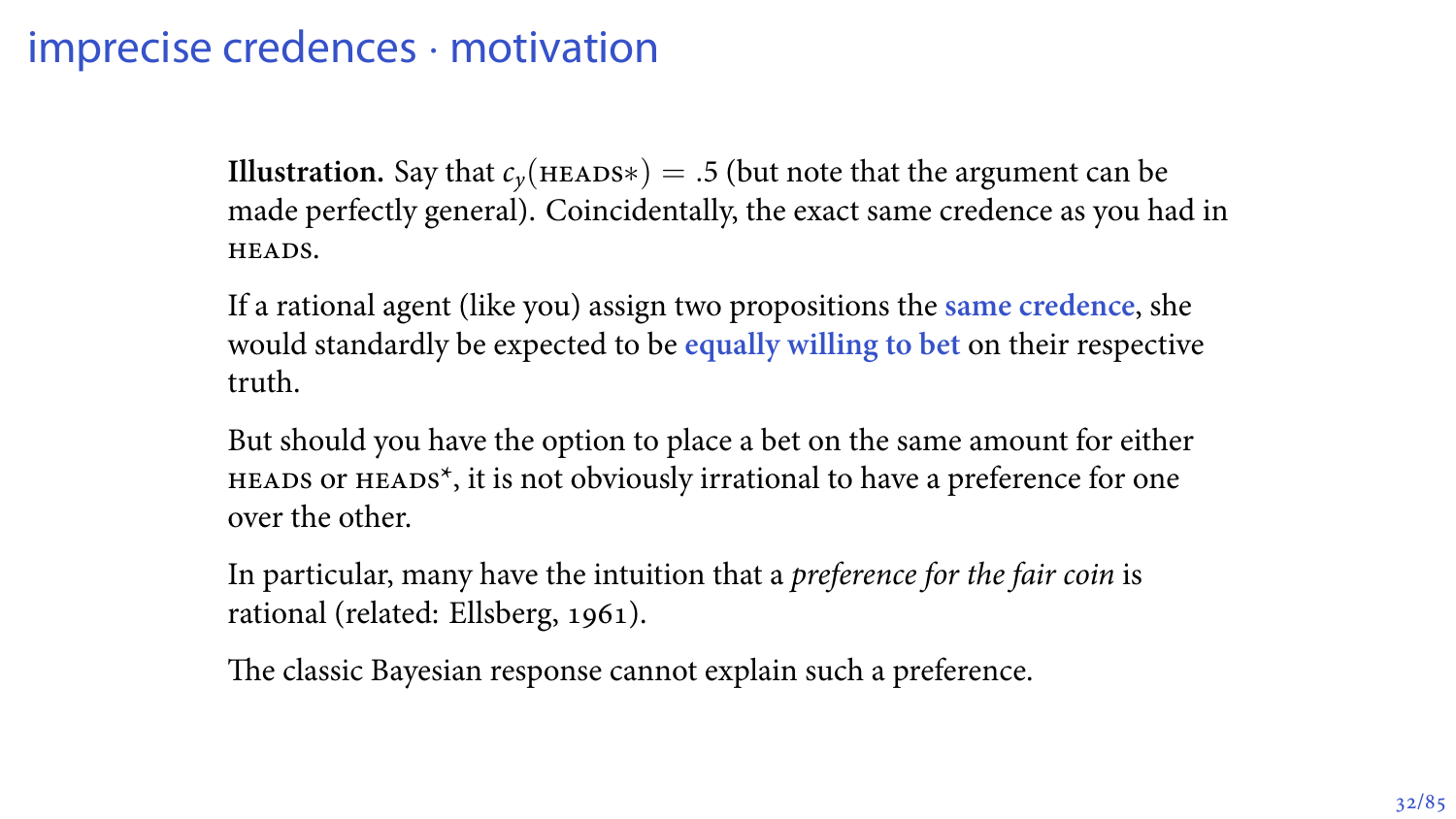# imprecise credences · motivation

**Illustration.** Say that $c_y(\text{HEADS}*) = .5$ (but note that the argument can be made perfectly general). Coincidentally, the exact same credence as you had in HEADS.

If a rational agent (like you) assign two propositions the **same credence**, she would standardly be expected to be **equally willing to bet** on their respective truth.

But should you have the option to place a bet on the same amount for either HEADS or HEADS*, it is not obviously irrational to have a preference for one over the other.

In particular, many have the intuition that a *preference for the fair coin* is rational (related: Ellsberg, 1961).

The classic Bayesian response cannot explain such a preference.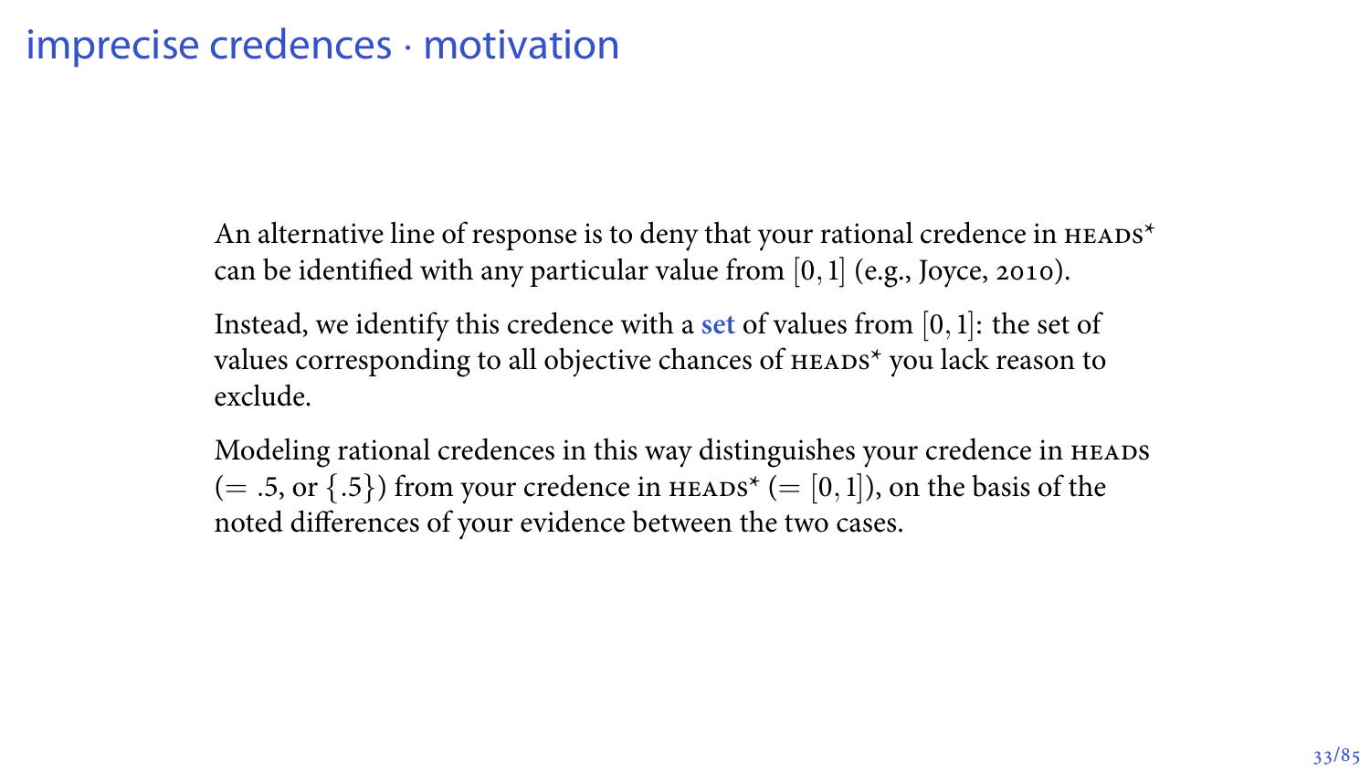# imprecise credences · motivation

An alternative line of response is to deny that your rational credence in HEADS* can be identified with any particular value from $[0, 1]$ (e.g., Joyce, 2010).

Instead, we identify this credence with a **set** of values from $[0, 1]$: the set of values corresponding to all objective chances of HEADS* you lack reason to exclude.

Modeling rational credences in this way distinguishes your credence in HEADS ($= .5$, or $\{.5\}$) from your credence in HEADS* ($= [0, 1]$), on the basis of the noted differences of your evidence between the two cases.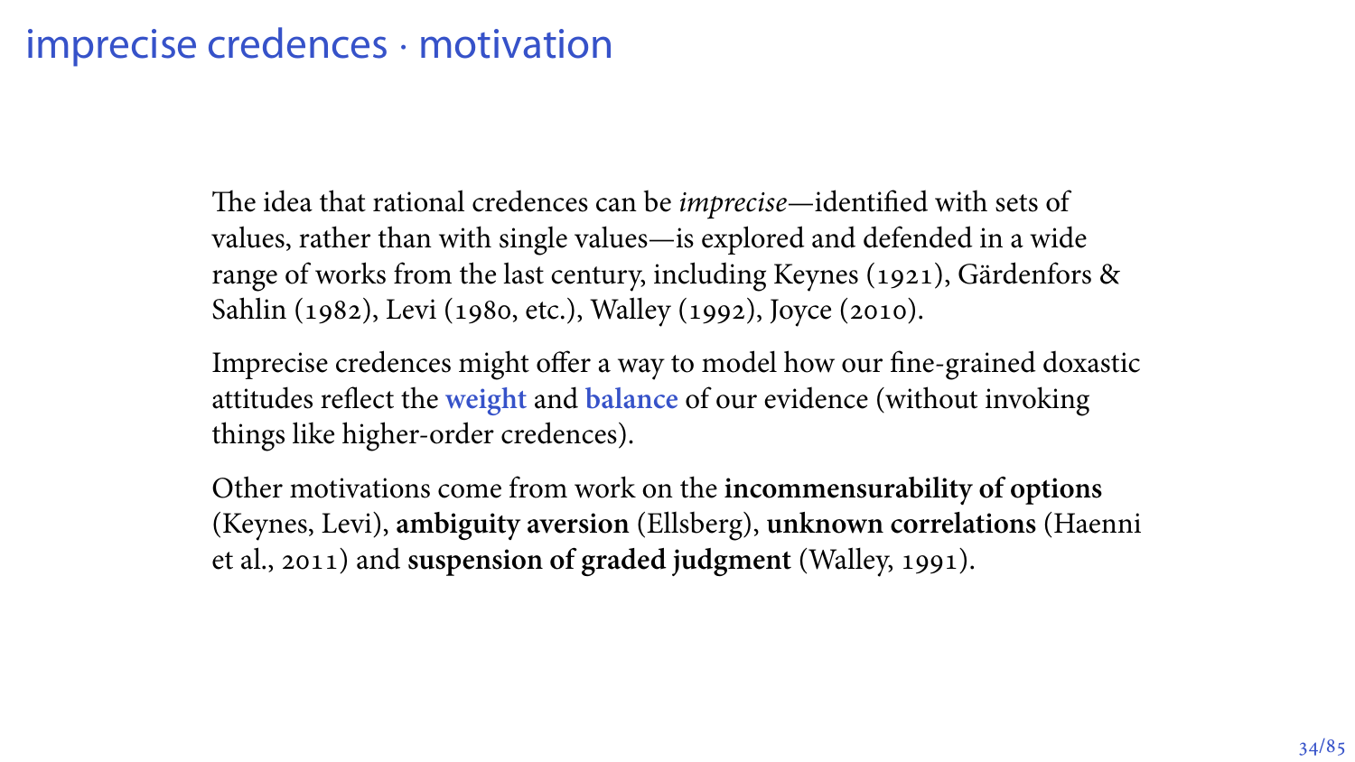# imprecise credences · motivation

The idea that rational credences can be *imprecise*—identified with sets of values, rather than with single values—is explored and defended in a wide range of works from the last century, including Keynes (1921), Gärdenfors & Sahlin (1982), Levi (1980, etc.), Walley (1992), Joyce (2010).

Imprecise credences might offer a way to model how our fine-grained doxastic attitudes reflect the **weight** and **balance** of our evidence (without invoking things like higher-order credences).

Other motivations come from work on the **incommensurability of options** (Keynes, Levi), **ambiguity aversion** (Ellsberg), **unknown correlations** (Haenni et al., 2011) and **suspension of graded judgment** (Walley, 1991).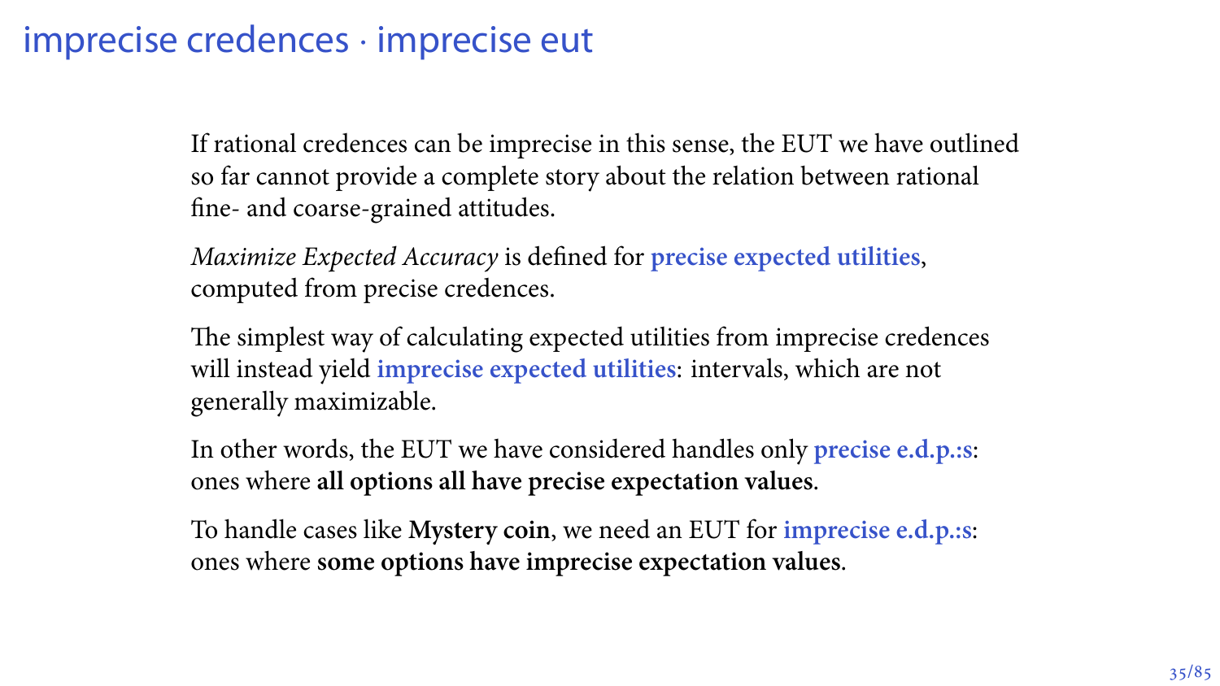# imprecise credences · imprecise eut

If rational credences can be imprecise in this sense, the EUT we have outlined so far cannot provide a complete story about the relation between rational fine- and coarse-grained attitudes.

*Maximize Expected Accuracy* is defined for **precise expected utilities**, computed from precise credences.

The simplest way of calculating expected utilities from imprecise credences will instead yield **imprecise expected utilities**: intervals, which are not generally maximizable.

In other words, the EUT we have considered handles only **precise e.d.p.:s**: ones where **all options all have precise expectation values**.

To handle cases like **Mystery coin**, we need an EUT for **imprecise e.d.p.:s**: ones where **some options have imprecise expectation values**.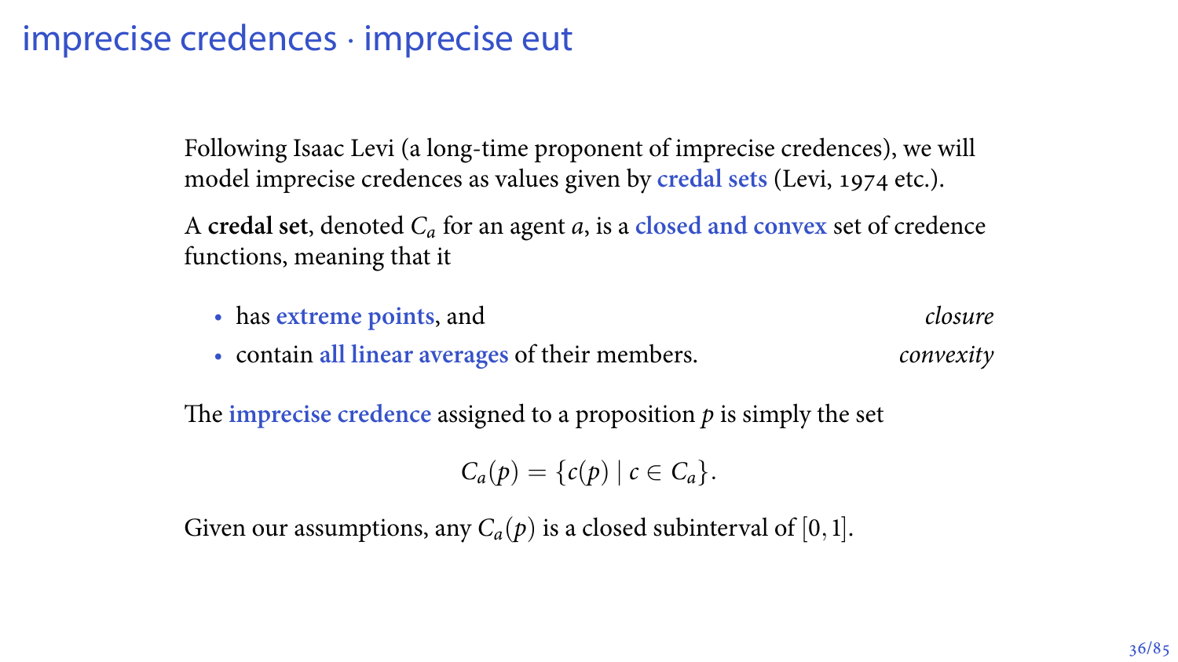# imprecise credences · imprecise eut

Following Isaac Levi (a long-time proponent of imprecise credences), we will model imprecise credences as values given by **credal sets** (Levi, 1974 etc.).

A **credal set**, denoted $C_a$ for an agent $a$, is a **closed and convex** set of credence functions, meaning that it

- has **extreme points**, and *closure*
- contain **all linear averages** of their members. *convexity*

The **imprecise credence** assigned to a proposition $p$ is simply the set

$$C_a(p) = \{c(p) \mid c \in C_a\}.$$

Given our assumptions, any $C_a(p)$ is a closed subinterval of $[0, 1]$.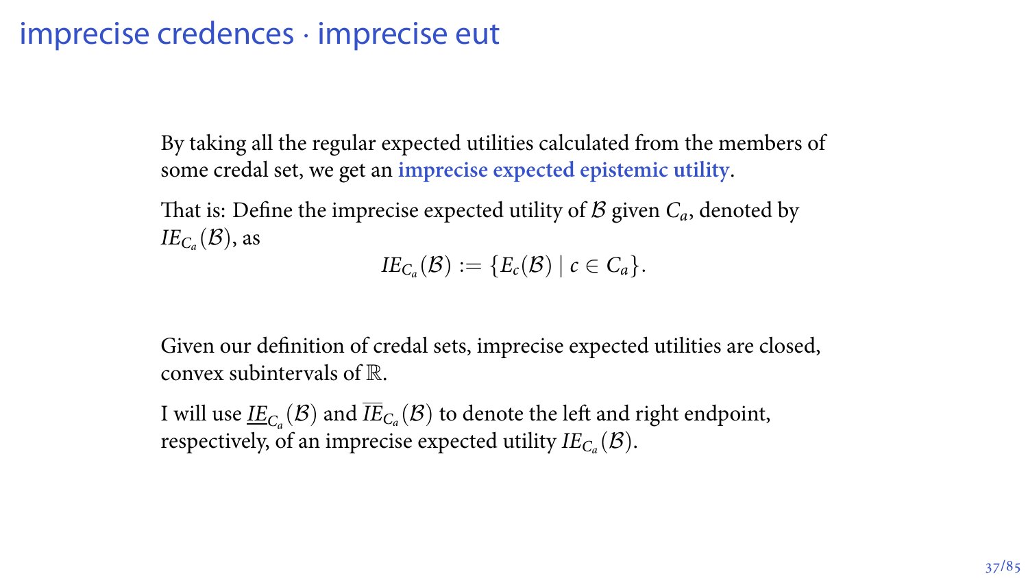# imprecise credences · imprecise eut

By taking all the regular expected utilities calculated from the members of some credal set, we get an **imprecise expected epistemic utility**.

That is: Define the imprecise expected utility of $\mathcal{B}$ given $C_a$, denoted by $IE_{C_a}(\mathcal{B})$, as

$$IE_{C_a}(\mathcal{B}) := \{E_c(\mathcal{B}) \mid c \in C_a\}.$$

Given our definition of credal sets, imprecise expected utilities are closed, convex subintervals of $\mathbb{R}$.

I will use $\underline{IE}_{C_a}(\mathcal{B})$ and $\overline{IE}_{C_a}(\mathcal{B})$ to denote the left and right endpoint, respectively, of an imprecise expected utility $IE_{C_a}(\mathcal{B})$.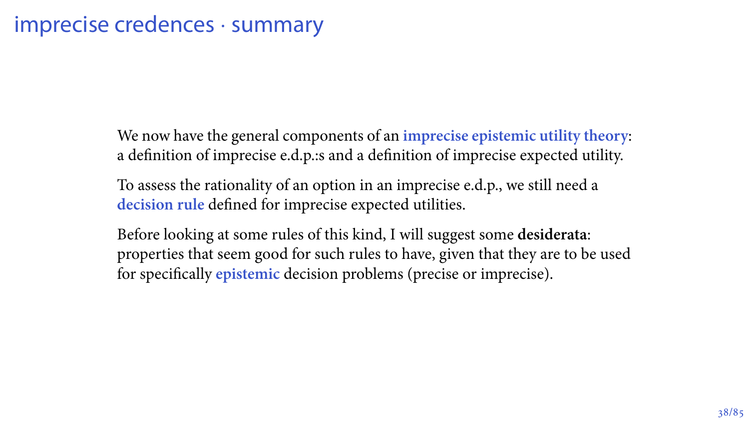# imprecise credences · summary

We now have the general components of an **imprecise epistemic utility theory**: a definition of imprecise e.d.p.:s and a definition of imprecise expected utility.

To assess the rationality of an option in an imprecise e.d.p., we still need a **decision rule** defined for imprecise expected utilities.

Before looking at some rules of this kind, I will suggest some **desiderata**: properties that seem good for such rules to have, given that they are to be used for specifically **epistemic** decision problems (precise or imprecise).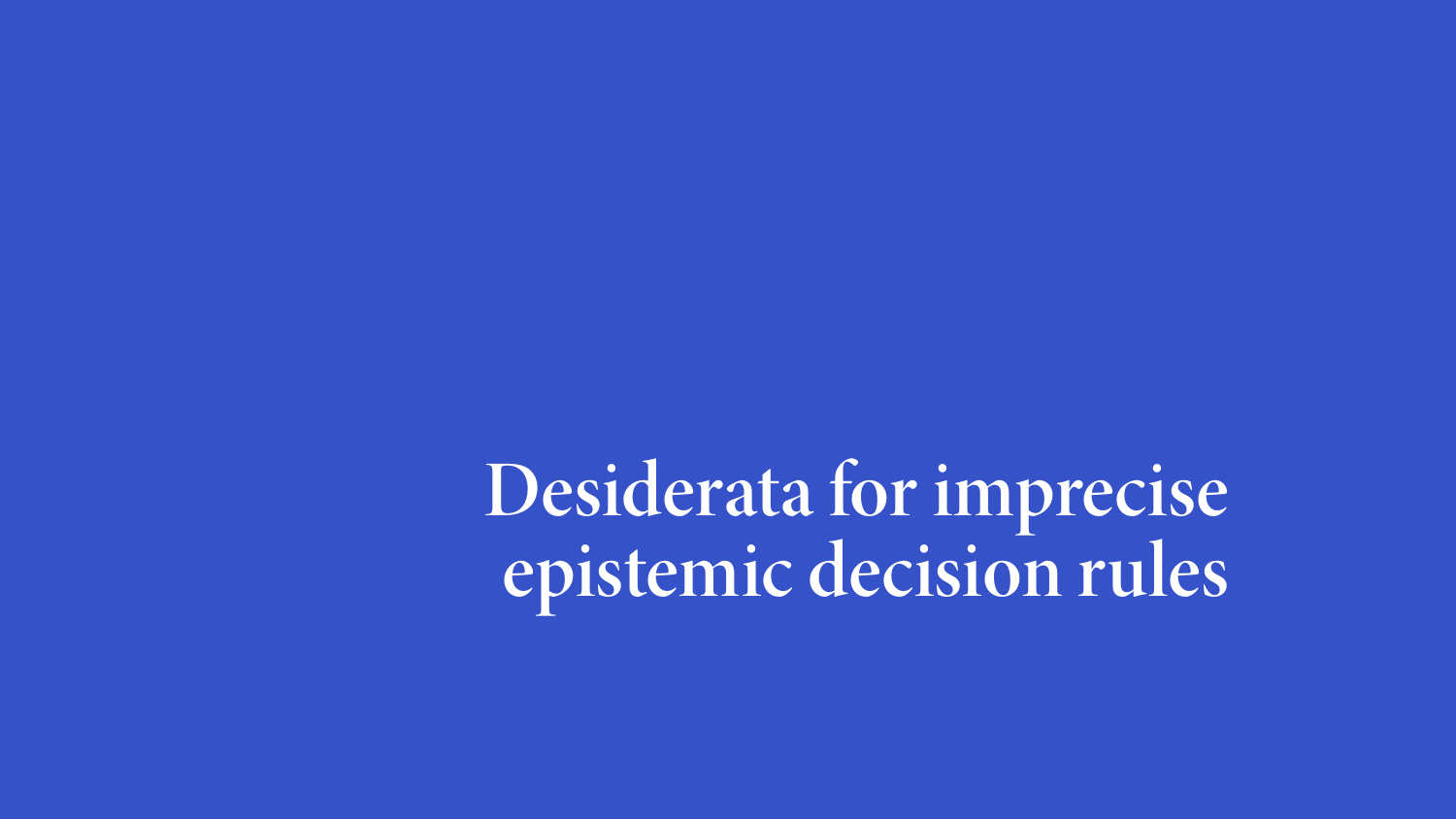# Desiderata for imprecise epistemic decision rules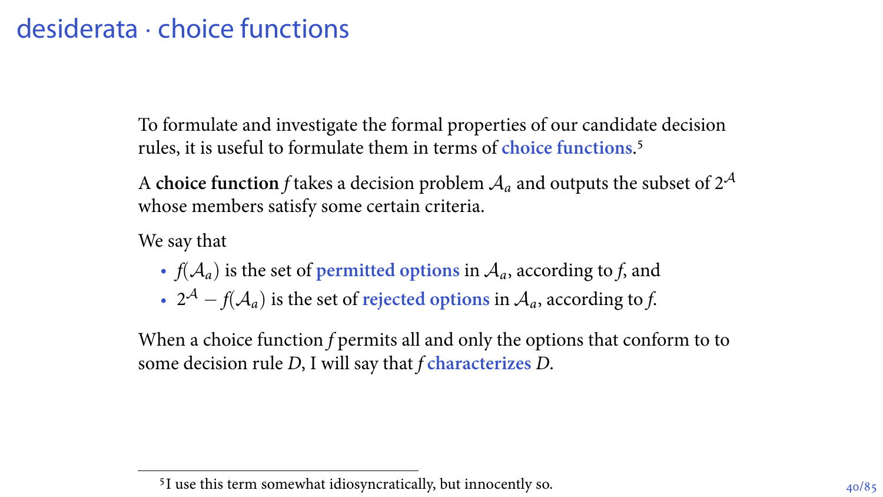# desiderata · choice functions

To formulate and investigate the formal properties of our candidate decision rules, it is useful to formulate them in terms of **choice functions**.[5]

A **choice function** $f$ takes a decision problem $\mathcal{A}_a$ and outputs the subset of $2^{\mathcal{A}}$ whose members satisfy some certain criteria.

We say that

- $f(\mathcal{A}_a)$ is the set of **permitted options** in $\mathcal{A}_a$, according to $f$, and
- $2^{\mathcal{A}} - f(\mathcal{A}_a)$ is the set of **rejected options** in $\mathcal{A}_a$, according to $f$.

When a choice function $f$ permits all and only the options that conform to to some decision rule $D$, I will say that $f$ **characterizes** $D$.

[5] I use this term somewhat idiosyncratically, but innocently so.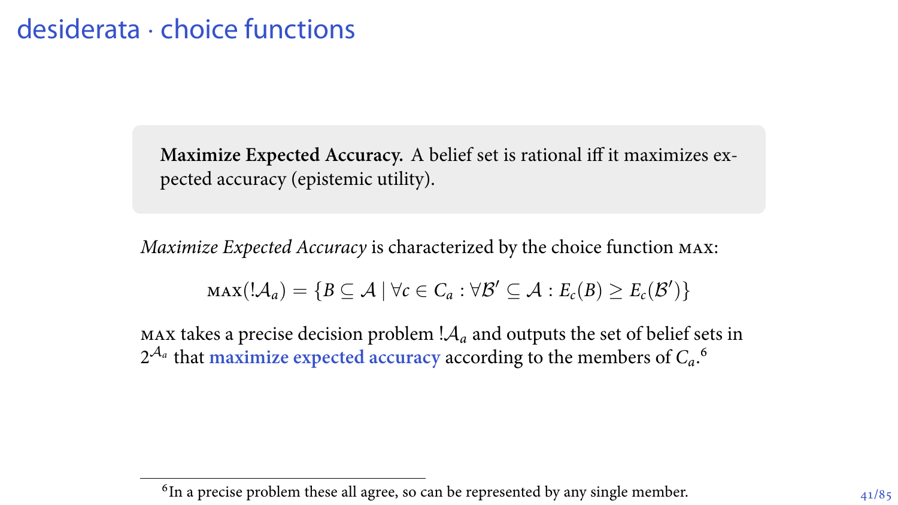# desiderata · choice functions

**Maximize Expected Accuracy.** A belief set is rational iff it maximizes expected accuracy (epistemic utility).

*Maximize Expected Accuracy* is characterized by the choice function MAX:

$$\textsc{max}(!\mathcal{A}_a) = \{B \subseteq \mathcal{A} \mid \forall c \in C_a : \forall \mathcal{B}' \subseteq \mathcal{A} : E_c(B) \geq E_c(\mathcal{B}')\}$$

MAX takes a precise decision problem $!\mathcal{A}_a$ and outputs the set of belief sets in $2^{\mathcal{A}_a}$ that **maximize expected accuracy** according to the members of $C_a$.[6]

[6] In a precise problem these all agree, so can be represented by any single member.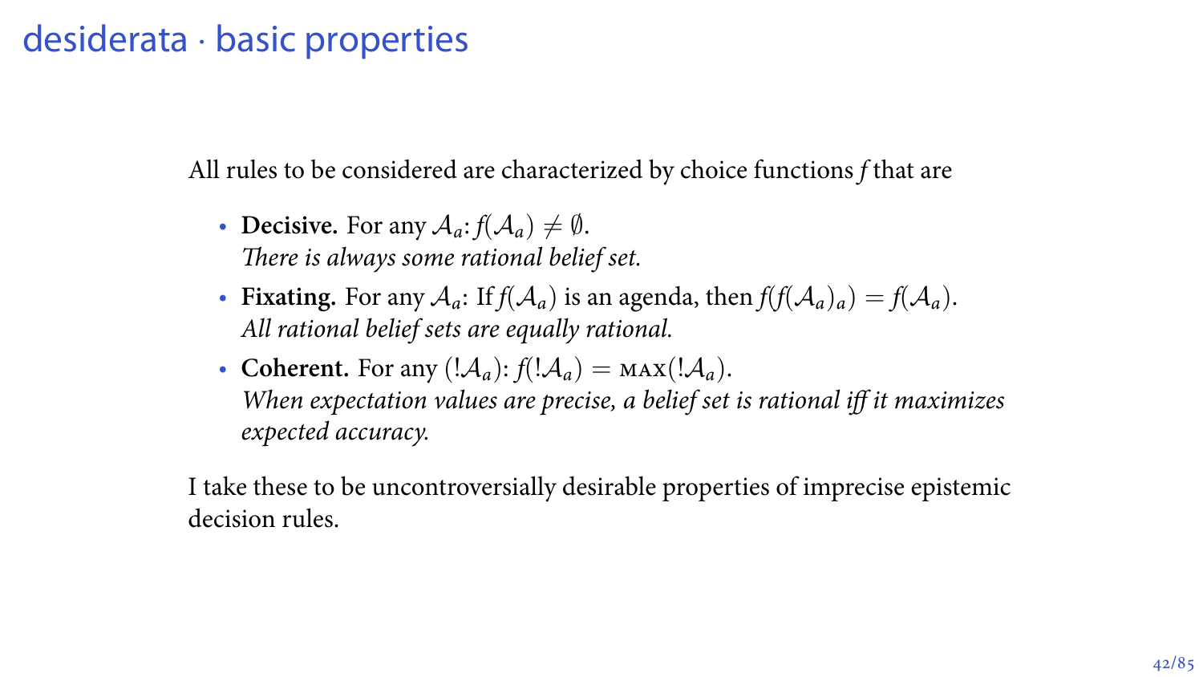# desiderata · basic properties

All rules to be considered are characterized by choice functions $f$ that are

- **Decisive.** For any $\mathcal{A}_a$: $f(\mathcal{A}_a) \neq \emptyset$.
  *There is always some rational belief set.*
- **Fixating.** For any $\mathcal{A}_a$: If $f(\mathcal{A}_a)$ is an agenda, then $f(f(\mathcal{A}_a)_a) = f(\mathcal{A}_a)$.
  *All rational belief sets are equally rational.*
- **Coherent.** For any $(!\mathcal{A}_a)$: $f(!\mathcal{A}_a) = \textsc{max}(!\mathcal{A}_a)$.
  *When expectation values are precise, a belief set is rational iff it maximizes expected accuracy.*

I take these to be uncontroversially desirable properties of imprecise epistemic decision rules.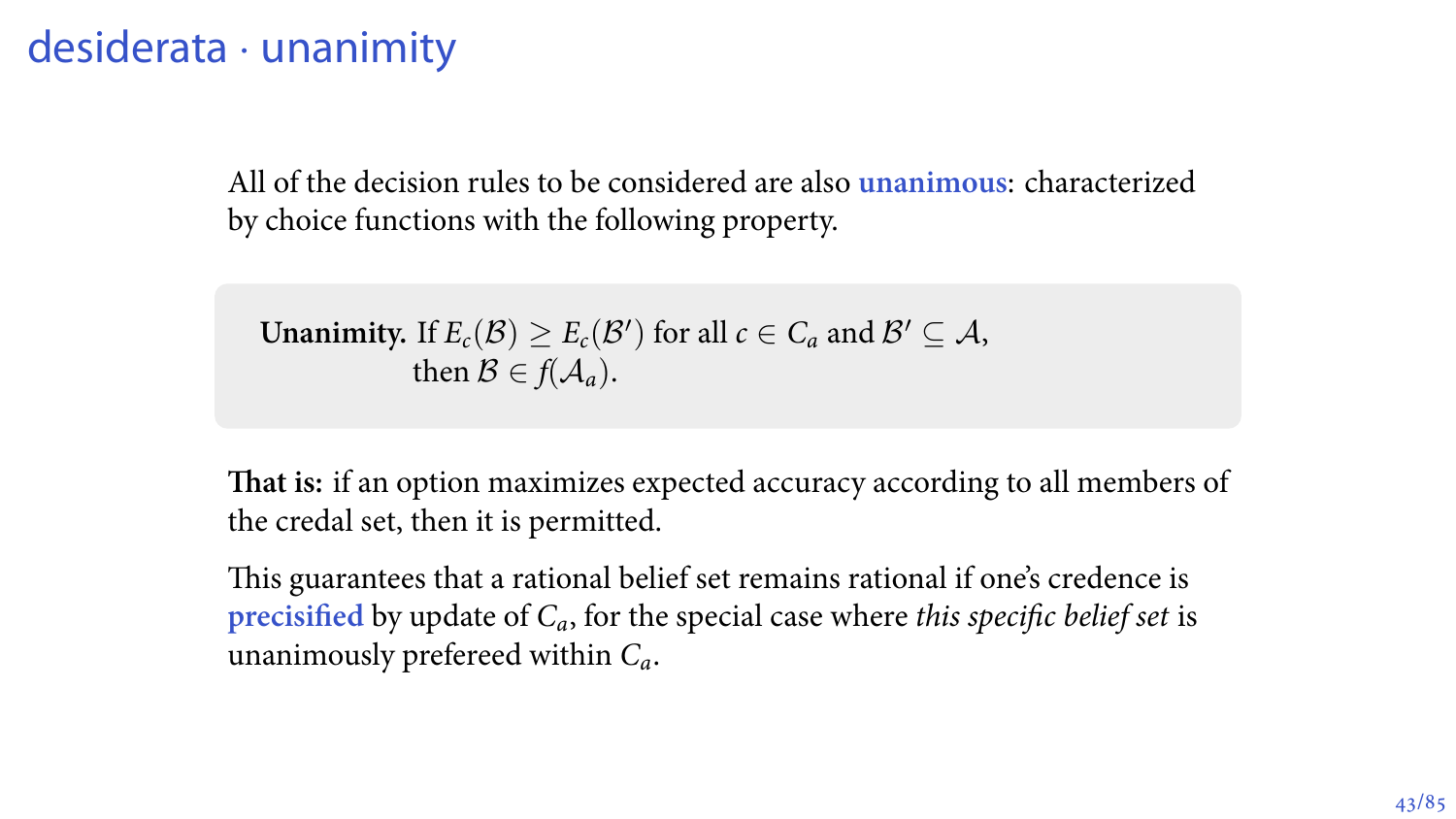# desiderata · unanimity

All of the decision rules to be considered are also **unanimous**: characterized by choice functions with the following property.

> **Unanimity.** If $E_c(\mathcal{B}) \geq E_c(\mathcal{B}')$ for all $c \in C_a$ and $\mathcal{B}' \subseteq \mathcal{A}$, then $\mathcal{B} \in f(\mathcal{A}_a)$.

**That is:** if an option maximizes expected accuracy according to all members of the credal set, then it is permitted.

This guarantees that a rational belief set remains rational if one's credence is **precisified** by update of $C_a$, for the special case where *this specific belief set* is unanimously prefereed within $C_a$.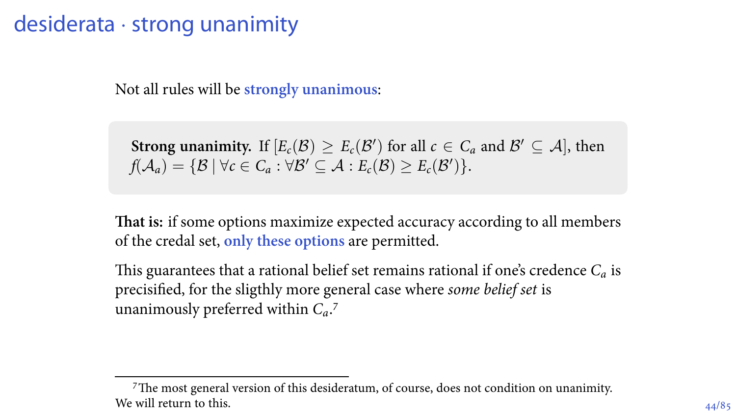# desiderata · strong unanimity

Not all rules will be **strongly unanimous**:

> **Strong unanimity.** If $[E_c(\mathcal{B}) \geq E_c(\mathcal{B}')$ for all $c \in C_a$ and $\mathcal{B}' \subseteq \mathcal{A}]$, then $f(\mathcal{A}_a) = \{\mathcal{B} \mid \forall c \in C_a : \forall \mathcal{B}' \subseteq \mathcal{A} : E_c(\mathcal{B}) \geq E_c(\mathcal{B}')\}$.

**That is:** if some options maximize expected accuracy according to all members of the credal set, **only these options** are permitted.

This guarantees that a rational belief set remains rational if one's credence $C_a$ is precisified, for the sligthly more general case where *some belief set* is unanimously preferred within $C_a$.[7]

[7] The most general version of this desideratum, of course, does not condition on unanimity. We will return to this.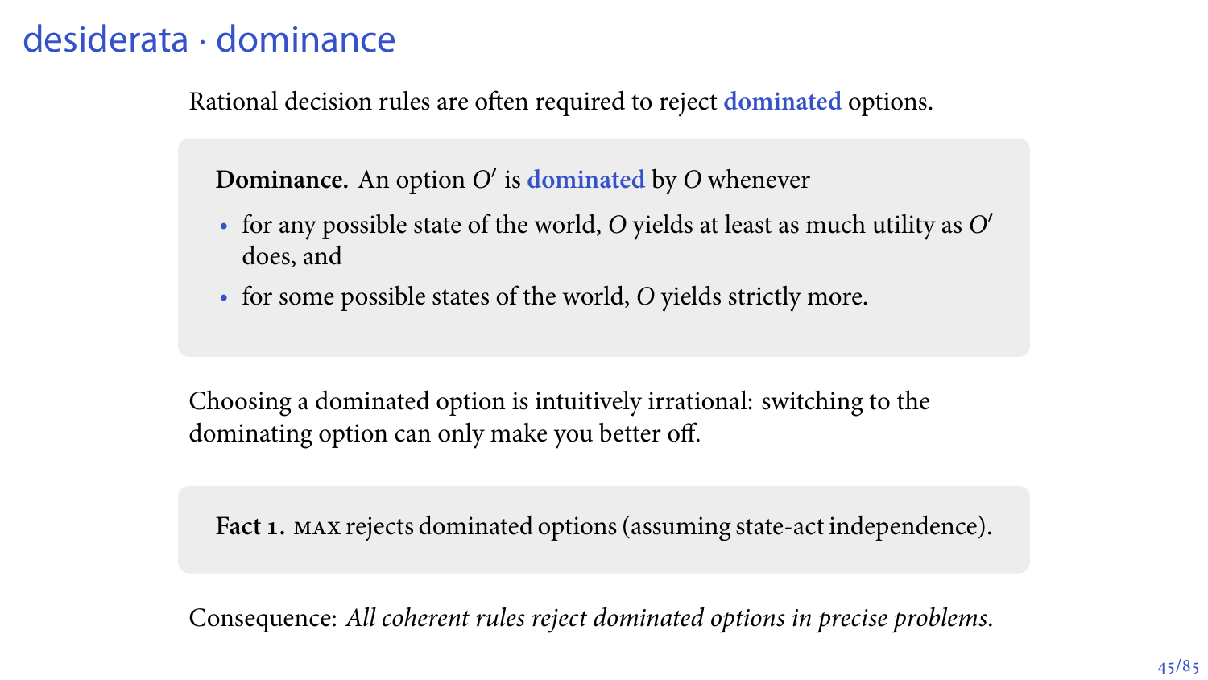# desiderata · dominance

Rational decision rules are often required to reject **dominated** options.

> **Dominance.** An option $O'$ is **dominated** by $O$ whenever
>
> - for any possible state of the world, $O$ yields at least as much utility as $O'$ does, and
> - for some possible states of the world, $O$ yields strictly more.

Choosing a dominated option is intuitively irrational: switching to the dominating option can only make you better off.

> **Fact 1.** MAX rejects dominated options (assuming state-act independence).

Consequence: *All coherent rules reject dominated options in precise problems.*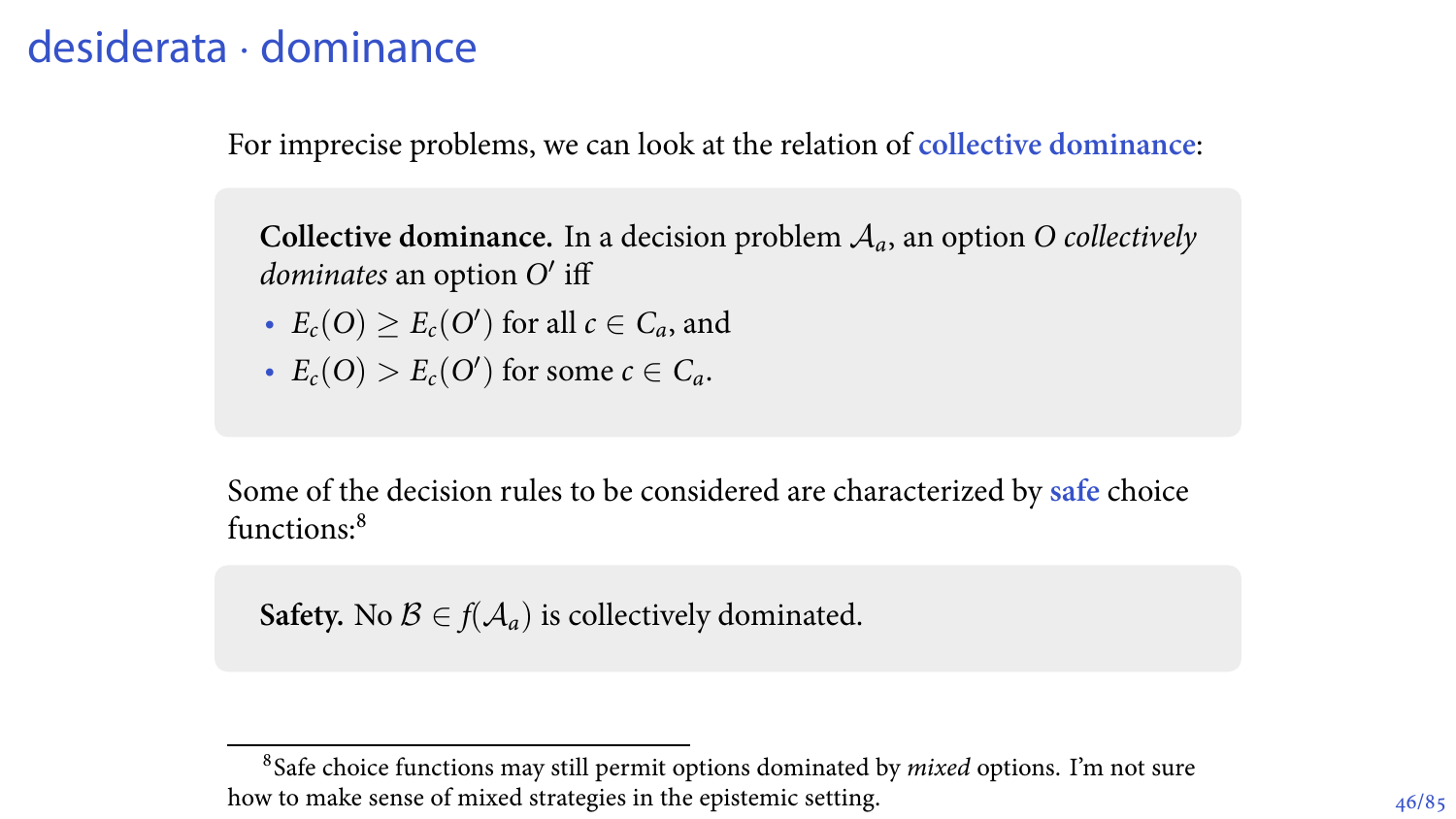# desiderata · dominance

For imprecise problems, we can look at the relation of **collective dominance**:

> **Collective dominance.** In a decision problem $\mathcal{A}_a$, an option $O$ *collectively dominates* an option $O'$ iff
>
> - $E_c(O) \geq E_c(O')$ for all $c \in C_a$, and
> - $E_c(O) > E_c(O')$ for some $c \in C_a$.

Some of the decision rules to be considered are characterized by **safe** choice functions:[8]

> **Safety.** No $\mathcal{B} \in f(\mathcal{A}_a)$ is collectively dominated.

[8] Safe choice functions may still permit options dominated by *mixed* options. I'm not sure how to make sense of mixed strategies in the epistemic setting.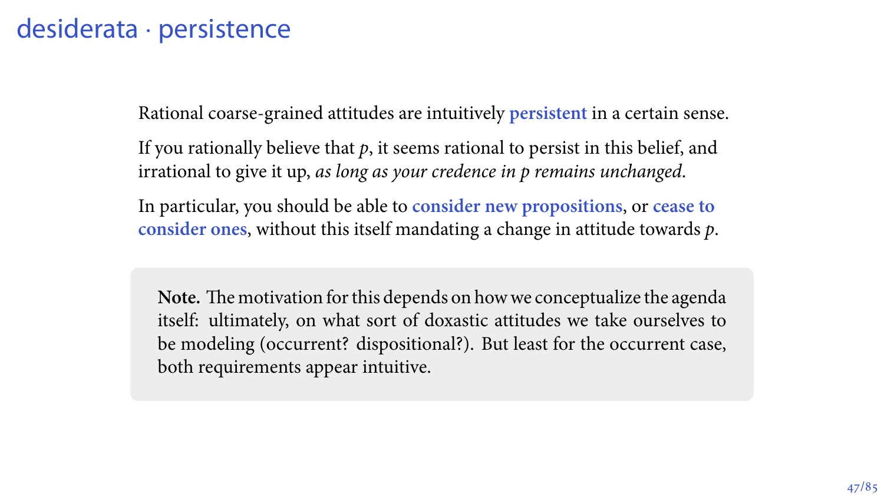# desiderata · persistence

Rational coarse-grained attitudes are intuitively **persistent** in a certain sense.

If you rationally believe that $p$, it seems rational to persist in this belief, and irrational to give it up, *as long as your credence in p remains unchanged*.

In particular, you should be able to **consider new propositions**, or **cease to consider ones**, without this itself mandating a change in attitude towards $p$.

> **Note.** The motivation for this depends on how we conceptualize the agenda itself: ultimately, on what sort of doxastic attitudes we take ourselves to be modeling (occurrent? dispositional?). But least for the occurrent case, both requirements appear intuitive.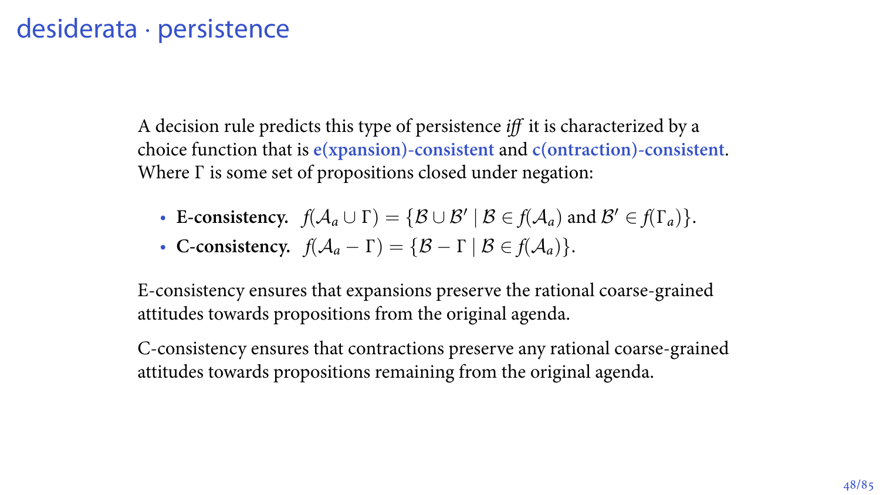# desiderata · persistence

A decision rule predicts this type of persistence *iff* it is characterized by a choice function that is **e(xpansion)-consistent** and **c(ontraction)-consistent**. Where $\Gamma$ is some set of propositions closed under negation:

- **E-consistency.** $f(\mathcal{A}_a \cup \Gamma) = \{\mathcal{B} \cup \mathcal{B}' \mid \mathcal{B} \in f(\mathcal{A}_a) \text{ and } \mathcal{B}' \in f(\Gamma_a)\}$.
- **C-consistency.** $f(\mathcal{A}_a - \Gamma) = \{\mathcal{B} - \Gamma \mid \mathcal{B} \in f(\mathcal{A}_a)\}$.

E-consistency ensures that expansions preserve the rational coarse-grained attitudes towards propositions from the original agenda.

C-consistency ensures that contractions preserve any rational coarse-grained attitudes towards propositions remaining from the original agenda.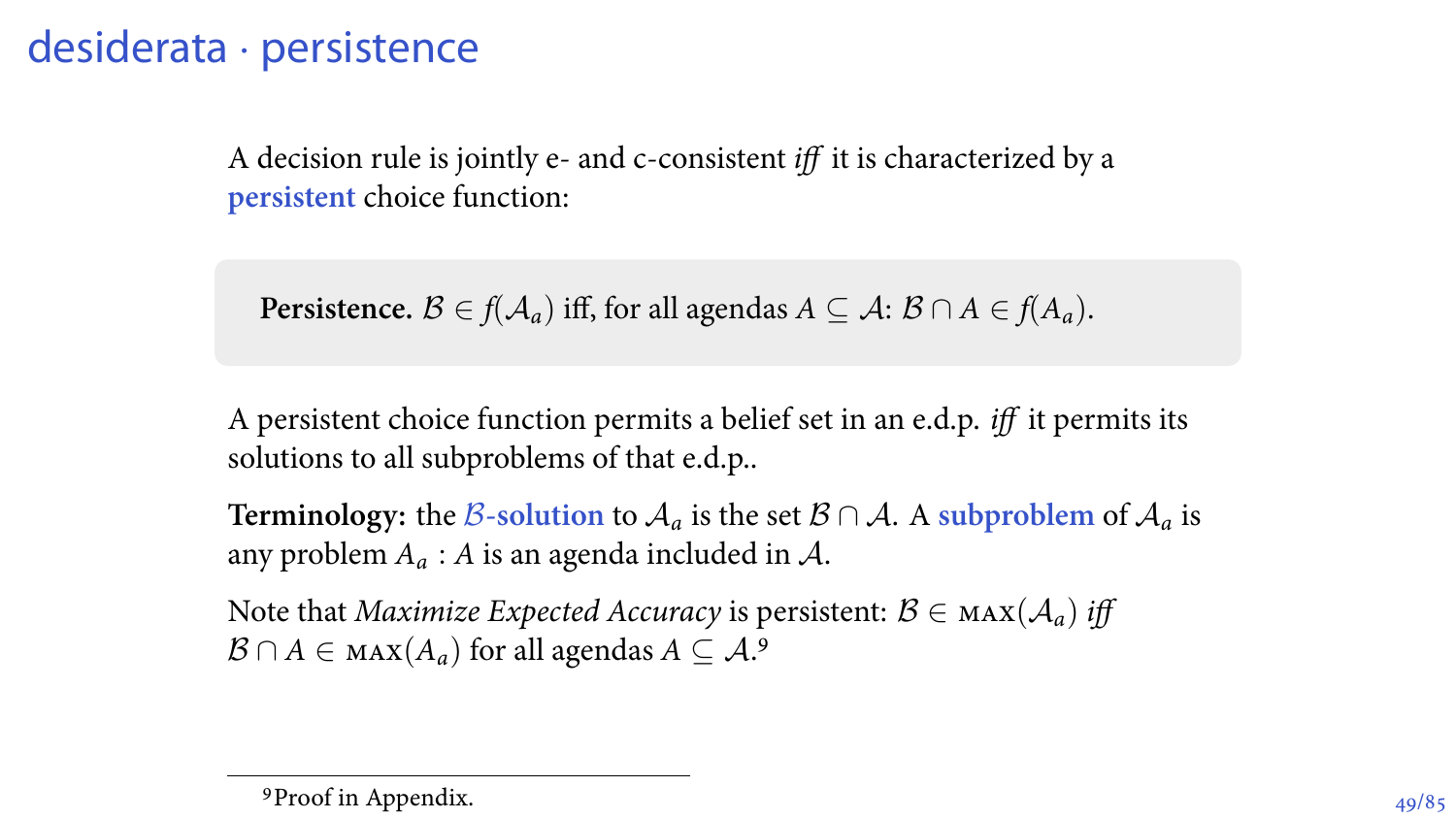# desiderata · persistence

A decision rule is jointly e- and c-consistent *iff* it is characterized by a **persistent** choice function:

> **Persistence.** $\mathcal{B} \in f(\mathcal{A}_a)$ iff, for all agendas $A \subseteq \mathcal{A}$: $\mathcal{B} \cap A \in f(A_a)$.

A persistent choice function permits a belief set in an e.d.p. *iff* it permits its solutions to all subproblems of that e.d.p..

**Terminology:** the **$\mathcal{B}$-solution** to $\mathcal{A}_a$ is the set $\mathcal{B} \cap \mathcal{A}$. A **subproblem** of $\mathcal{A}_a$ is any problem $A_a$ : $A$ is an agenda included in $\mathcal{A}$.

Note that *Maximize Expected Accuracy* is persistent: $\mathcal{B} \in \textsc{max}(\mathcal{A}_a)$ *iff* $\mathcal{B} \cap A \in \textsc{max}(A_a)$ for all agendas $A \subseteq \mathcal{A}$.[9]

[9] Proof in Appendix.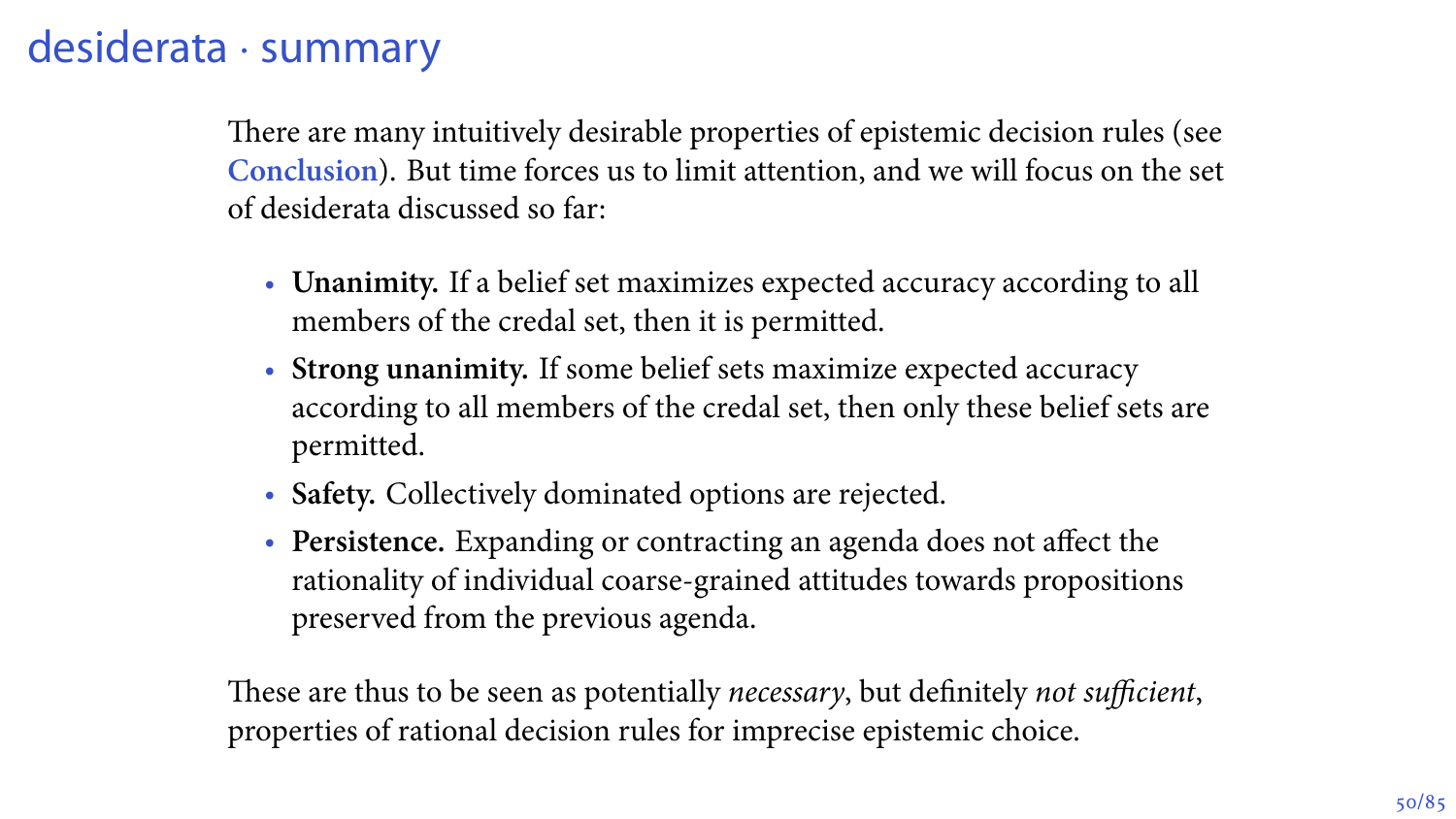# desiderata · summary

There are many intuitively desirable properties of epistemic decision rules (see **Conclusion**). But time forces us to limit attention, and we will focus on the set of desiderata discussed so far:

- **Unanimity.** If a belief set maximizes expected accuracy according to all members of the credal set, then it is permitted.
- **Strong unanimity.** If some belief sets maximize expected accuracy according to all members of the credal set, then only these belief sets are permitted.
- **Safety.** Collectively dominated options are rejected.
- **Persistence.** Expanding or contracting an agenda does not affect the rationality of individual coarse-grained attitudes towards propositions preserved from the previous agenda.

These are thus to be seen as potentially *necessary*, but definitely *not sufficient*, properties of rational decision rules for imprecise epistemic choice.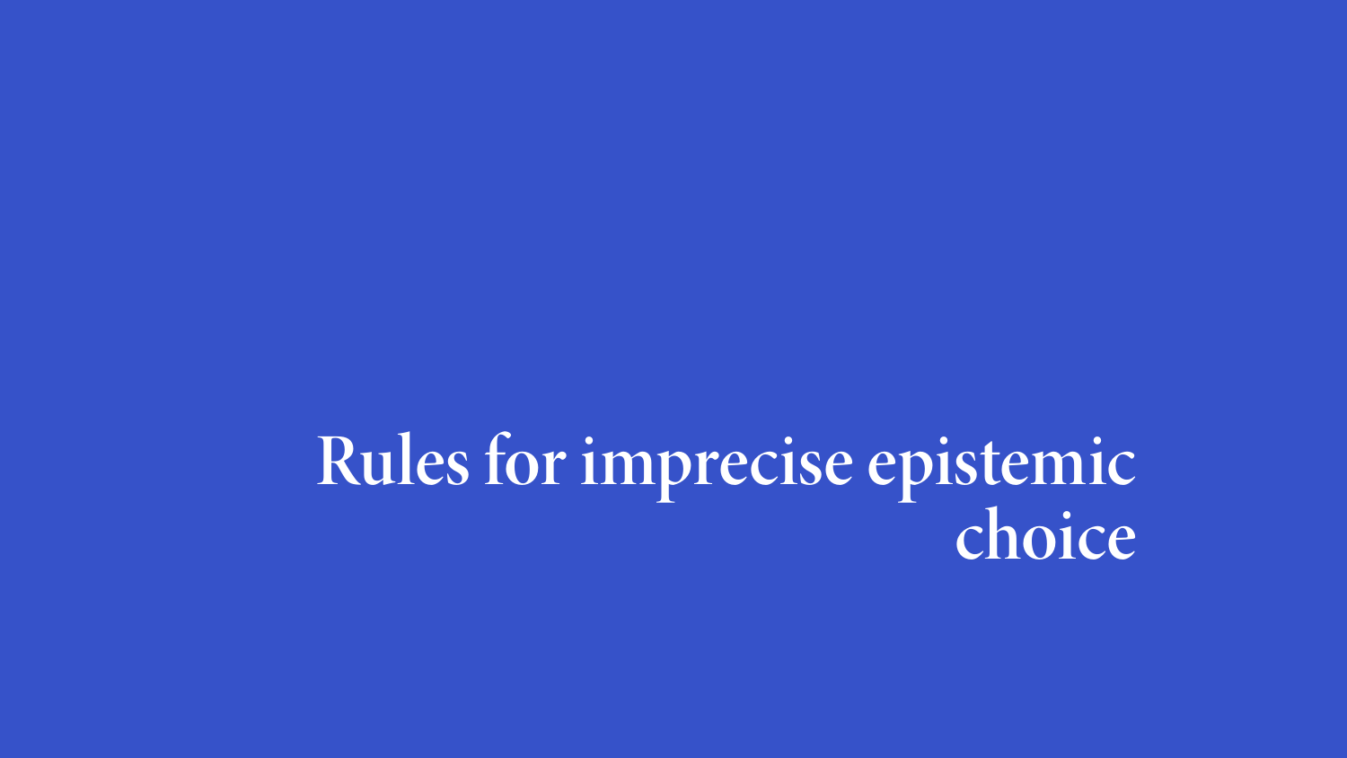# Rules for imprecise epistemic choice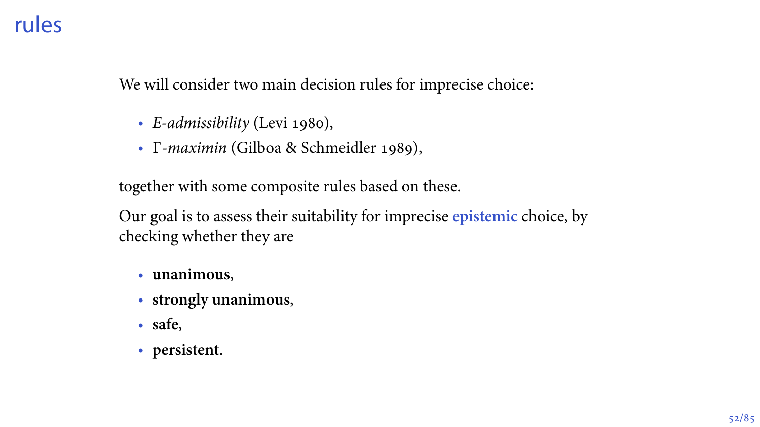# rules

We will consider two main decision rules for imprecise choice:

- *E-admissibility* (Levi 1980),
- $\Gamma$-*maximin* (Gilboa & Schmeidler 1989),

together with some composite rules based on these.

Our goal is to assess their suitability for imprecise **epistemic** choice, by checking whether they are

- **unanimous**,
- **strongly unanimous**,
- **safe**,
- **persistent**.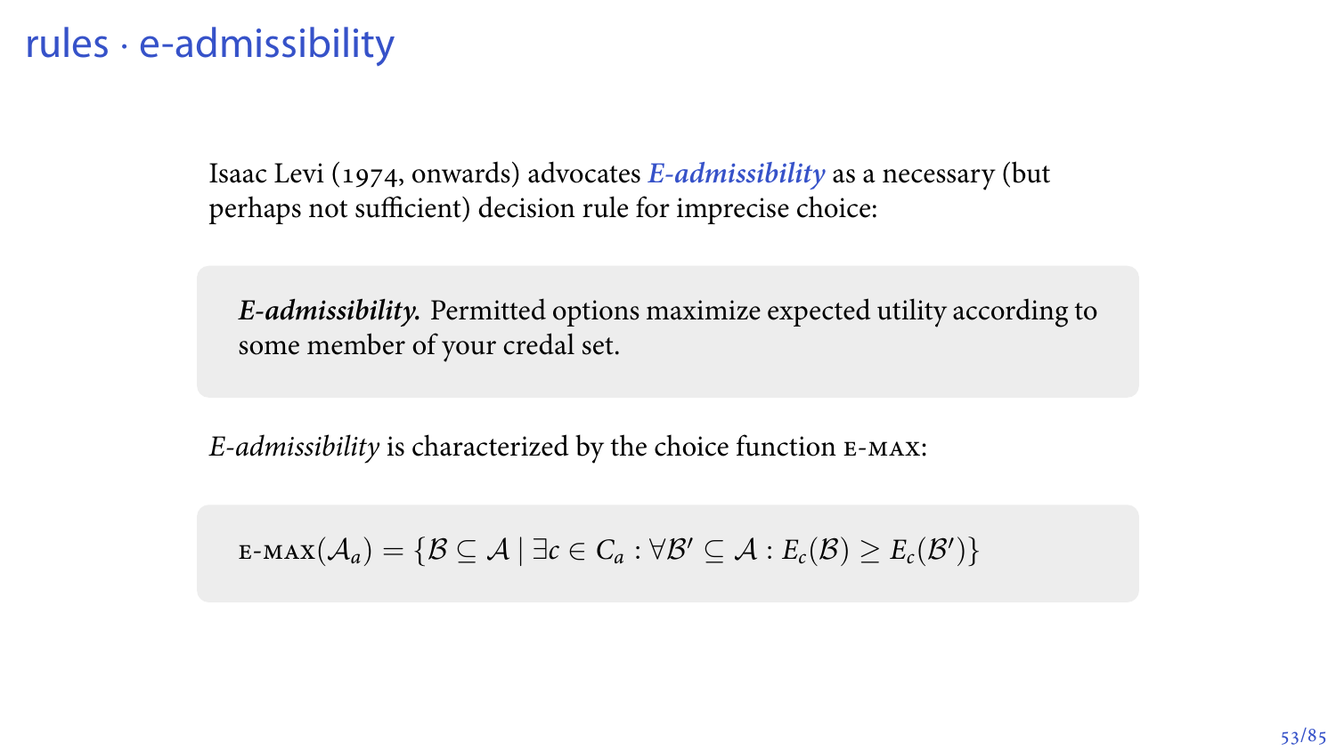# rules · e-admissibility

Isaac Levi (1974, onwards) advocates ***E-admissibility*** as a necessary (but perhaps not sufficient) decision rule for imprecise choice:

> ***E-admissibility.*** Permitted options maximize expected utility according to some member of your credal set.

*E-admissibility* is characterized by the choice function E-MAX:

$$\text{E-MAX}(\mathcal{A}_a) = \{\mathcal{B} \subseteq \mathcal{A} \mid \exists c \in C_a : \forall \mathcal{B}' \subseteq \mathcal{A} : E_c(\mathcal{B}) \geq E_c(\mathcal{B}')\}$$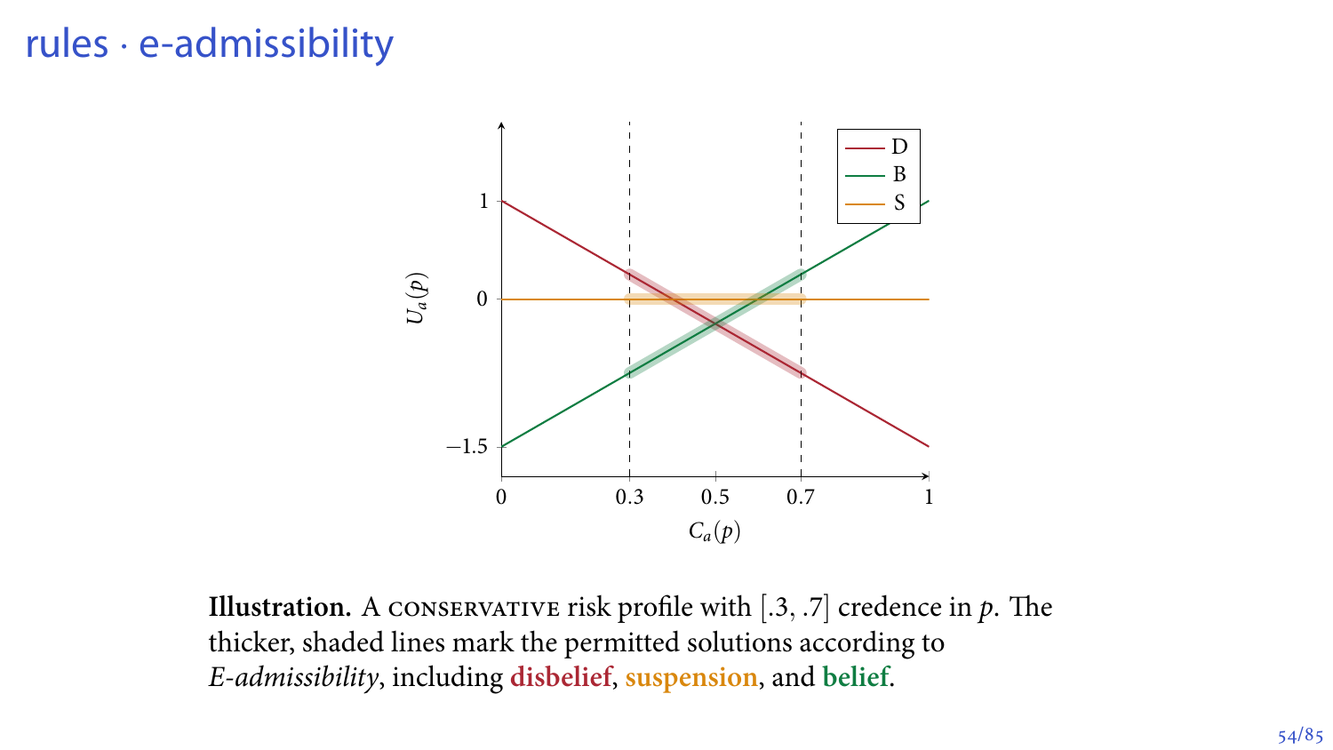# rules · e-admissibility

**Illustration.** A conservative risk profile with $[.3, .7]$ credence in $p$. The thicker, shaded lines mark the permitted solutions according to *E-admissibility*, including **disbelief**, **suspension**, and **belief**.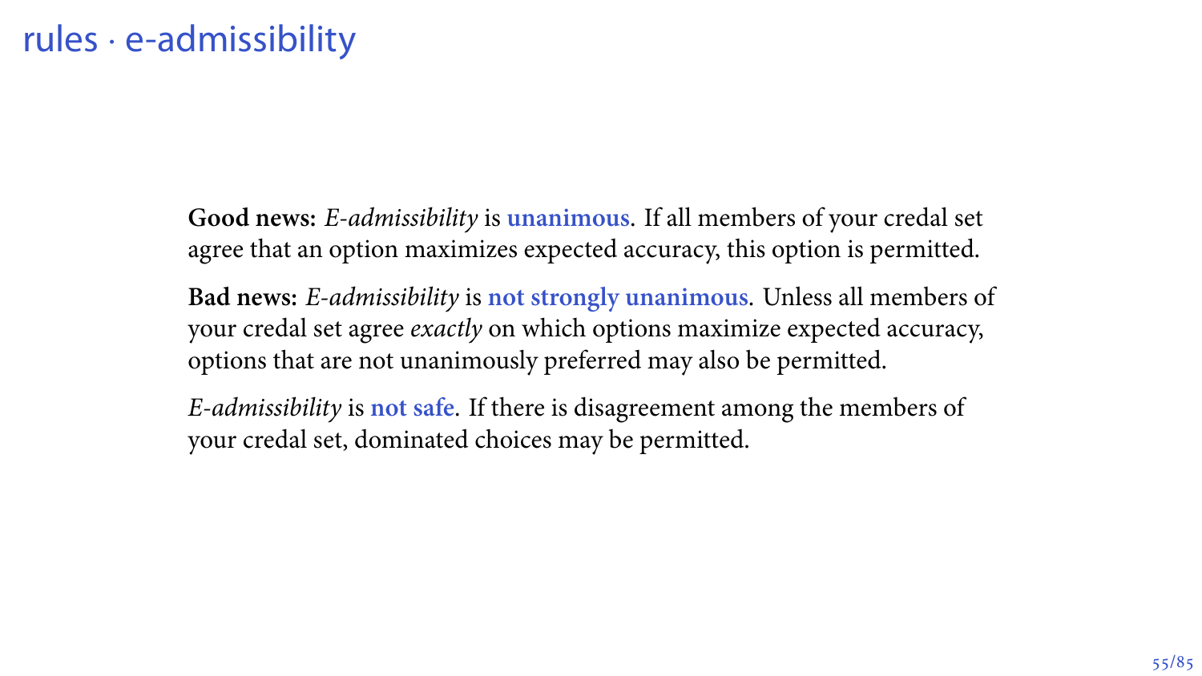# rules · e-admissibility

**Good news:** *E-admissibility* is **unanimous**. If all members of your credal set agree that an option maximizes expected accuracy, this option is permitted.

**Bad news:** *E-admissibility* is **not strongly unanimous**. Unless all members of your credal set agree *exactly* on which options maximize expected accuracy, options that are not unanimously preferred may also be permitted.

*E-admissibility* is **not safe**. If there is disagreement among the members of your credal set, dominated choices may be permitted.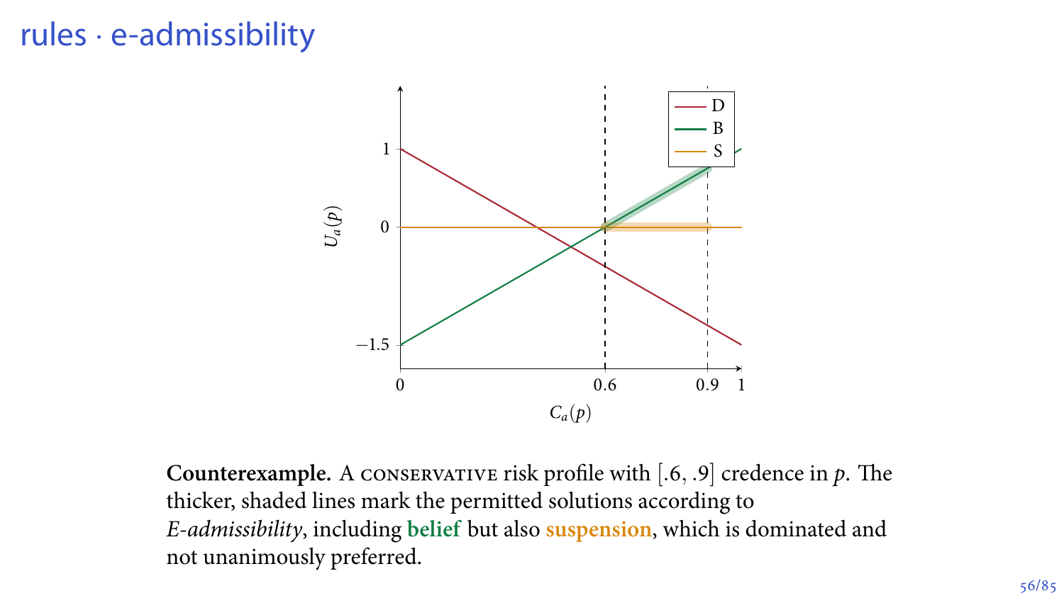# rules · e-admissibility

**Counterexample.** A CONSERVATIVE risk profile with $[.6, .9]$ credence in $p$. The thicker, shaded lines mark the permitted solutions according to *E-admissibility*, including **belief** but also **suspension**, which is dominated and not unanimously preferred.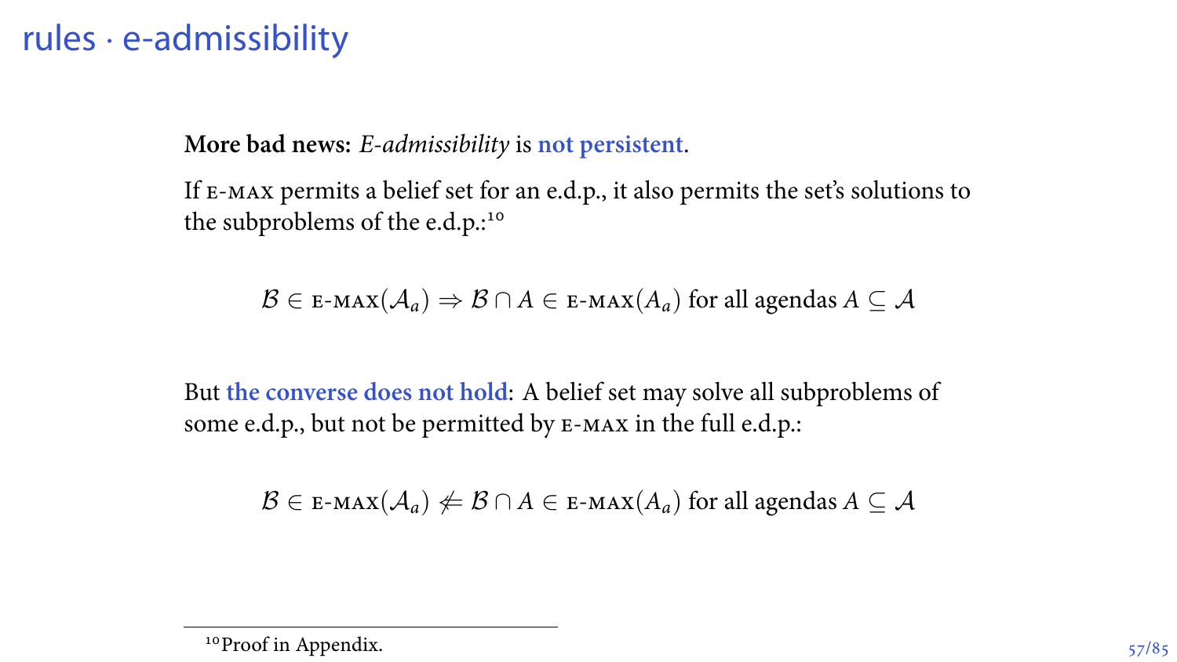# rules · e-admissibility

**More bad news:** *E-admissibility* is **not persistent**.

If E-MAX permits a belief set for an e.d.p., it also permits the set's solutions to the subproblems of the e.d.p.:[10]

$$\mathcal{B} \in \text{E-MAX}(\mathcal{A}_a) \Rightarrow \mathcal{B} \cap A \in \text{E-MAX}(A_a) \text{ for all agendas } A \subseteq \mathcal{A}$$

But **the converse does not hold**: A belief set may solve all subproblems of some e.d.p., but not be permitted by E-MAX in the full e.d.p.:

$$\mathcal{B} \in \text{E-MAX}(\mathcal{A}_a) \not\Leftarrow \mathcal{B} \cap A \in \text{E-MAX}(A_a) \text{ for all agendas } A \subseteq \mathcal{A}$$

[10] Proof in Appendix.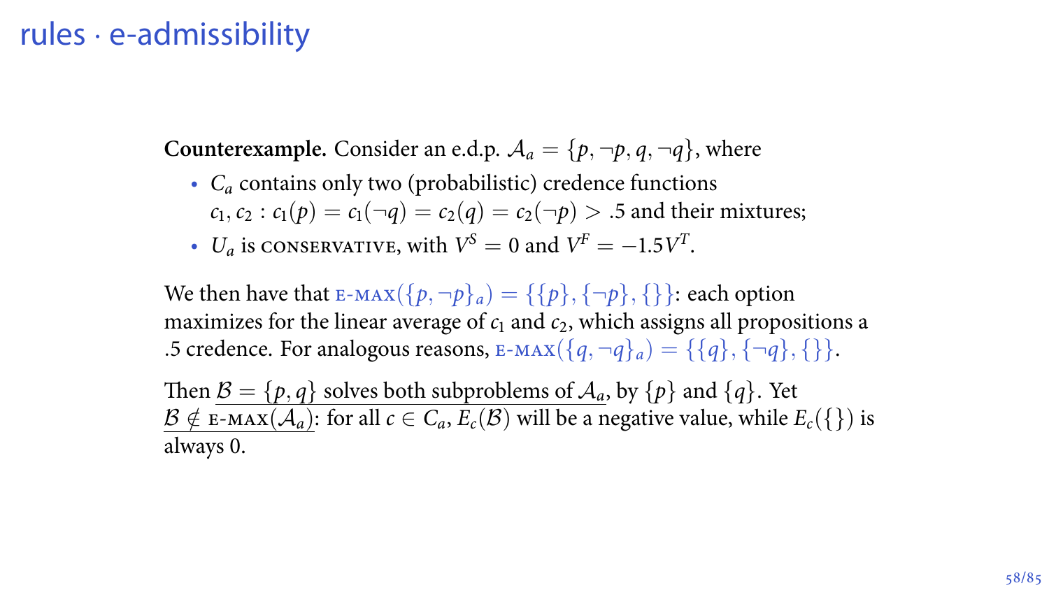## rules · e-admissibility

**Counterexample.** Consider an e.d.p. $\mathcal{A}_a = \{p, \neg p, q, \neg q\}$, where

- $C_a$ contains only two (probabilistic) credence functions $c_1, c_2 : c_1(p) = c_1(\neg q) = c_2(q) = c_2(\neg p) > .5$ and their mixtures;
- $U_a$ is CONSERVATIVE, with $V^S = 0$ and $V^F = -1.5V^T$.

We then have that $\text{E-MAX}(\{p, \neg p\}_a) = \{\{p\}, \{\neg p\}, \{\}\}$: each option maximizes for the linear average of $c_1$ and $c_2$, which assigns all propositions a .5 credence. For analogous reasons, $\text{E-MAX}(\{q, \neg q\}_a) = \{\{q\}, \{\neg q\}, \{\}\}$.

Then $\mathcal{B} = \{p, q\}$ solves both subproblems of $\mathcal{A}_a$, by $\{p\}$ and $\{q\}$. Yet $\mathcal{B} \notin \text{E-MAX}(\mathcal{A}_a)$: for all $c \in C_a$, $E_c(\mathcal{B})$ will be a negative value, while $E_c(\{\})$ is always 0.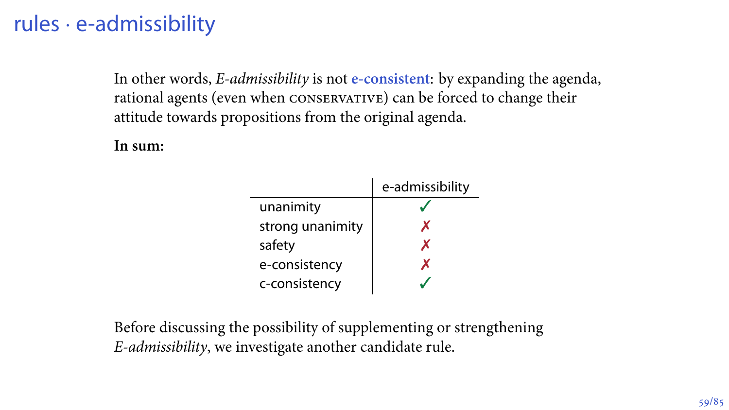# rules · e-admissibility

In other words, *E-admissibility* is not **e-consistent**: by expanding the agenda, rational agents (even when CONSERVATIVE) can be forced to change their attitude towards propositions from the original agenda.

**In sum:**

| | e-admissibility |
|---|---|
| unanimity | ✓ |
| strong unanimity | ✗ |
| safety | ✗ |
| e-consistency | ✗ |
| c-consistency | ✓ |

Before discussing the possibility of supplementing or strengthening *E-admissibility*, we investigate another candidate rule.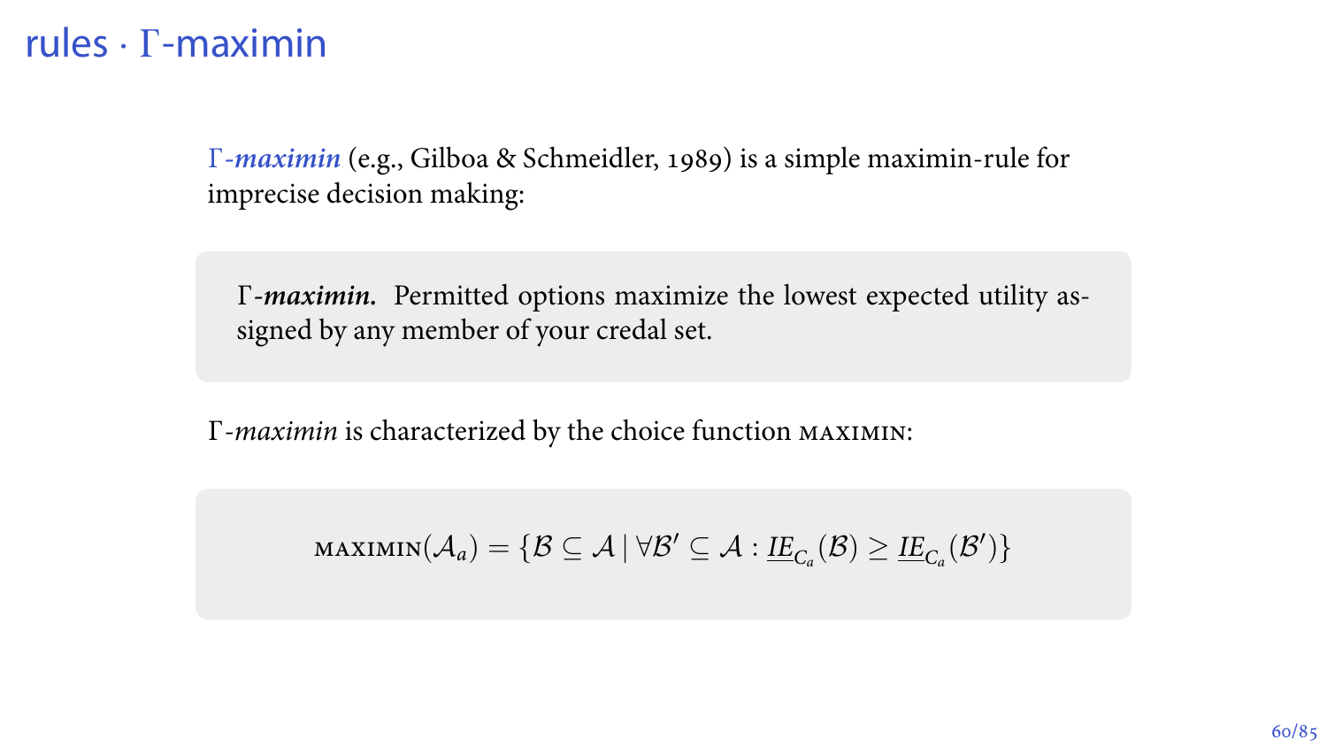# rules · Γ-maximin

*Γ-maximin* (e.g., Gilboa & Schmeidler, 1989) is a simple maximin-rule for imprecise decision making:

> **Γ-*maximin.*** Permitted options maximize the lowest expected utility assigned by any member of your credal set.

*Γ-maximin* is characterized by the choice function MAXIMIN:

$$\textsc{maximin}(\mathcal{A}_a) = \{\mathcal{B} \subseteq \mathcal{A} \mid \forall \mathcal{B}' \subseteq \mathcal{A} : \underline{IE}_{C_a}(\mathcal{B}) \geq \underline{IE}_{C_a}(\mathcal{B}')\}$$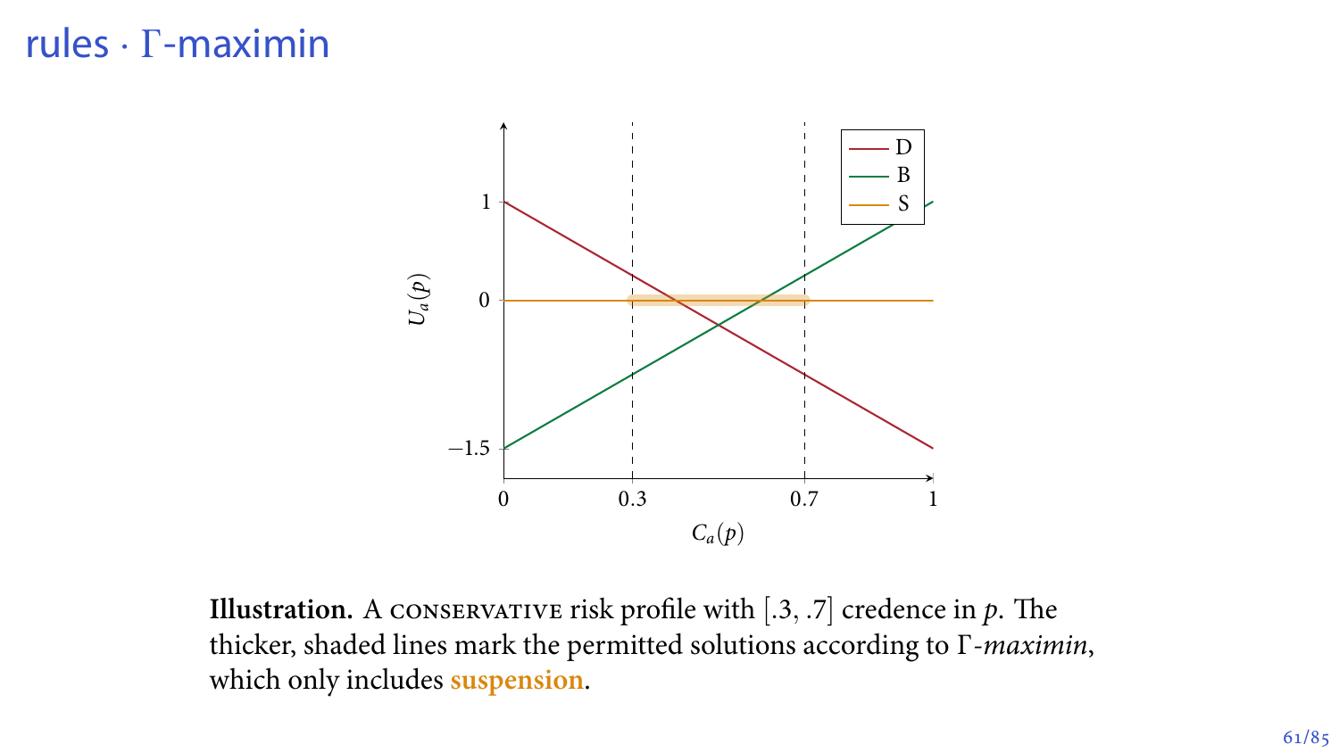# rules · Γ-maximin

**Illustration.** A CONSERVATIVE risk profile with $[.3, .7]$ credence in $p$. The thicker, shaded lines mark the permitted solutions according to Γ-*maximin*, which only includes **suspension**.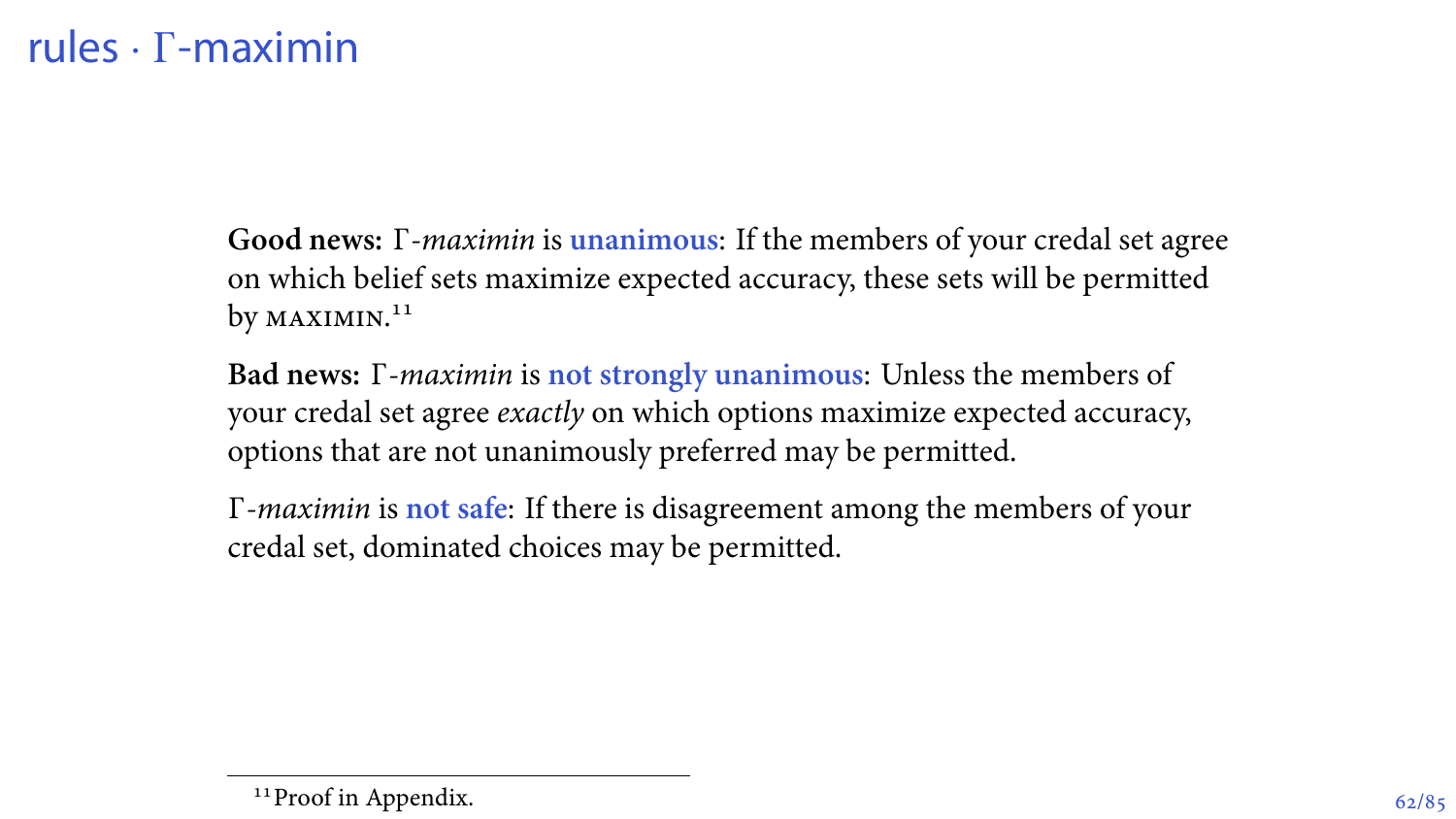# rules · Γ-maximin

**Good news:** Γ-*maximin* is **unanimous**: If the members of your credal set agree on which belief sets maximize expected accuracy, these sets will be permitted by MAXIMIN.[11]

**Bad news:** Γ-*maximin* is **not strongly unanimous**: Unless the members of your credal set agree *exactly* on which options maximize expected accuracy, options that are not unanimously preferred may be permitted.

Γ-*maximin* is **not safe**: If there is disagreement among the members of your credal set, dominated choices may be permitted.

[11] Proof in Appendix.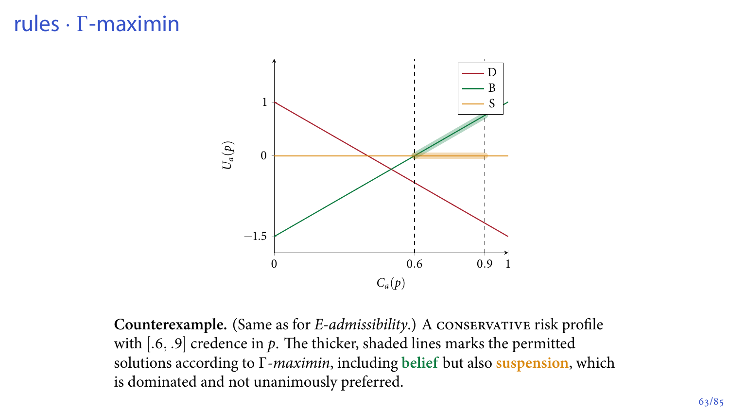# rules · Γ-maximin

**Counterexample.** (Same as for *E-admissibility*.) A CONSERVATIVE risk profile with $[.6, .9]$ credence in $p$. The thicker, shaded lines marks the permitted solutions according to Γ-*maximin*, including **belief** but also **suspension**, which is dominated and not unanimously preferred.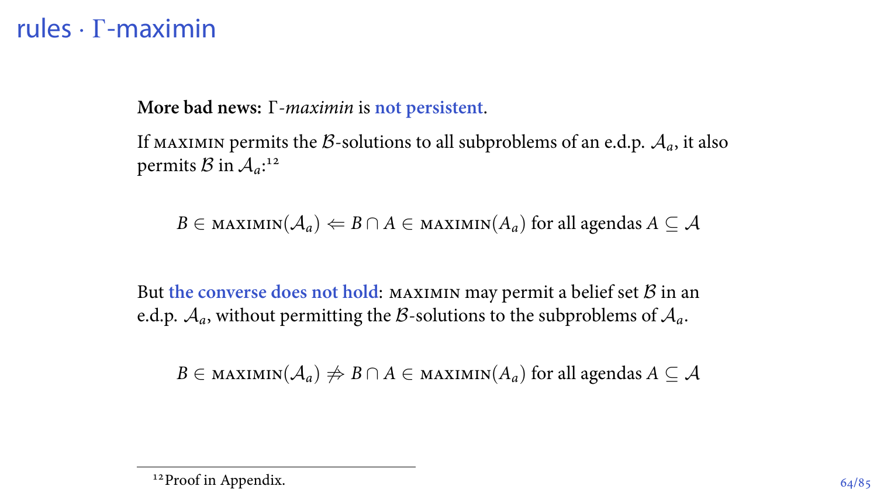# rules · Γ-maximin

**More bad news:** Γ-*maximin* is **not persistent**.

If MAXIMIN permits the $\mathcal{B}$-solutions to all subproblems of an e.d.p. $\mathcal{A}_a$, it also permits $\mathcal{B}$ in $\mathcal{A}_a$:[12]

$$B \in \text{MAXIMIN}(\mathcal{A}_a) \Leftarrow B \cap A \in \text{MAXIMIN}(A_a) \text{ for all agendas } A \subseteq \mathcal{A}$$

But **the converse does not hold**: MAXIMIN may permit a belief set $\mathcal{B}$ in an e.d.p. $\mathcal{A}_a$, without permitting the $\mathcal{B}$-solutions to the subproblems of $\mathcal{A}_a$.

$$B \in \text{MAXIMIN}(\mathcal{A}_a) \not\Rightarrow B \cap A \in \text{MAXIMIN}(A_a) \text{ for all agendas } A \subseteq \mathcal{A}$$

[12] Proof in Appendix.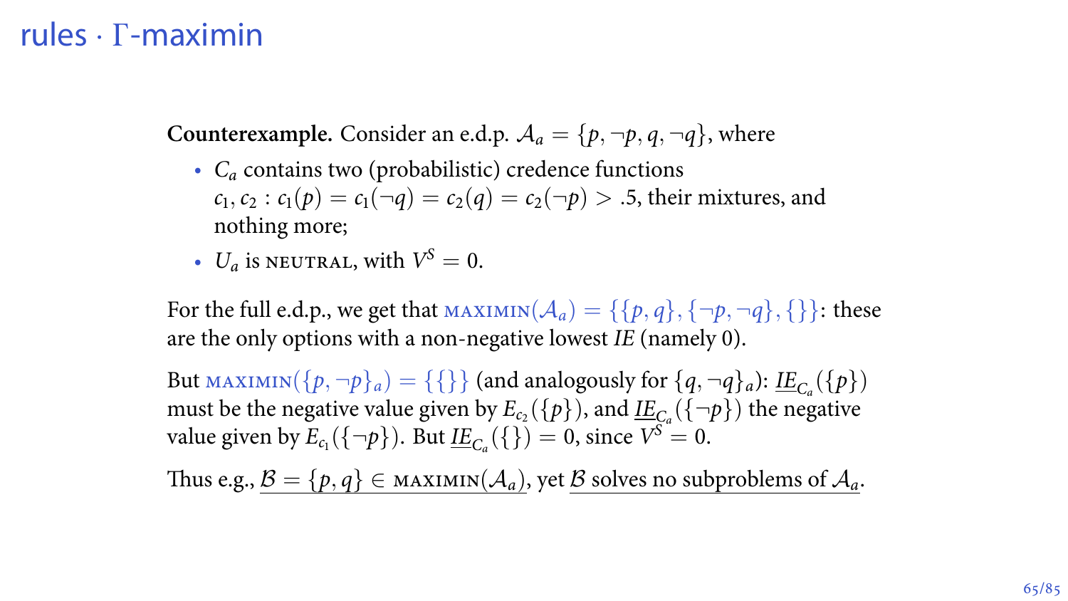# rules · Γ-maximin

**Counterexample.** Consider an e.d.p. $\mathcal{A}_a = \{p, \neg p, q, \neg q\}$, where

- $C_a$ contains two (probabilistic) credence functions $c_1, c_2 : c_1(p) = c_1(\neg q) = c_2(q) = c_2(\neg p) > .5$, their mixtures, and nothing more;
- $U_a$ is NEUTRAL, with $V^S = 0$.

For the full e.d.p., we get that $\textsc{maximin}(\mathcal{A}_a) = \{\{p, q\}, \{\neg p, \neg q\}, \{\}\}$: these are the only options with a non-negative lowest $IE$ (namely 0).

But $\textsc{maximin}(\{p, \neg p\}_a) = \{\{\}\}$ (and analogously for $\{q, \neg q\}_a$): $\underline{IE}_{C_a}(\{p\})$ must be the negative value given by $E_{c_2}(\{p\})$, and $\underline{IE}_{C_a}(\{\neg p\})$ the negative value given by $E_{c_1}(\{\neg p\})$. But $\underline{IE}_{C_a}(\{\}) = 0$, since $V^S = 0$.

Thus e.g., $\underline{\mathcal{B} = \{p, q\} \in \textsc{maximin}(\mathcal{A}_a)}$, yet $\underline{\mathcal{B} \text{ solves no subproblems of } \mathcal{A}_a}$.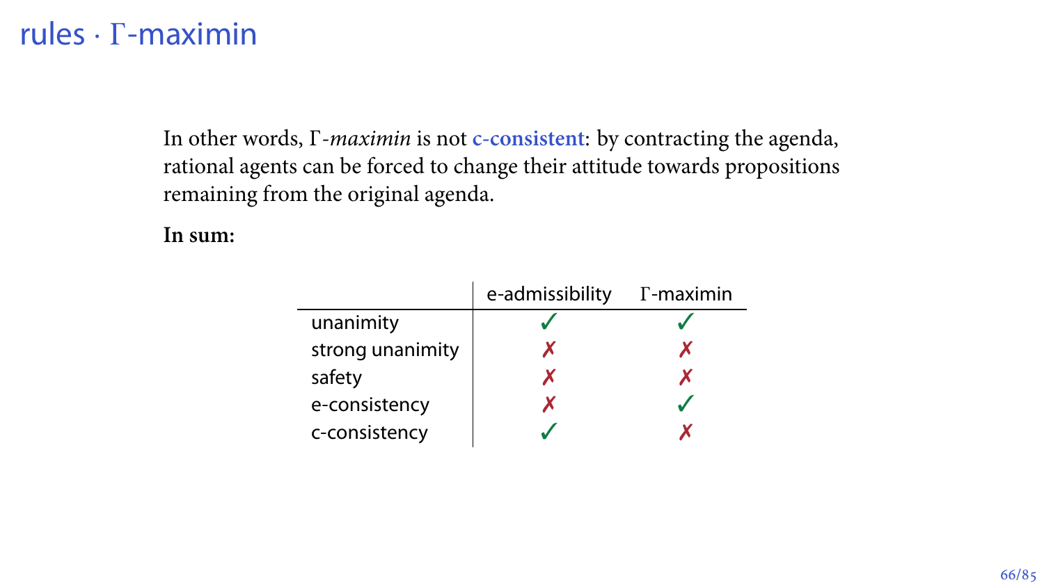# rules · Γ-maximin

In other words, Γ*-maximin* is not **c-consistent**: by contracting the agenda, rational agents can be forced to change their attitude towards propositions remaining from the original agenda.

**In sum:**

| | e-admissibility | Γ-maximin |
|---|---|---|
| unanimity | ✓ | ✓ |
| strong unanimity | ✗ | ✗ |
| safety | ✗ | ✗ |
| e-consistency | ✗ | ✓ |
| c-consistency | ✓ | ✗ |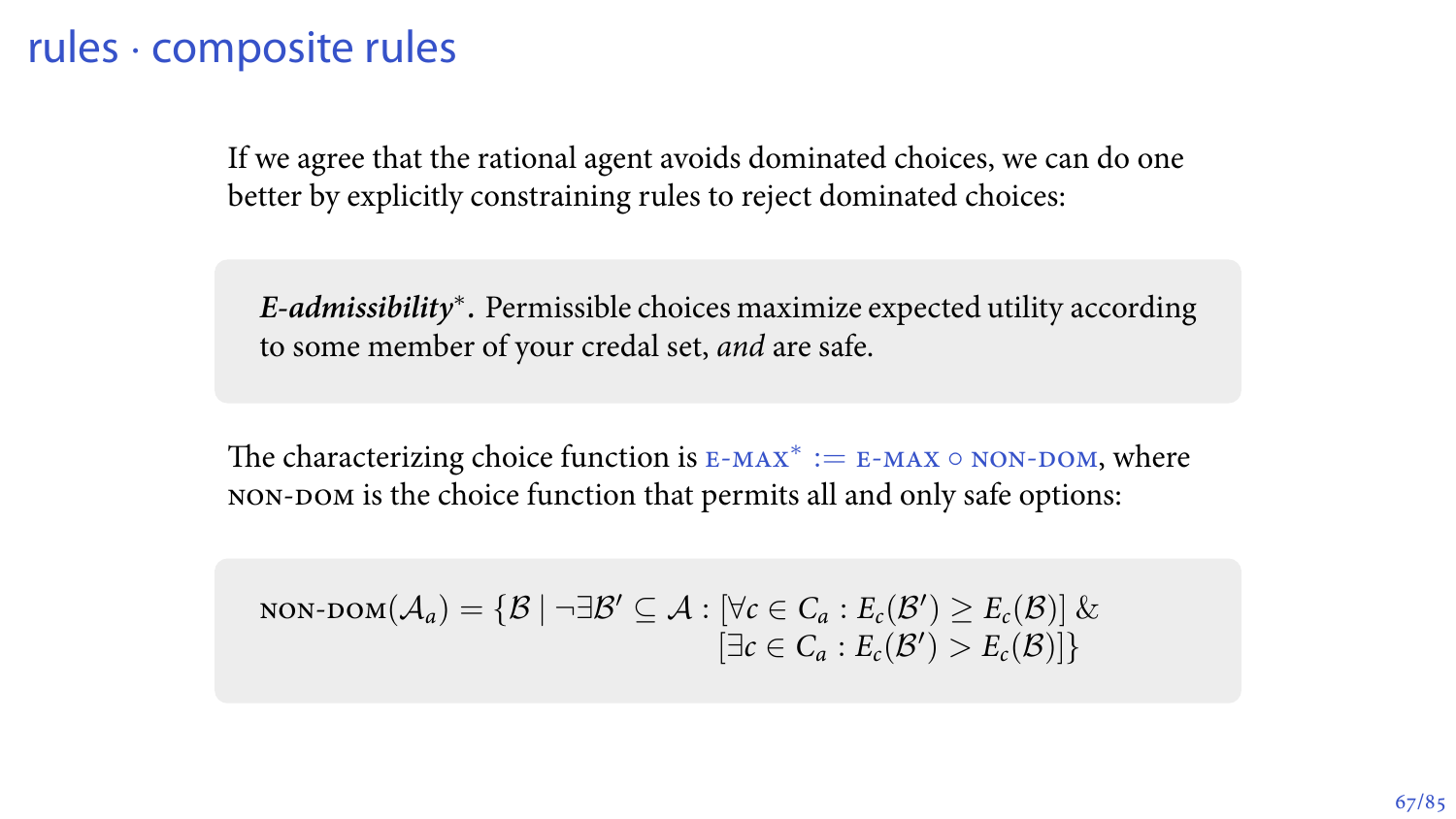# rules · composite rules

If we agree that the rational agent avoids dominated choices, we can do one better by explicitly constraining rules to reject dominated choices:

> ***E-admissibility*$^*$.** Permissible choices maximize expected utility according to some member of your credal set, *and* are safe.

The characterizing choice function is $\textsc{e-max}^* := \textsc{e-max} \circ \textsc{non-dom}$, where $\textsc{non-dom}$ is the choice function that permits all and only safe options:

$$\textsc{non-dom}(\mathcal{A}_a) = \{\mathcal{B} \mid \neg\exists\mathcal{B}' \subseteq \mathcal{A} : [\forall c \in C_a : E_c(\mathcal{B}') \geq E_c(\mathcal{B})] \ \& \ [\exists c \in C_a : E_c(\mathcal{B}') > E_c(\mathcal{B})]\}$$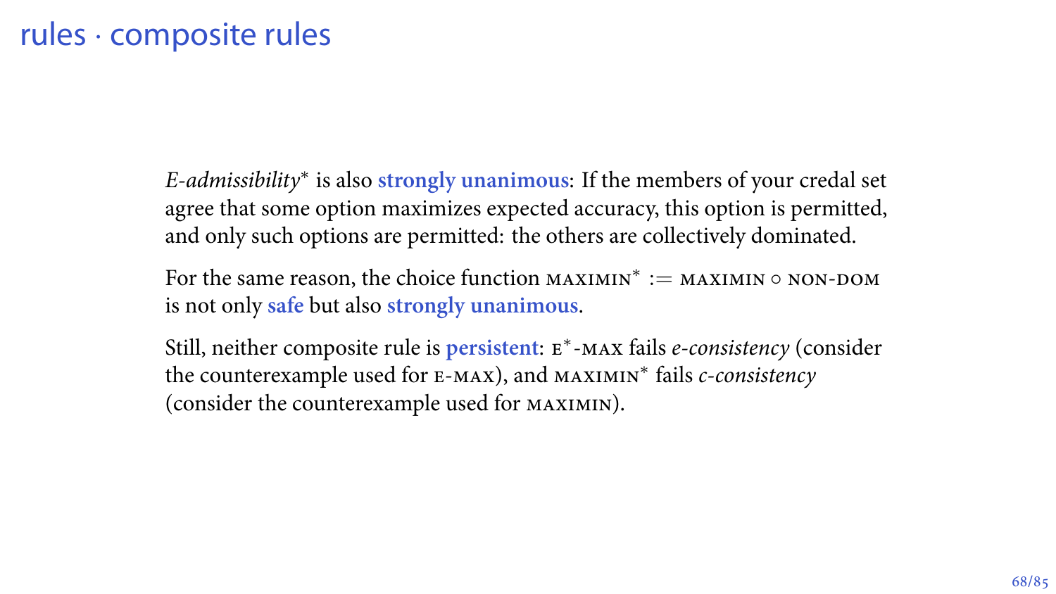# rules · composite rules

*E-admissibility*$^*$ is also **strongly unanimous**: If the members of your credal set agree that some option maximizes expected accuracy, this option is permitted, and only such options are permitted: the others are collectively dominated.

For the same reason, the choice function MAXIMIN$^*$ $:=$ MAXIMIN $\circ$ NON-DOM is not only **safe** but also **strongly unanimous**.

Still, neither composite rule is **persistent**: E$^*$-MAX fails *e-consistency* (consider the counterexample used for E-MAX), and MAXIMIN$^*$ fails *c-consistency* (consider the counterexample used for MAXIMIN).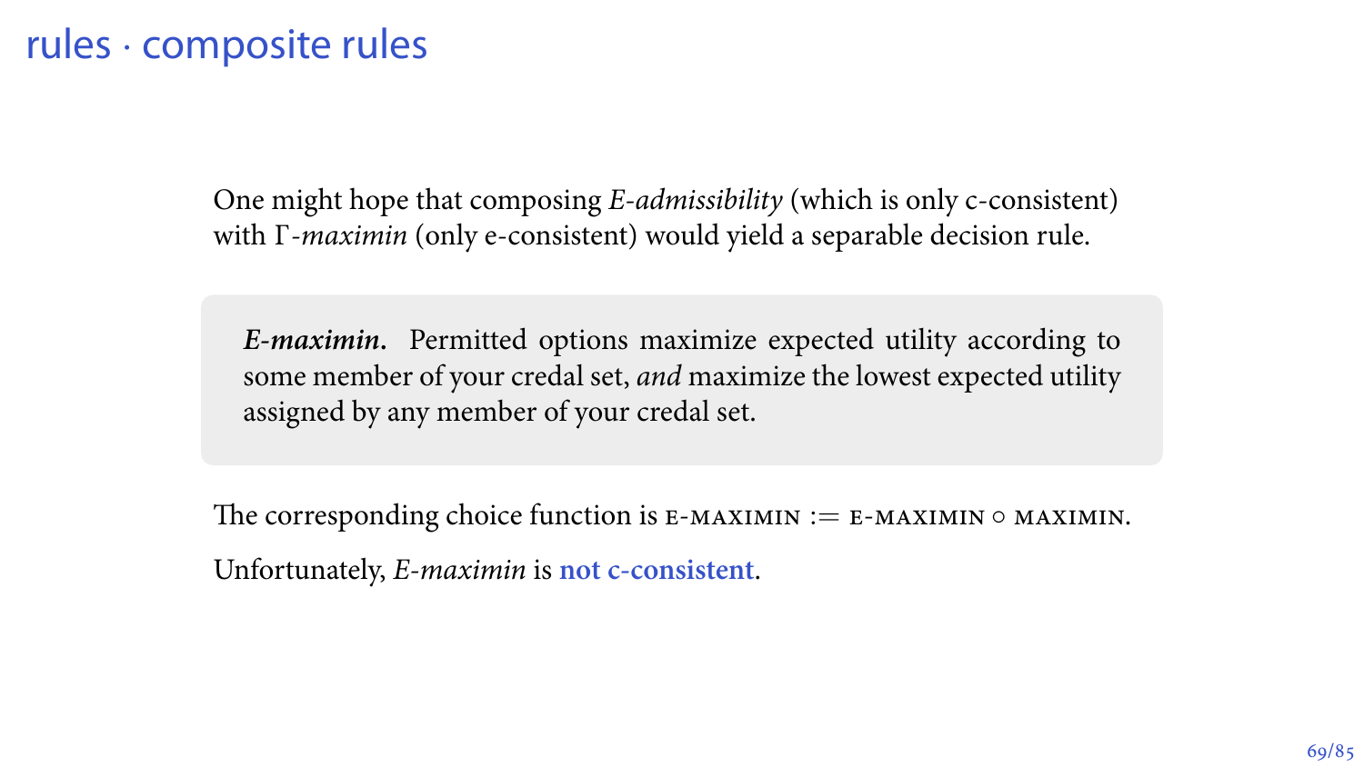# rules · composite rules

One might hope that composing *E-admissibility* (which is only c-consistent) with Γ*-maximin* (only e-consistent) would yield a separable decision rule.

> ***E-maximin.*** Permitted options maximize expected utility according to some member of your credal set, *and* maximize the lowest expected utility assigned by any member of your credal set.

The corresponding choice function is E-MAXIMIN := E-MAXIMIN ∘ MAXIMIN.

Unfortunately, *E-maximin* is **not c-consistent**.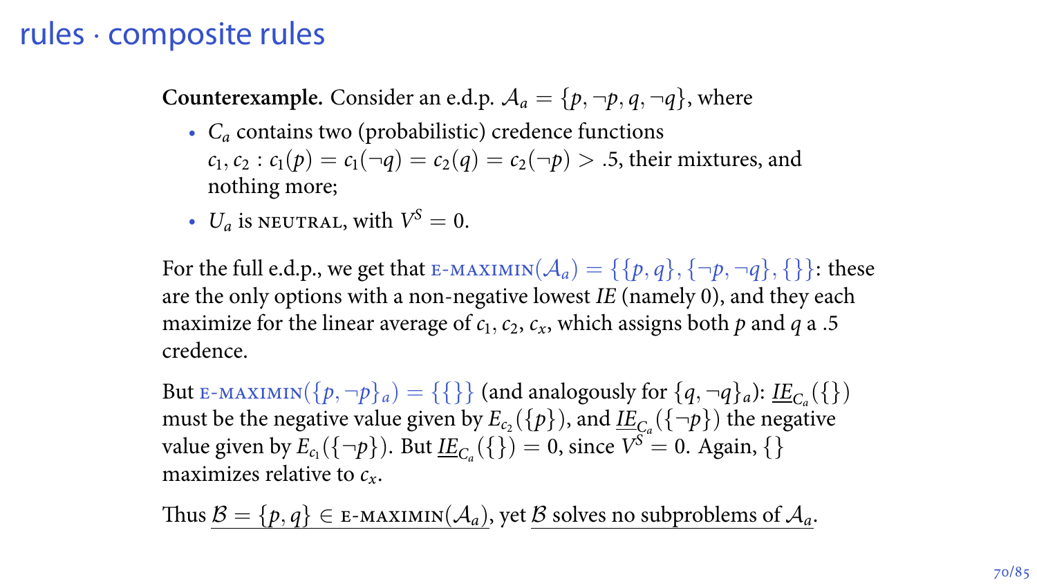# rules · composite rules

**Counterexample.** Consider an e.d.p. $\mathcal{A}_a = \{p, \neg p, q, \neg q\}$, where

- $C_a$ contains two (probabilistic) credence functions $c_1, c_2 : c_1(p) = c_1(\neg q) = c_2(q) = c_2(\neg p) > .5$, their mixtures, and nothing more;
- $U_a$ is NEUTRAL, with $V^S = 0$.

For the full e.d.p., we get that $\text{E-MAXIMIN}(\mathcal{A}_a) = \{\{p, q\}, \{\neg p, \neg q\}, \{\}\}$: these are the only options with a non-negative lowest $IE$ (namely 0), and they each maximize for the linear average of $c_1, c_2, c_x$, which assigns both $p$ and $q$ a .5 credence.

But $\text{E-MAXIMIN}(\{p, \neg p\}_a) = \{\{\}\}$ (and analogously for $\{q, \neg q\}_a$): $\underline{IE}_{C_a}(\{\})$ must be the negative value given by $E_{c_2}(\{p\})$, and $\underline{IE}_{C_a}(\{\neg p\})$ the negative value given by $E_{c_1}(\{\neg p\})$. But $\underline{IE}_{C_a}(\{\}) = 0$, since $V^S = 0$. Again, $\{\}$ maximizes relative to $c_x$.

Thus $\underline{\mathcal{B} = \{p, q\} \in \text{E-MAXIMIN}(\mathcal{A}_a)}$, yet $\underline{\mathcal{B} \text{ solves no subproblems of } \mathcal{A}_a}$.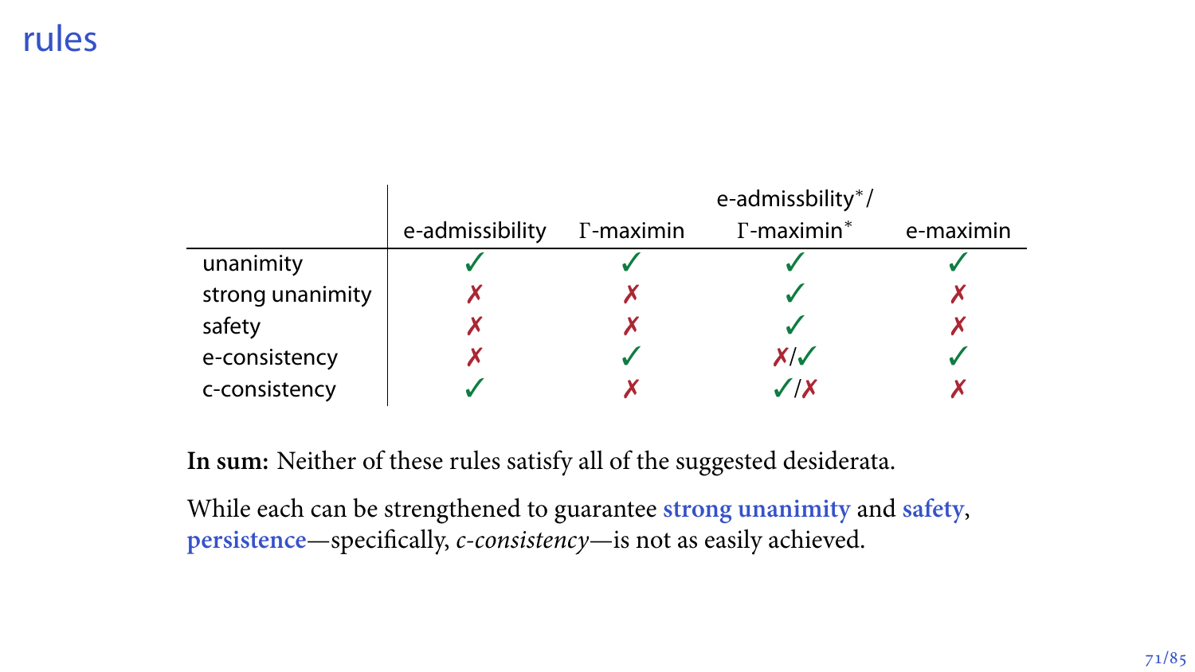# rules

| | e-admissibility | Γ-maximin | e-admissbility*/ Γ-maximin* | e-maximin |
|---|---|---|---|---|
| unanimity | ✓ | ✓ | ✓ | ✓ |
| strong unanimity | ✗ | ✗ | ✓ | ✗ |
| safety | ✗ | ✗ | ✓ | ✗ |
| e-consistency | ✗ | ✓ | ✗/✓ | ✓ |
| c-consistency | ✓ | ✗ | ✓/✗ | ✗ |

**In sum:** Neither of these rules satisfy all of the suggested desiderata.

While each can be strengthened to guarantee **strong unanimity** and **safety**, **persistence**—specifically, *c-consistency*—is not as easily achieved.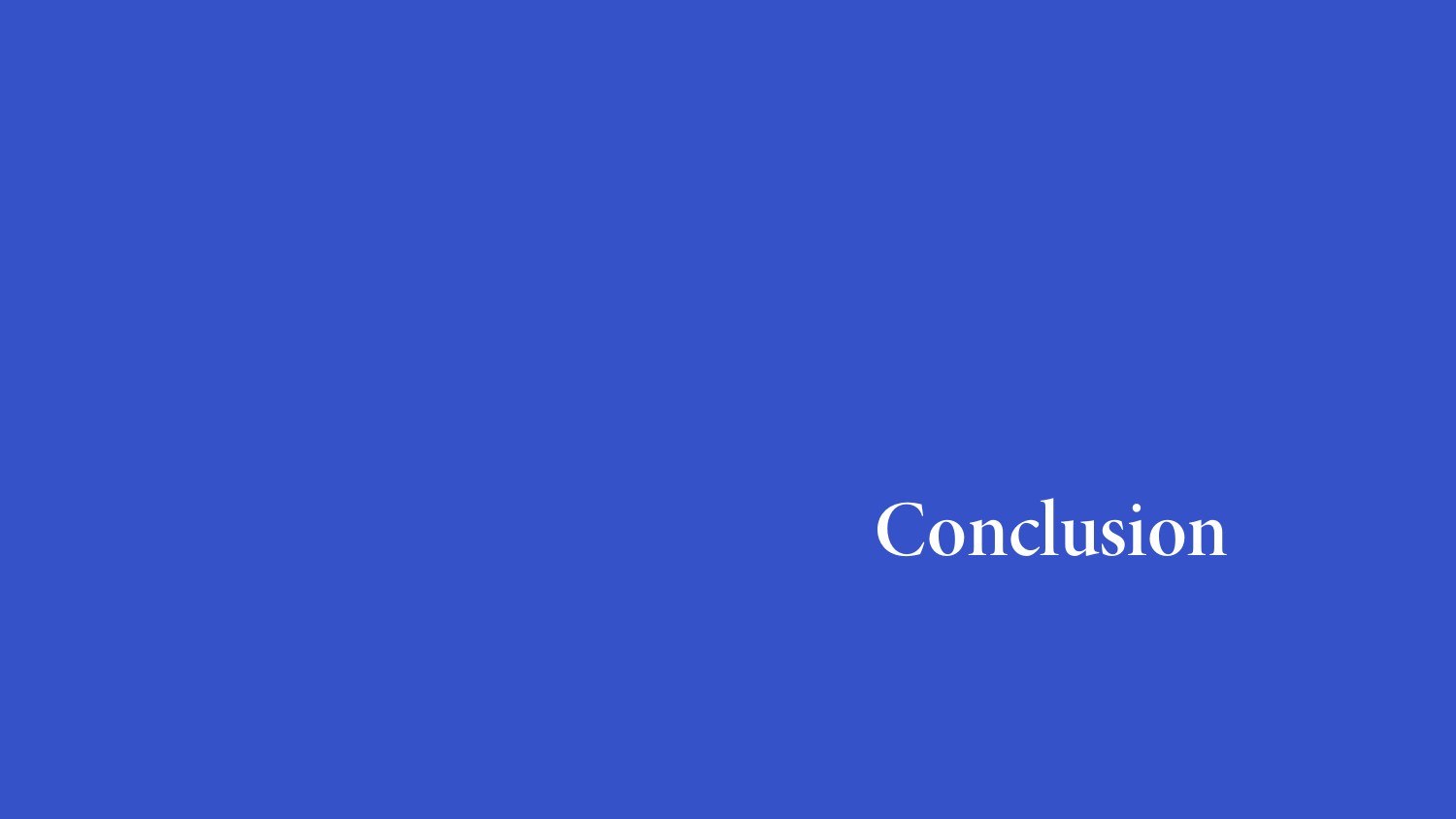# Conclusion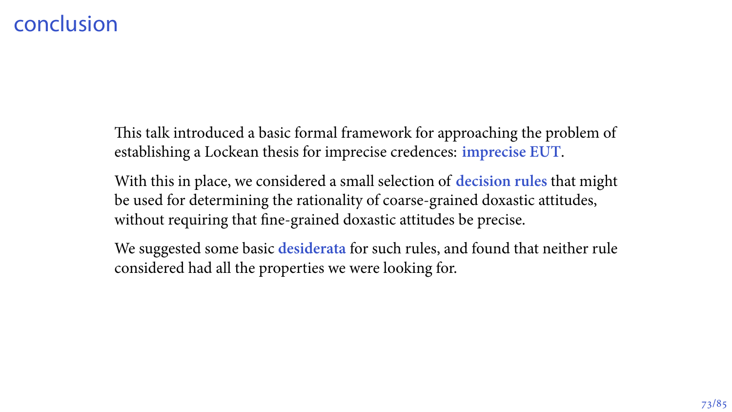# conclusion

This talk introduced a basic formal framework for approaching the problem of establishing a Lockean thesis for imprecise credences: **imprecise EUT**.

With this in place, we considered a small selection of **decision rules** that might be used for determining the rationality of coarse-grained doxastic attitudes, without requiring that fine-grained doxastic attitudes be precise.

We suggested some basic **desiderata** for such rules, and found that neither rule considered had all the properties we were looking for.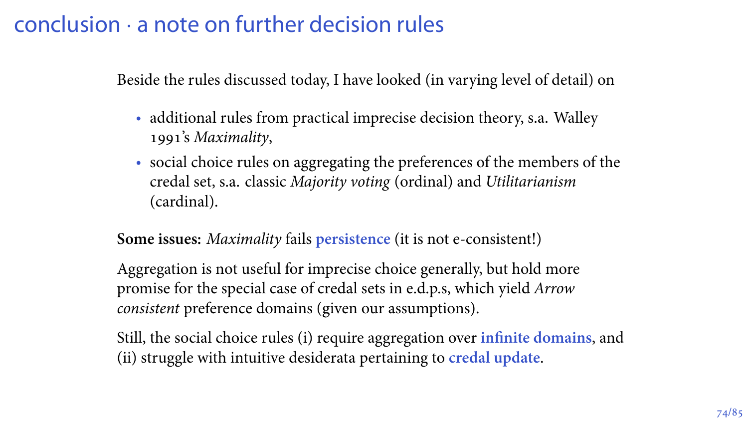# conclusion · a note on further decision rules

Beside the rules discussed today, I have looked (in varying level of detail) on

- additional rules from practical imprecise decision theory, s.a. Walley 1991's *Maximality*,
- social choice rules on aggregating the preferences of the members of the credal set, s.a. classic *Majority voting* (ordinal) and *Utilitarianism* (cardinal).

**Some issues:** *Maximality* fails **persistence** (it is not e-consistent!)

Aggregation is not useful for imprecise choice generally, but hold more promise for the special case of credal sets in e.d.p.s, which yield *Arrow consistent* preference domains (given our assumptions).

Still, the social choice rules (i) require aggregation over **infinite domains**, and (ii) struggle with intuitive desiderata pertaining to **credal update**.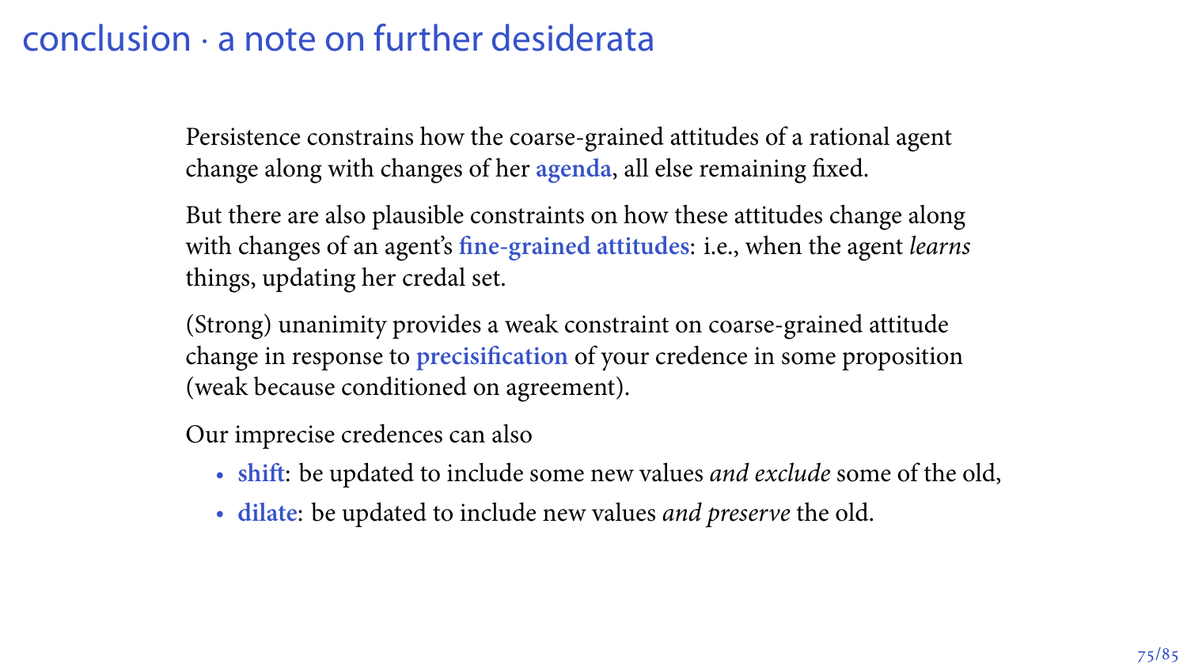# conclusion · a note on further desiderata

Persistence constrains how the coarse-grained attitudes of a rational agent change along with changes of her **agenda**, all else remaining fixed.

But there are also plausible constraints on how these attitudes change along with changes of an agent's **fine-grained attitudes**: i.e., when the agent *learns* things, updating her credal set.

(Strong) unanimity provides a weak constraint on coarse-grained attitude change in response to **precisification** of your credence in some proposition (weak because conditioned on agreement).

Our imprecise credences can also

- **shift**: be updated to include some new values *and exclude* some of the old,
- **dilate**: be updated to include new values *and preserve* the old.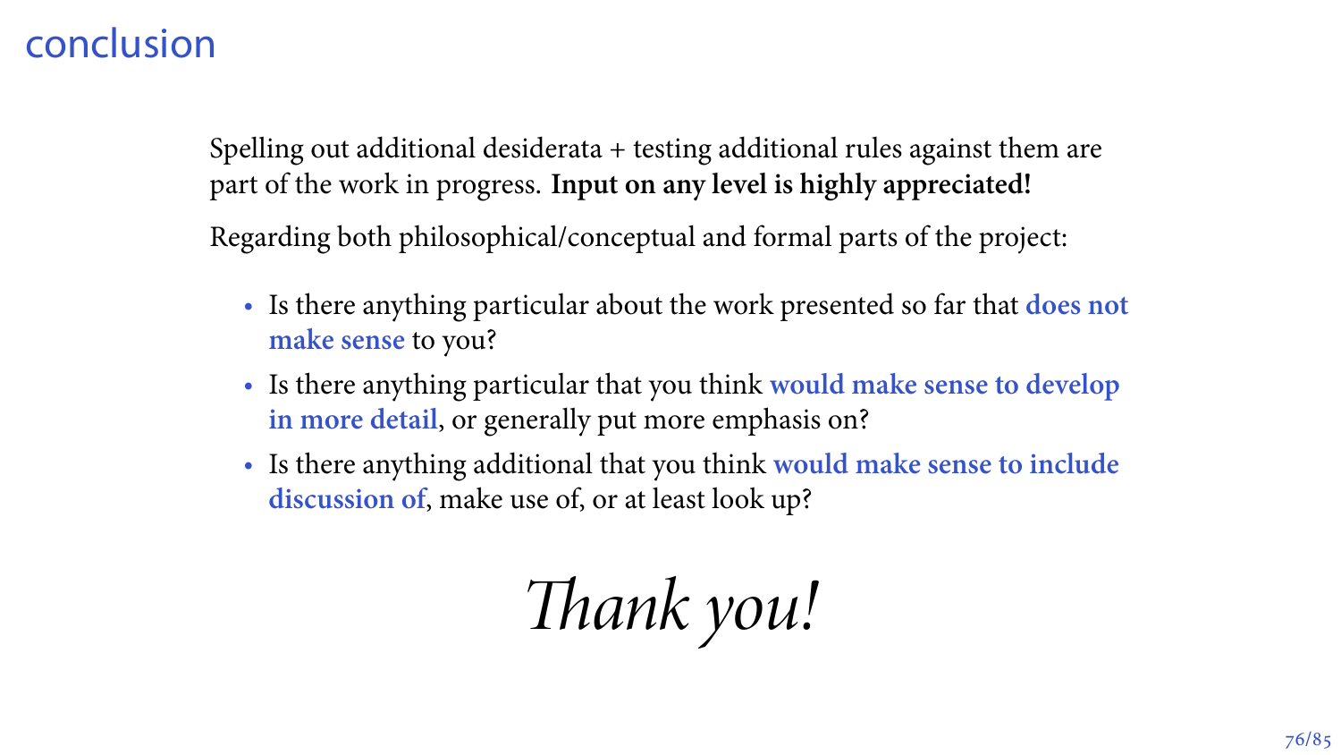# conclusion

Spelling out additional desiderata + testing additional rules against them are part of the work in progress. **Input on any level is highly appreciated!**

Regarding both philosophical/conceptual and formal parts of the project:

- Is there anything particular about the work presented so far that **does not make sense** to you?
- Is there anything particular that you think **would make sense to develop in more detail**, or generally put more emphasis on?
- Is there anything additional that you think **would make sense to include discussion of**, make use of, or at least look up?

*Thank you!*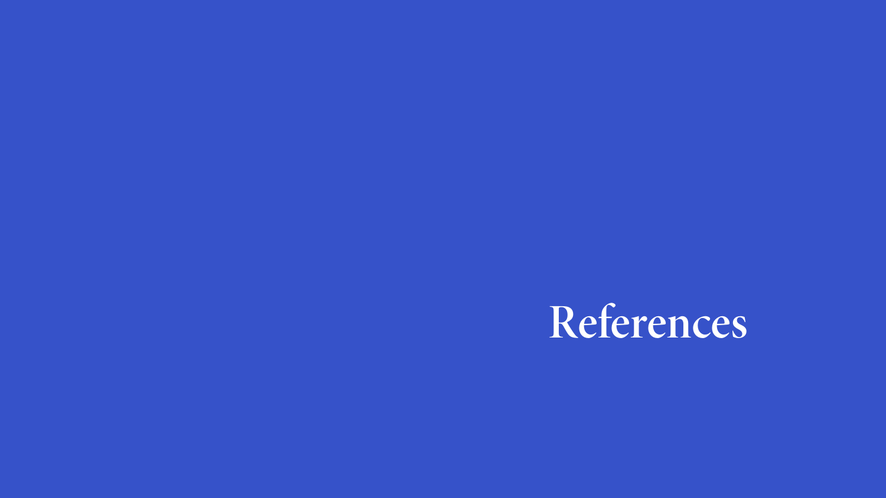# References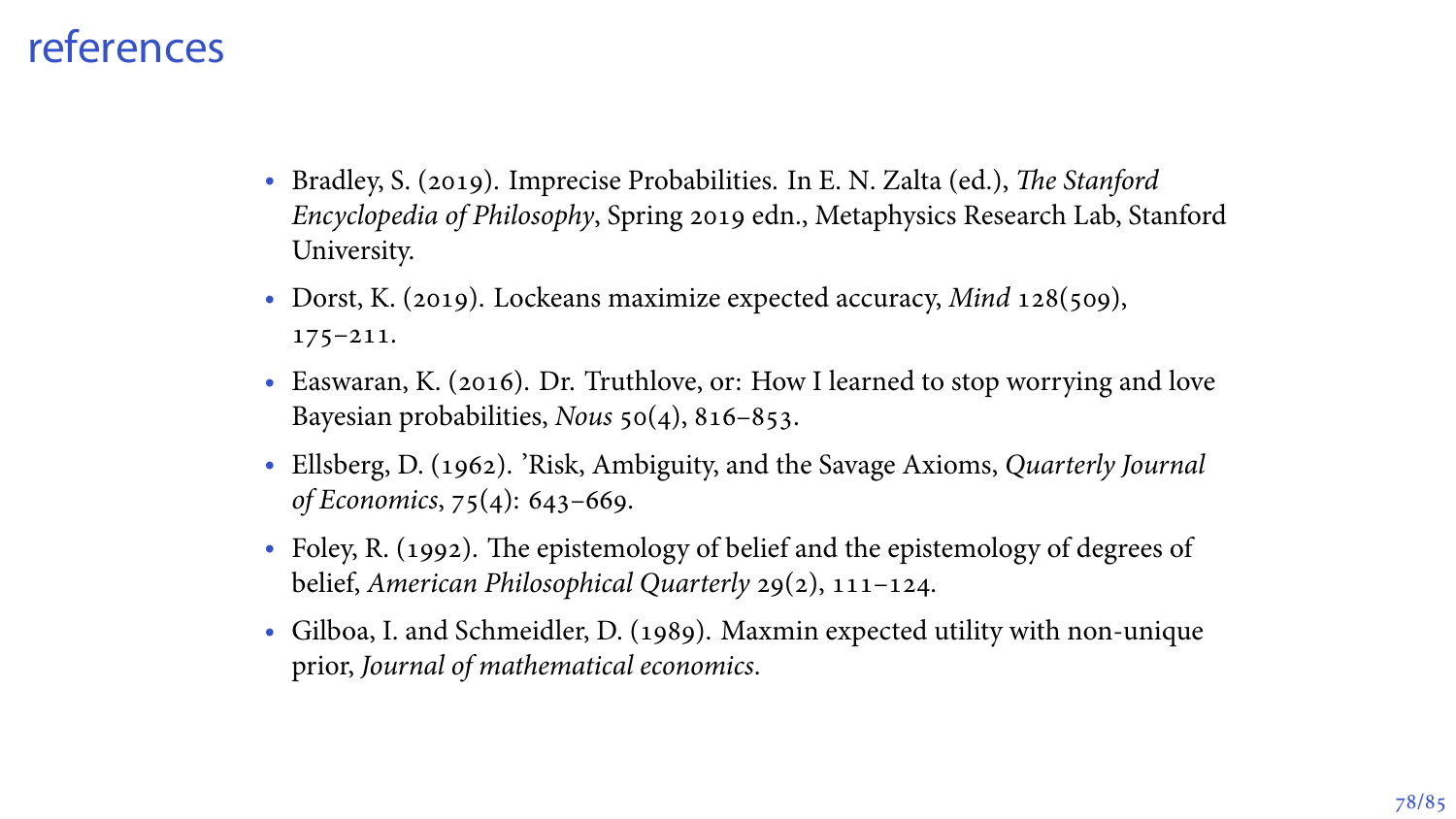# references

- Bradley, S. (2019). Imprecise Probabilities. In E. N. Zalta (ed.), *The Stanford Encyclopedia of Philosophy*, Spring 2019 edn., Metaphysics Research Lab, Stanford University.
- Dorst, K. (2019). Lockeans maximize expected accuracy, *Mind* 128(509), 175–211.
- Easwaran, K. (2016). Dr. Truthlove, or: How I learned to stop worrying and love Bayesian probabilities, *Nous* 50(4), 816–853.
- Ellsberg, D. (1962). 'Risk, Ambiguity, and the Savage Axioms, *Quarterly Journal of Economics*, 75(4): 643–669.
- Foley, R. (1992). The epistemology of belief and the epistemology of degrees of belief, *American Philosophical Quarterly* 29(2), 111–124.
- Gilboa, I. and Schmeidler, D. (1989). Maxmin expected utility with non-unique prior, *Journal of mathematical economics*.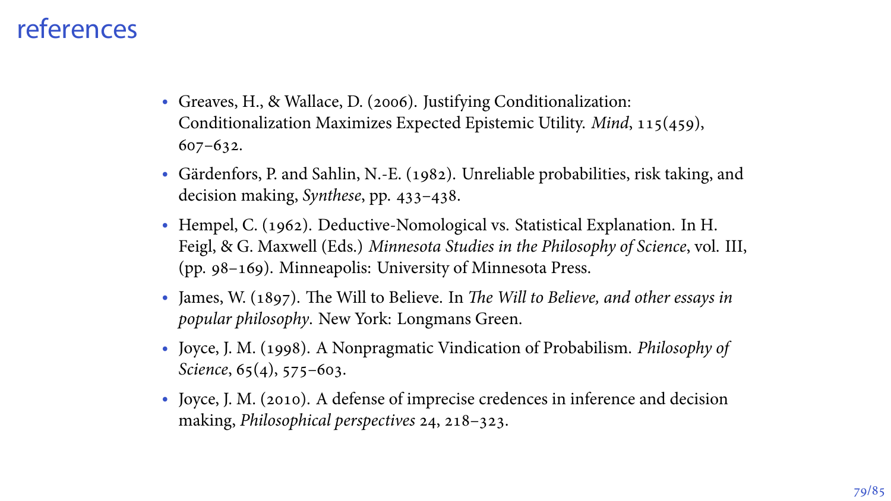# references

- Greaves, H., & Wallace, D. (2006). Justifying Conditionalization: Conditionalization Maximizes Expected Epistemic Utility. *Mind*, 115(459), 607–632.
- Gärdenfors, P. and Sahlin, N.-E. (1982). Unreliable probabilities, risk taking, and decision making, *Synthese*, pp. 433–438.
- Hempel, C. (1962). Deductive-Nomological vs. Statistical Explanation. In H. Feigl, & G. Maxwell (Eds.) *Minnesota Studies in the Philosophy of Science*, vol. III, (pp. 98–169). Minneapolis: University of Minnesota Press.
- James, W. (1897). The Will to Believe. In *The Will to Believe, and other essays in popular philosophy*. New York: Longmans Green.
- Joyce, J. M. (1998). A Nonpragmatic Vindication of Probabilism. *Philosophy of Science*, 65(4), 575–603.
- Joyce, J. M. (2010). A defense of imprecise credences in inference and decision making, *Philosophical perspectives* 24, 218–323.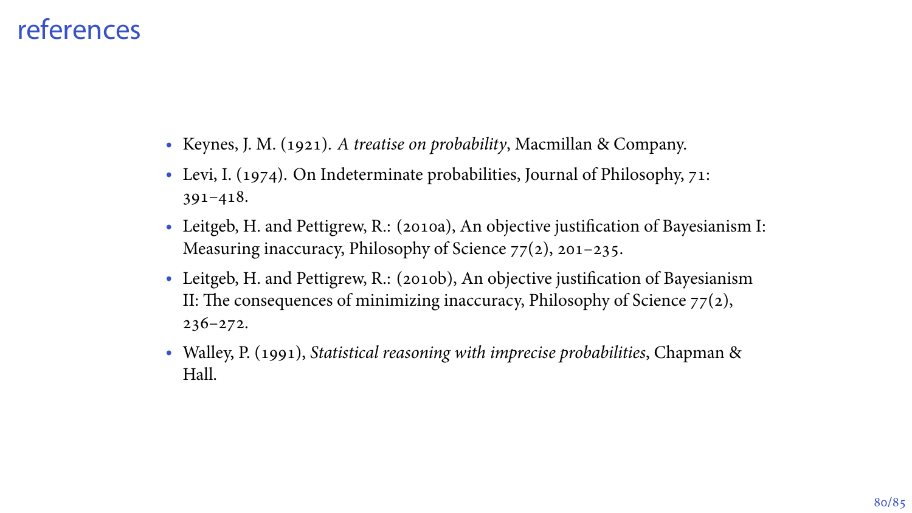# references

- Keynes, J. M. (1921). *A treatise on probability*, Macmillan & Company.
- Levi, I. (1974). On Indeterminate probabilities, Journal of Philosophy, 71: 391–418.
- Leitgeb, H. and Pettigrew, R.: (2010a), An objective justification of Bayesianism I: Measuring inaccuracy, Philosophy of Science 77(2), 201–235.
- Leitgeb, H. and Pettigrew, R.: (2010b), An objective justification of Bayesianism II: The consequences of minimizing inaccuracy, Philosophy of Science 77(2), 236–272.
- Walley, P. (1991), *Statistical reasoning with imprecise probabilities*, Chapman & Hall.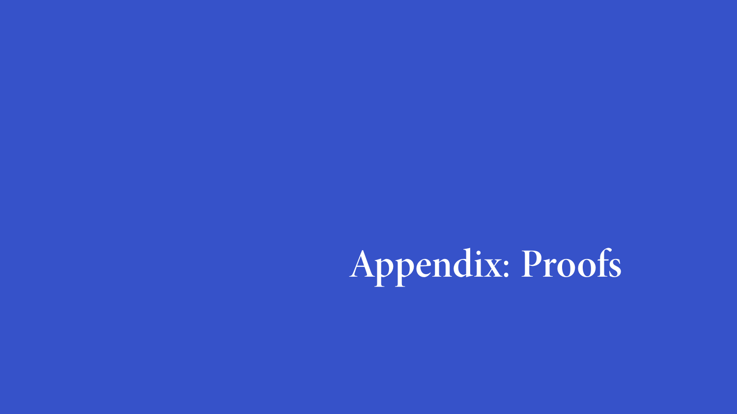# Appendix: Proofs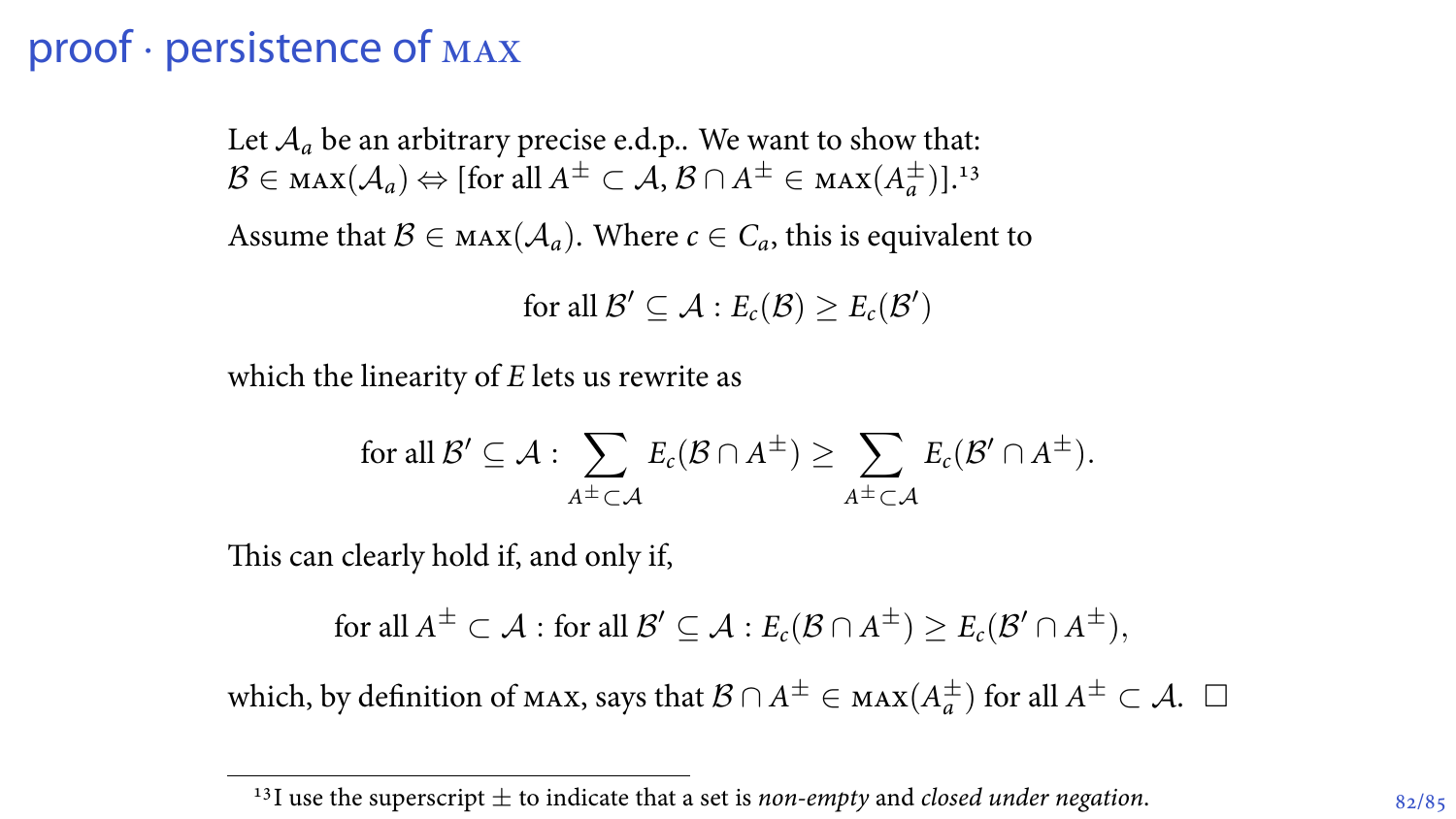# proof · persistence of MAX

Let $\mathcal{A}_a$ be an arbitrary precise e.d.p.. We want to show that:
$\mathcal{B} \in \text{MAX}(\mathcal{A}_a) \Leftrightarrow$ [for all $A^{\pm} \subset \mathcal{A}$, $\mathcal{B} \cap A^{\pm} \in \text{MAX}(A^{\pm}_a)$].[13]

Assume that $\mathcal{B} \in \text{MAX}(\mathcal{A}_a)$. Where $c \in C_a$, this is equivalent to

$$\text{for all } \mathcal{B}' \subseteq \mathcal{A} : E_c(\mathcal{B}) \geq E_c(\mathcal{B}')$$

which the linearity of $E$ lets us rewrite as

$$\text{for all } \mathcal{B}' \subseteq \mathcal{A} : \sum_{A^{\pm} \subset \mathcal{A}} E_c(\mathcal{B} \cap A^{\pm}) \geq \sum_{A^{\pm} \subset \mathcal{A}} E_c(\mathcal{B}' \cap A^{\pm}).$$

This can clearly hold if, and only if,

$$\text{for all } A^{\pm} \subset \mathcal{A} : \text{for all } \mathcal{B}' \subseteq \mathcal{A} : E_c(\mathcal{B} \cap A^{\pm}) \geq E_c(\mathcal{B}' \cap A^{\pm}),$$

which, by definition of MAX, says that $\mathcal{B} \cap A^{\pm} \in \text{MAX}(A^{\pm}_a)$ for all $A^{\pm} \subset \mathcal{A}$. $\square$

[13] I use the superscript $\pm$ to indicate that a set is *non-empty* and *closed under negation*.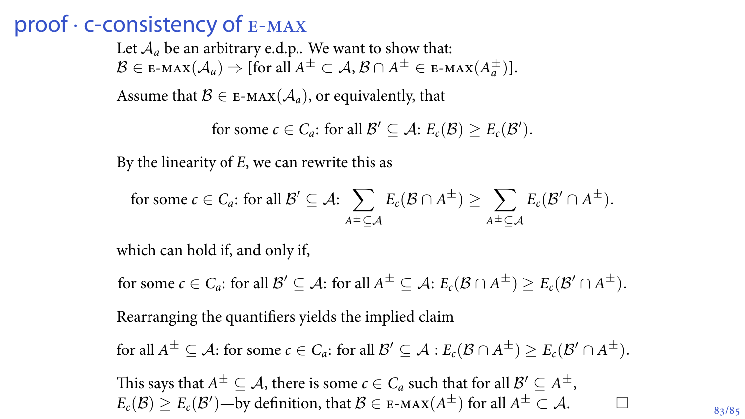# proof · c-consistency of E-MAX

Let $\mathcal{A}_a$ be an arbitrary e.d.p.. We want to show that:
$\mathcal{B} \in \text{E-MAX}(\mathcal{A}_a) \Rightarrow$ [for all $A^{\pm} \subset \mathcal{A}$, $\mathcal{B} \cap A^{\pm} \in \text{E-MAX}(A_a^{\pm})$].

Assume that $\mathcal{B} \in \text{E-MAX}(\mathcal{A}_a)$, or equivalently, that

$$\text{for some } c \in C_a\text{: for all } \mathcal{B}' \subseteq \mathcal{A}\text{: } E_c(\mathcal{B}) \geq E_c(\mathcal{B}').$$

By the linearity of $E$, we can rewrite this as

$$\text{for some } c \in C_a\text{: for all } \mathcal{B}' \subseteq \mathcal{A}\text{: } \sum_{A^{\pm} \subseteq \mathcal{A}} E_c(\mathcal{B} \cap A^{\pm}) \geq \sum_{A^{\pm} \subseteq \mathcal{A}} E_c(\mathcal{B}' \cap A^{\pm}).$$

which can hold if, and only if,

$$\text{for some } c \in C_a\text{: for all } \mathcal{B}' \subseteq \mathcal{A}\text{: for all } A^{\pm} \subseteq \mathcal{A}\text{: } E_c(\mathcal{B} \cap A^{\pm}) \geq E_c(\mathcal{B}' \cap A^{\pm}).$$

Rearranging the quantifiers yields the implied claim

$$\text{for all } A^{\pm} \subseteq \mathcal{A}\text{: for some } c \in C_a\text{: for all } \mathcal{B}' \subseteq \mathcal{A} : E_c(\mathcal{B} \cap A^{\pm}) \geq E_c(\mathcal{B}' \cap A^{\pm}).$$

This says that $A^{\pm} \subseteq \mathcal{A}$, there is some $c \in C_a$ such that for all $\mathcal{B}' \subseteq A^{\pm}$, $E_c(\mathcal{B}) \geq E_c(\mathcal{B}')$—by definition, that $\mathcal{B} \in \text{E-MAX}(A^{\pm})$ for all $A^{\pm} \subset \mathcal{A}$. □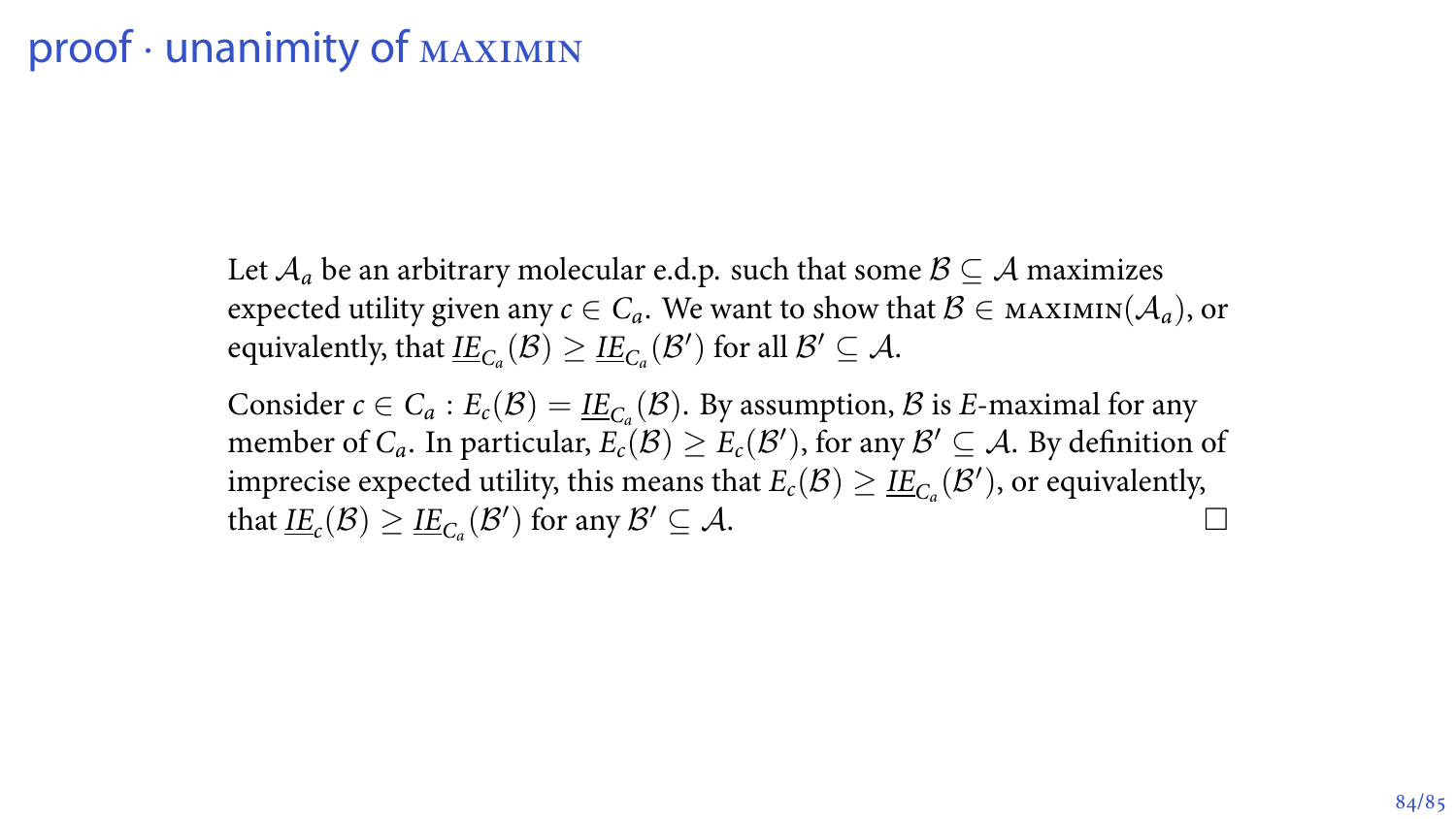# proof · unanimity of MAXIMIN

Let $\mathcal{A}_a$ be an arbitrary molecular e.d.p. such that some $\mathcal{B} \subseteq \mathcal{A}$ maximizes expected utility given any $c \in C_a$. We want to show that $\mathcal{B} \in \text{MAXIMIN}(\mathcal{A}_a)$, or equivalently, that $\underline{IE}_{C_a}(\mathcal{B}) \geq \underline{IE}_{C_a}(\mathcal{B}')$ for all $\mathcal{B}' \subseteq \mathcal{A}$.

Consider $c \in C_a : E_c(\mathcal{B}) = \underline{IE}_{C_a}(\mathcal{B})$. By assumption, $\mathcal{B}$ is $E$-maximal for any member of $C_a$. In particular, $E_c(\mathcal{B}) \geq E_c(\mathcal{B}')$, for any $\mathcal{B}' \subseteq \mathcal{A}$. By definition of imprecise expected utility, this means that $E_c(\mathcal{B}) \geq \underline{IE}_{C_a}(\mathcal{B}')$, or equivalently, that $\underline{IE}_c(\mathcal{B}) \geq \underline{IE}_{C_a}(\mathcal{B}')$ for any $\mathcal{B}' \subseteq \mathcal{A}$. □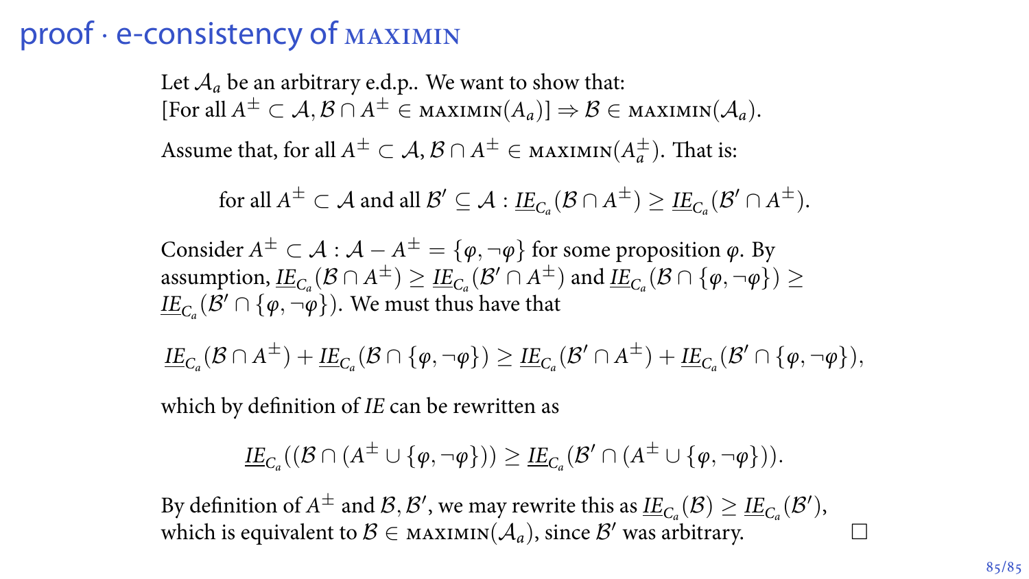# proof · e-consistency of MAXIMIN

Let $\mathcal{A}_a$ be an arbitrary e.d.p.. We want to show that:
[For all $A^{\pm} \subset \mathcal{A}, \mathcal{B} \cap A^{\pm} \in \textsc{maximin}(A_a)] \Rightarrow \mathcal{B} \in \textsc{maximin}(\mathcal{A}_a)$.

Assume that, for all $A^{\pm} \subset \mathcal{A}, \mathcal{B} \cap A^{\pm} \in \textsc{maximin}(A^{\pm}_a)$. That is:

$$\text{for all } A^{\pm} \subset \mathcal{A} \text{ and all } \mathcal{B}' \subseteq \mathcal{A} : \underline{IE}_{C_a}(\mathcal{B} \cap A^{\pm}) \geq \underline{IE}_{C_a}(\mathcal{B}' \cap A^{\pm}).$$

Consider $A^{\pm} \subset \mathcal{A} : \mathcal{A} - A^{\pm} = \{\varphi, \neg\varphi\}$ for some proposition $\varphi$. By assumption, $\underline{IE}_{C_a}(\mathcal{B} \cap A^{\pm}) \geq \underline{IE}_{C_a}(\mathcal{B}' \cap A^{\pm})$ and $\underline{IE}_{C_a}(\mathcal{B} \cap \{\varphi, \neg\varphi\}) \geq \underline{IE}_{C_a}(\mathcal{B}' \cap \{\varphi, \neg\varphi\})$. We must thus have that

$$\underline{IE}_{C_a}(\mathcal{B} \cap A^{\pm}) + \underline{IE}_{C_a}(\mathcal{B} \cap \{\varphi, \neg\varphi\}) \geq \underline{IE}_{C_a}(\mathcal{B}' \cap A^{\pm}) + \underline{IE}_{C_a}(\mathcal{B}' \cap \{\varphi, \neg\varphi\}),$$

which by definition of *IE* can be rewritten as

$$\underline{IE}_{C_a}((\mathcal{B} \cap (A^{\pm} \cup \{\varphi, \neg\varphi\})) \geq \underline{IE}_{C_a}(\mathcal{B}' \cap (A^{\pm} \cup \{\varphi, \neg\varphi\})).$$

By definition of $A^{\pm}$ and $\mathcal{B}, \mathcal{B}'$, we may rewrite this as $\underline{IE}_{C_a}(\mathcal{B}) \geq \underline{IE}_{C_a}(\mathcal{B}')$, which is equivalent to $\mathcal{B} \in \textsc{maximin}(\mathcal{A}_a)$, since $\mathcal{B}'$ was arbitrary. □